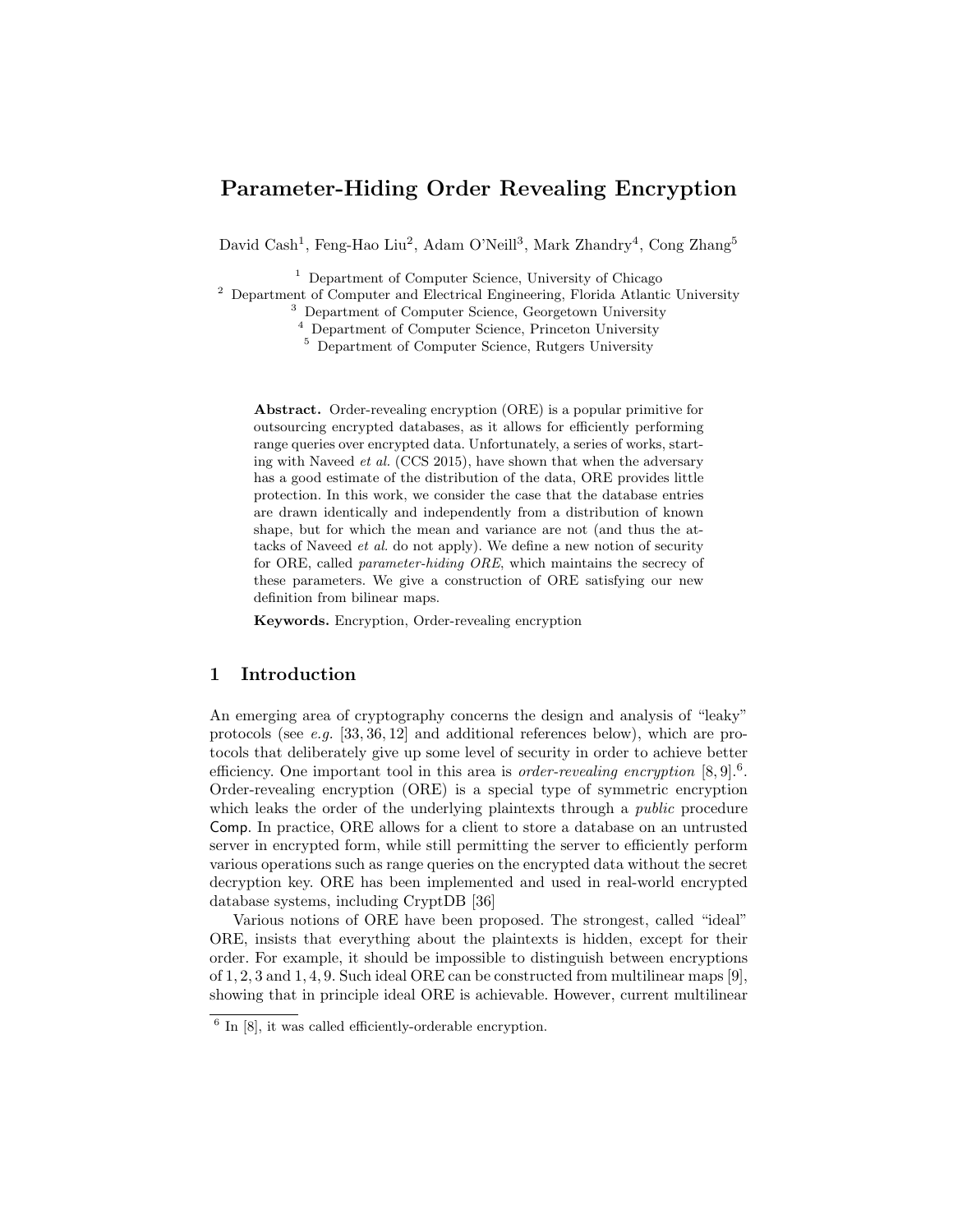# Parameter-Hiding Order Revealing Encryption

David Cash[1], Feng-Hao Liu[2], Adam O'Neill[3], Mark Zhandry[4], Cong Zhang[5]

[1] Department of Computer Science, University of Chicago
[2] Department of Computer and Electrical Engineering, Florida Atlantic University
[3] Department of Computer Science, Georgetown University
[4] Department of Computer Science, Princeton University
[5] Department of Computer Science, Rutgers University

**Abstract.** Order-revealing encryption (ORE) is a popular primitive for outsourcing encrypted databases, as it allows for efficiently performing range queries over encrypted data. Unfortunately, a series of works, starting with Naveed *et al.* (CCS 2015), have shown that when the adversary has a good estimate of the distribution of the data, ORE provides little protection. In this work, we consider the case that the database entries are drawn identically and independently from a distribution of known shape, but for which the mean and variance are not (and thus the attacks of Naveed *et al.* do not apply). We define a new notion of security for ORE, called *parameter-hiding ORE*, which maintains the secrecy of these parameters. We give a construction of ORE satisfying our new definition from bilinear maps.

**Keywords.** Encryption, Order-revealing encryption

## 1 Introduction

An emerging area of cryptography concerns the design and analysis of "leaky" protocols (see *e.g.* [33, 36, 12] and additional references below), which are protocols that deliberately give up some level of security in order to achieve better efficiency. One important tool in this area is *order-revealing encryption* [8, 9].[6]. Order-revealing encryption (ORE) is a special type of symmetric encryption which leaks the order of the underlying plaintexts through a *public* procedure Comp. In practice, ORE allows for a client to store a database on an untrusted server in encrypted form, while still permitting the server to efficiently perform various operations such as range queries on the encrypted data without the secret decryption key. ORE has been implemented and used in real-world encrypted database systems, including CryptDB [36]

Various notions of ORE have been proposed. The strongest, called "ideal" ORE, insists that everything about the plaintexts is hidden, except for their order. For example, it should be impossible to distinguish between encryptions of 1, 2, 3 and 1, 4, 9. Such ideal ORE can be constructed from multilinear maps [9], showing that in principle ideal ORE is achievable. However, current multilinear

[6] In [8], it was called efficiently-orderable encryption.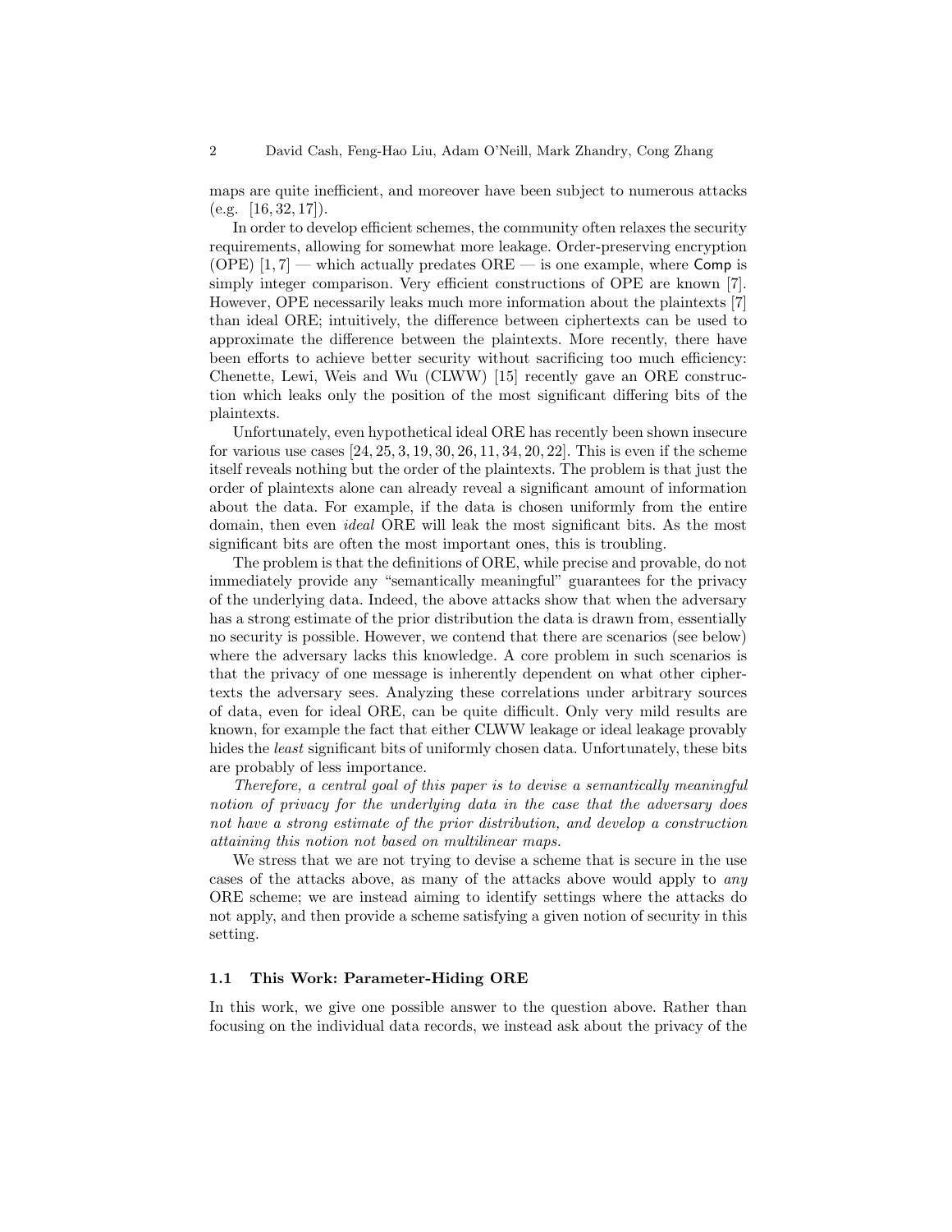maps are quite inefficient, and moreover have been subject to numerous attacks (e.g. [16, 32, 17]).

In order to develop efficient schemes, the community often relaxes the security requirements, allowing for somewhat more leakage. Order-preserving encryption (OPE) [1, 7] — which actually predates ORE — is one example, where Comp is simply integer comparison. Very efficient constructions of OPE are known [7]. However, OPE necessarily leaks much more information about the plaintexts [7] than ideal ORE; intuitively, the difference between ciphertexts can be used to approximate the difference between the plaintexts. More recently, there have been efforts to achieve better security without sacrificing too much efficiency: Chenette, Lewi, Weis and Wu (CLWW) [15] recently gave an ORE construction which leaks only the position of the most significant differing bits of the plaintexts.

Unfortunately, even hypothetical ideal ORE has recently been shown insecure for various use cases [24, 25, 3, 19, 30, 26, 11, 34, 20, 22]. This is even if the scheme itself reveals nothing but the order of the plaintexts. The problem is that just the order of plaintexts alone can already reveal a significant amount of information about the data. For example, if the data is chosen uniformly from the entire domain, then even *ideal* ORE will leak the most significant bits. As the most significant bits are often the most important ones, this is troubling.

The problem is that the definitions of ORE, while precise and provable, do not immediately provide any "semantically meaningful" guarantees for the privacy of the underlying data. Indeed, the above attacks show that when the adversary has a strong estimate of the prior distribution the data is drawn from, essentially no security is possible. However, we contend that there are scenarios (see below) where the adversary lacks this knowledge. A core problem in such scenarios is that the privacy of one message is inherently dependent on what other ciphertexts the adversary sees. Analyzing these correlations under arbitrary sources of data, even for ideal ORE, can be quite difficult. Only very mild results are known, for example the fact that either CLWW leakage or ideal leakage provably hides the *least* significant bits of uniformly chosen data. Unfortunately, these bits are probably of less importance.

*Therefore, a central goal of this paper is to devise a semantically meaningful notion of privacy for the underlying data in the case that the adversary does not have a strong estimate of the prior distribution, and develop a construction attaining this notion not based on multilinear maps.*

We stress that we are not trying to devise a scheme that is secure in the use cases of the attacks above, as many of the attacks above would apply to *any* ORE scheme; we are instead aiming to identify settings where the attacks do not apply, and then provide a scheme satisfying a given notion of security in this setting.

### 1.1 This Work: Parameter-Hiding ORE

In this work, we give one possible answer to the question above. Rather than focusing on the individual data records, we instead ask about the privacy of the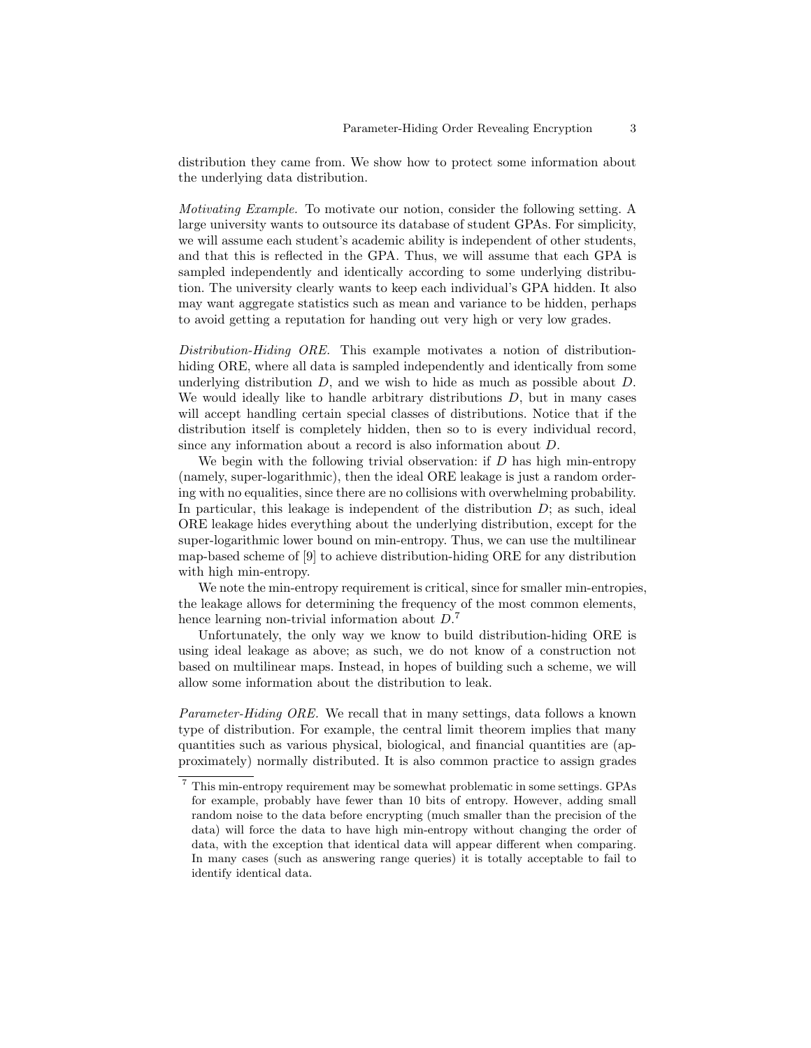distribution they came from. We show how to protect some information about the underlying data distribution.

*Motivating Example.* To motivate our notion, consider the following setting. A large university wants to outsource its database of student GPAs. For simplicity, we will assume each student's academic ability is independent of other students, and that this is reflected in the GPA. Thus, we will assume that each GPA is sampled independently and identically according to some underlying distribution. The university clearly wants to keep each individual's GPA hidden. It also may want aggregate statistics such as mean and variance to be hidden, perhaps to avoid getting a reputation for handing out very high or very low grades.

*Distribution-Hiding ORE.* This example motivates a notion of distribution-hiding ORE, where all data is sampled independently and identically from some underlying distribution $D$, and we wish to hide as much as possible about $D$. We would ideally like to handle arbitrary distributions $D$, but in many cases will accept handling certain special classes of distributions. Notice that if the distribution itself is completely hidden, then so to is every individual record, since any information about a record is also information about $D$.

We begin with the following trivial observation: if $D$ has high min-entropy (namely, super-logarithmic), then the ideal ORE leakage is just a random ordering with no equalities, since there are no collisions with overwhelming probability. In particular, this leakage is independent of the distribution $D$; as such, ideal ORE leakage hides everything about the underlying distribution, except for the super-logarithmic lower bound on min-entropy. Thus, we can use the multilinear map-based scheme of [9] to achieve distribution-hiding ORE for any distribution with high min-entropy.

We note the min-entropy requirement is critical, since for smaller min-entropies, the leakage allows for determining the frequency of the most common elements, hence learning non-trivial information about $D$.[7]

Unfortunately, the only way we know to build distribution-hiding ORE is using ideal leakage as above; as such, we do not know of a construction not based on multilinear maps. Instead, in hopes of building such a scheme, we will allow some information about the distribution to leak.

*Parameter-Hiding ORE.* We recall that in many settings, data follows a known type of distribution. For example, the central limit theorem implies that many quantities such as various physical, biological, and financial quantities are (approximately) normally distributed. It is also common practice to assign grades

[7] This min-entropy requirement may be somewhat problematic in some settings. GPAs for example, probably have fewer than 10 bits of entropy. However, adding small random noise to the data before encrypting (much smaller than the precision of the data) will force the data to have high min-entropy without changing the order of data, with the exception that identical data will appear different when comparing. In many cases (such as answering range queries) it is totally acceptable to fail to identify identical data.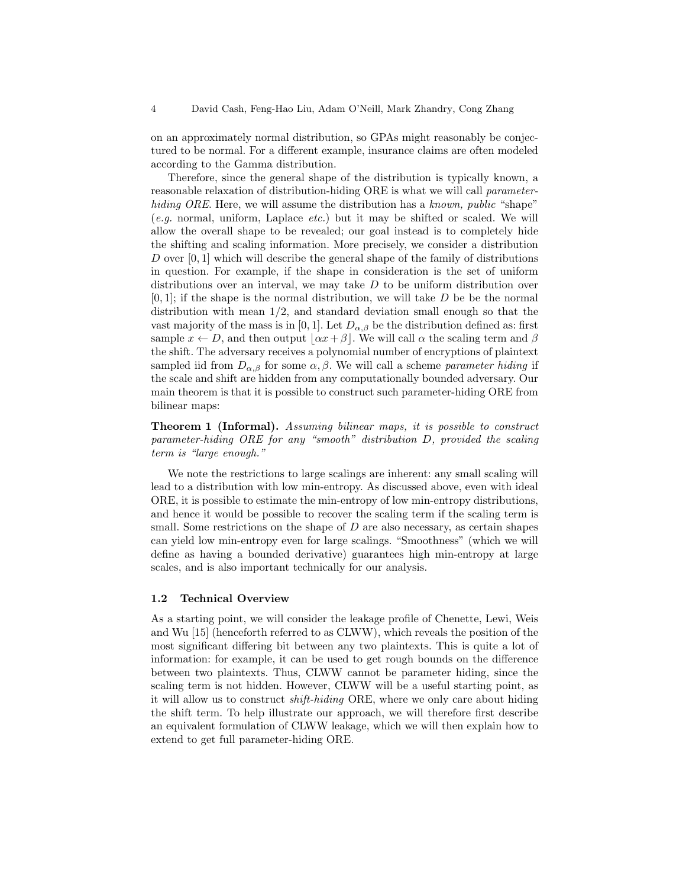on an approximately normal distribution, so GPAs might reasonably be conjectured to be normal. For a different example, insurance claims are often modeled according to the Gamma distribution.

Therefore, since the general shape of the distribution is typically known, a reasonable relaxation of distribution-hiding ORE is what we will call *parameter-hiding ORE*. Here, we will assume the distribution has a *known, public* "shape" (*e.g.* normal, uniform, Laplace *etc.*) but it may be shifted or scaled. We will allow the overall shape to be revealed; our goal instead is to completely hide the shifting and scaling information. More precisely, we consider a distribution $D$ over $[0, 1]$ which will describe the general shape of the family of distributions in question. For example, if the shape in consideration is the set of uniform distributions over an interval, we may take $D$ to be uniform distribution over $[0, 1]$; if the shape is the normal distribution, we will take $D$ be be the normal distribution with mean $1/2$, and standard deviation small enough so that the vast majority of the mass is in $[0, 1]$. Let $D_{\alpha,\beta}$ be the distribution defined as: first sample $x \leftarrow D$, and then output $\lfloor \alpha x + \beta \rfloor$. We will call $\alpha$ the scaling term and $\beta$ the shift. The adversary receives a polynomial number of encryptions of plaintext sampled iid from $D_{\alpha,\beta}$ for some $\alpha, \beta$. We will call a scheme *parameter hiding* if the scale and shift are hidden from any computationally bounded adversary. Our main theorem is that it is possible to construct such parameter-hiding ORE from bilinear maps:

**Theorem 1 (Informal).** *Assuming bilinear maps, it is possible to construct parameter-hiding ORE for any "smooth" distribution $D$, provided the scaling term is "large enough."*

We note the restrictions to large scalings are inherent: any small scaling will lead to a distribution with low min-entropy. As discussed above, even with ideal ORE, it is possible to estimate the min-entropy of low min-entropy distributions, and hence it would be possible to recover the scaling term if the scaling term is small. Some restrictions on the shape of $D$ are also necessary, as certain shapes can yield low min-entropy even for large scalings. "Smoothness" (which we will define as having a bounded derivative) guarantees high min-entropy at large scales, and is also important technically for our analysis.

### 1.2 Technical Overview

As a starting point, we will consider the leakage profile of Chenette, Lewi, Weis and Wu [15] (henceforth referred to as CLWW), which reveals the position of the most significant differing bit between any two plaintexts. This is quite a lot of information: for example, it can be used to get rough bounds on the difference between two plaintexts. Thus, CLWW cannot be parameter hiding, since the scaling term is not hidden. However, CLWW will be a useful starting point, as it will allow us to construct *shift-hiding* ORE, where we only care about hiding the shift term. To help illustrate our approach, we will therefore first describe an equivalent formulation of CLWW leakage, which we will then explain how to extend to get full parameter-hiding ORE.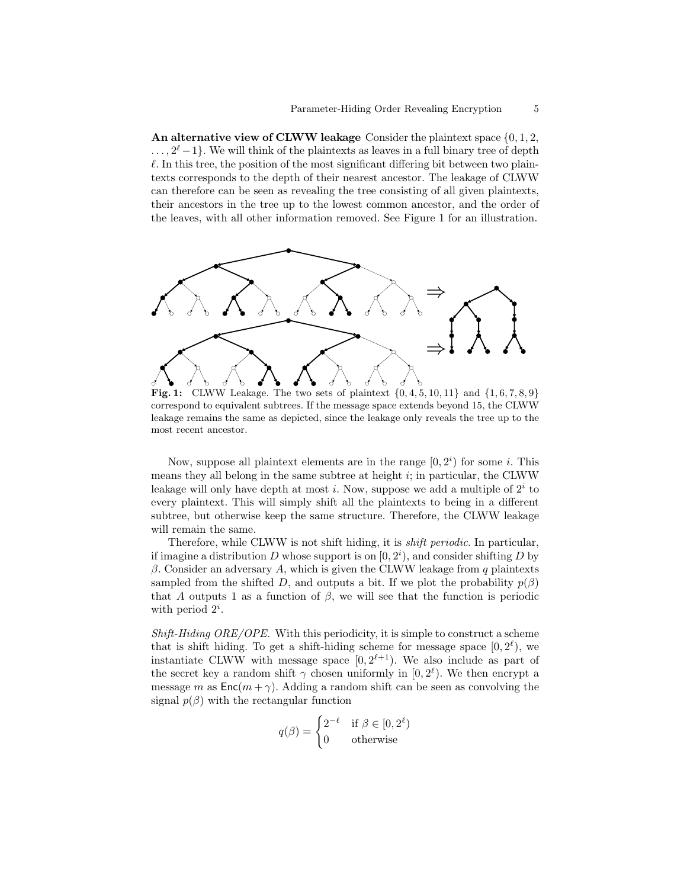**An alternative view of CLWW leakage** Consider the plaintext space $\{0, 1, 2, \ldots, 2^\ell - 1\}$. We will think of the plaintexts as leaves in a full binary tree of depth $\ell$. In this tree, the position of the most significant differing bit between two plaintexts corresponds to the depth of their nearest ancestor. The leakage of CLWW can therefore can be seen as revealing the tree consisting of all given plaintexts, their ancestors in the tree up to the lowest common ancestor, and the order of the leaves, with all other information removed. See Figure 1 for an illustration.

**Fig. 1:** CLWW Leakage. The two sets of plaintext $\{0, 4, 5, 10, 11\}$ and $\{1, 6, 7, 8, 9\}$ correspond to equivalent subtrees. If the message space extends beyond 15, the CLWW leakage remains the same as depicted, since the leakage only reveals the tree up to the most recent ancestor.

Now, suppose all plaintext elements are in the range $[0, 2^i)$ for some $i$. This means they all belong in the same subtree at height $i$; in particular, the CLWW leakage will only have depth at most $i$. Now, suppose we add a multiple of $2^i$ to every plaintext. This will simply shift all the plaintexts to being in a different subtree, but otherwise keep the same structure. Therefore, the CLWW leakage will remain the same.

Therefore, while CLWW is not shift hiding, it is *shift periodic*. In particular, if imagine a distribution $D$ whose support is on $[0, 2^i)$, and consider shifting $D$ by $\beta$. Consider an adversary $A$, which is given the CLWW leakage from $q$ plaintexts sampled from the shifted $D$, and outputs a bit. If we plot the probability $p(\beta)$ that $A$ outputs 1 as a function of $\beta$, we will see that the function is periodic with period $2^i$.

*Shift-Hiding ORE/OPE.* With this periodicity, it is simple to construct a scheme that is shift hiding. To get a shift-hiding scheme for message space $[0, 2^\ell)$, we instantiate CLWW with message space $[0, 2^{\ell+1})$. We also include as part of the secret key a random shift $\gamma$ chosen uniformly in $[0, 2^\ell)$. We then encrypt a message $m$ as $\mathsf{Enc}(m + \gamma)$. Adding a random shift can be seen as convolving the signal $p(\beta)$ with the rectangular function

$$q(\beta) = \begin{cases} 2^{-\ell} & \text{if } \beta \in [0, 2^\ell) \\ 0 & \text{otherwise} \end{cases}$$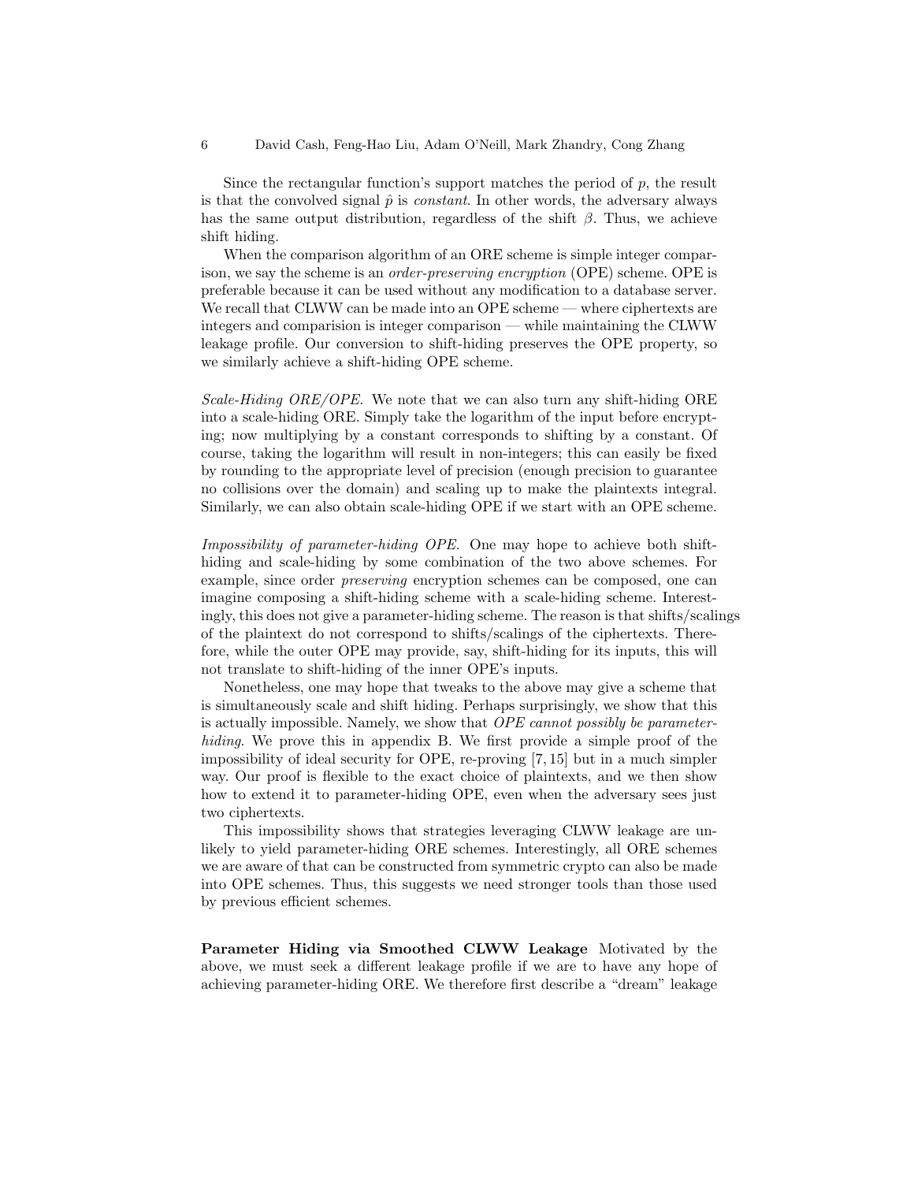Since the rectangular function's support matches the period of $p$, the result is that the convolved signal $\hat{p}$ is *constant*. In other words, the adversary always has the same output distribution, regardless of the shift $\beta$. Thus, we achieve shift hiding.

When the comparison algorithm of an ORE scheme is simple integer comparison, we say the scheme is an *order-preserving encryption* (OPE) scheme. OPE is preferable because it can be used without any modification to a database server. We recall that CLWW can be made into an OPE scheme — where ciphertexts are integers and comparision is integer comparison — while maintaining the CLWW leakage profile. Our conversion to shift-hiding preserves the OPE property, so we similarly achieve a shift-hiding OPE scheme.

*Scale-Hiding ORE/OPE.* We note that we can also turn any shift-hiding ORE into a scale-hiding ORE. Simply take the logarithm of the input before encrypting; now multiplying by a constant corresponds to shifting by a constant. Of course, taking the logarithm will result in non-integers; this can easily be fixed by rounding to the appropriate level of precision (enough precision to guarantee no collisions over the domain) and scaling up to make the plaintexts integral. Similarly, we can also obtain scale-hiding OPE if we start with an OPE scheme.

*Impossibility of parameter-hiding OPE.* One may hope to achieve both shift-hiding and scale-hiding by some combination of the two above schemes. For example, since order *preserving* encryption schemes can be composed, one can imagine composing a shift-hiding scheme with a scale-hiding scheme. Interestingly, this does not give a parameter-hiding scheme. The reason is that shifts/scalings of the plaintext do not correspond to shifts/scalings of the ciphertexts. Therefore, while the outer OPE may provide, say, shift-hiding for its inputs, this will not translate to shift-hiding of the inner OPE's inputs.

Nonetheless, one may hope that tweaks to the above may give a scheme that is simultaneously scale and shift hiding. Perhaps surprisingly, we show that this is actually impossible. Namely, we show that *OPE cannot possibly be parameter-hiding*. We prove this in appendix B. We first provide a simple proof of the impossibility of ideal security for OPE, re-proving [7, 15] but in a much simpler way. Our proof is flexible to the exact choice of plaintexts, and we then show how to extend it to parameter-hiding OPE, even when the adversary sees just two ciphertexts.

This impossibility shows that strategies leveraging CLWW leakage are unlikely to yield parameter-hiding ORE schemes. Interestingly, all ORE schemes we are aware of that can be constructed from symmetric crypto can also be made into OPE schemes. Thus, this suggests we need stronger tools than those used by previous efficient schemes.

**Parameter Hiding via Smoothed CLWW Leakage** Motivated by the above, we must seek a different leakage profile if we are to have any hope of achieving parameter-hiding ORE. We therefore first describe a "dream" leakage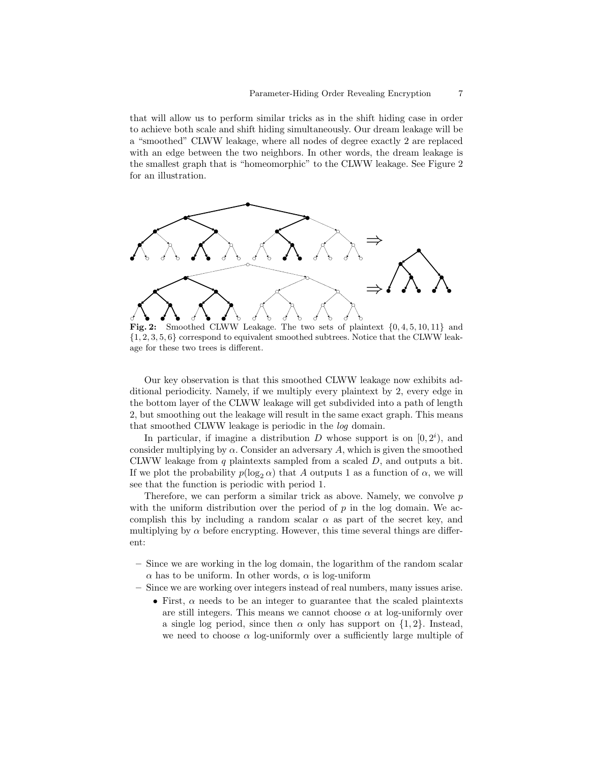that will allow us to perform similar tricks as in the shift hiding case in order to achieve both scale and shift hiding simultaneously. Our dream leakage will be a "smoothed" CLWW leakage, where all nodes of degree exactly 2 are replaced with an edge between the two neighbors. In other words, the dream leakage is the smallest graph that is "homeomorphic" to the CLWW leakage. See Figure 2 for an illustration.

**Fig. 2:** Smoothed CLWW Leakage. The two sets of plaintext $\{0, 4, 5, 10, 11\}$ and $\{1, 2, 3, 5, 6\}$ correspond to equivalent smoothed subtrees. Notice that the CLWW leakage for these two trees is different.

Our key observation is that this smoothed CLWW leakage now exhibits additional periodicity. Namely, if we multiply every plaintext by 2, every edge in the bottom layer of the CLWW leakage will get subdivided into a path of length 2, but smoothing out the leakage will result in the same exact graph. This means that smoothed CLWW leakage is periodic in the *log* domain.

In particular, if imagine a distribution $D$ whose support is on $[0, 2^i)$, and consider multiplying by $\alpha$. Consider an adversary $A$, which is given the smoothed CLWW leakage from $q$ plaintexts sampled from a scaled $D$, and outputs a bit. If we plot the probability $p(\log_2 \alpha)$ that $A$ outputs 1 as a function of $\alpha$, we will see that the function is periodic with period 1.

Therefore, we can perform a similar trick as above. Namely, we convolve $p$ with the uniform distribution over the period of $p$ in the log domain. We accomplish this by including a random scalar $\alpha$ as part of the secret key, and multiplying by $\alpha$ before encrypting. However, this time several things are different:

- Since we are working in the log domain, the logarithm of the random scalar $\alpha$ has to be uniform. In other words, $\alpha$ is log-uniform
- Since we are working over integers instead of real numbers, many issues arise.
  - First, $\alpha$ needs to be an integer to guarantee that the scaled plaintexts are still integers. This means we cannot choose $\alpha$ at log-uniformly over a single log period, since then $\alpha$ only has support on $\{1, 2\}$. Instead, we need to choose $\alpha$ log-uniformly over a sufficiently large multiple of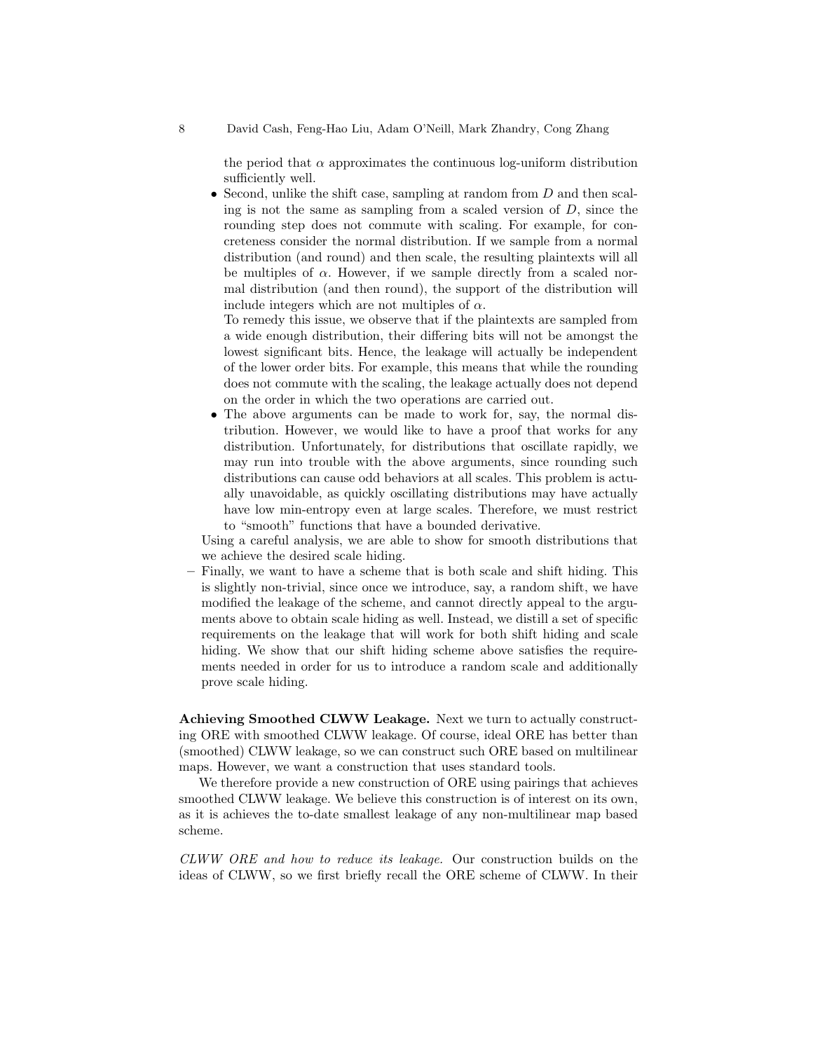the period that $\alpha$ approximates the continuous log-uniform distribution sufficiently well.

  - Second, unlike the shift case, sampling at random from $D$ and then scaling is not the same as sampling from a scaled version of $D$, since the rounding step does not commute with scaling. For example, for concreteness consider the normal distribution. If we sample from a normal distribution (and round) and then scale, the resulting plaintexts will all be multiples of $\alpha$. However, if we sample directly from a scaled normal distribution (and then round), the support of the distribution will include integers which are not multiples of $\alpha$.

    To remedy this issue, we observe that if the plaintexts are sampled from a wide enough distribution, their differing bits will not be amongst the lowest significant bits. Hence, the leakage will actually be independent of the lower order bits. For example, this means that while the rounding does not commute with the scaling, the leakage actually does not depend on the order in which the two operations are carried out.

  - The above arguments can be made to work for, say, the normal distribution. However, we would like to have a proof that works for any distribution. Unfortunately, for distributions that oscillate rapidly, we may run into trouble with the above arguments, since rounding such distributions can cause odd behaviors at all scales. This problem is actually unavoidable, as quickly oscillating distributions may have actually have low min-entropy even at large scales. Therefore, we must restrict to "smooth" functions that have a bounded derivative.

  Using a careful analysis, we are able to show for smooth distributions that we achieve the desired scale hiding.

- Finally, we want to have a scheme that is both scale and shift hiding. This is slightly non-trivial, since once we introduce, say, a random shift, we have modified the leakage of the scheme, and cannot directly appeal to the arguments above to obtain scale hiding as well. Instead, we distill a set of specific requirements on the leakage that will work for both shift hiding and scale hiding. We show that our shift hiding scheme above satisfies the requirements needed in order for us to introduce a random scale and additionally prove scale hiding.

**Achieving Smoothed CLWW Leakage.** Next we turn to actually constructing ORE with smoothed CLWW leakage. Of course, ideal ORE has better than (smoothed) CLWW leakage, so we can construct such ORE based on multilinear maps. However, we want a construction that uses standard tools.

We therefore provide a new construction of ORE using pairings that achieves smoothed CLWW leakage. We believe this construction is of interest on its own, as it is achieves the to-date smallest leakage of any non-multilinear map based scheme.

*CLWW ORE and how to reduce its leakage.* Our construction builds on the ideas of CLWW, so we first briefly recall the ORE scheme of CLWW. In their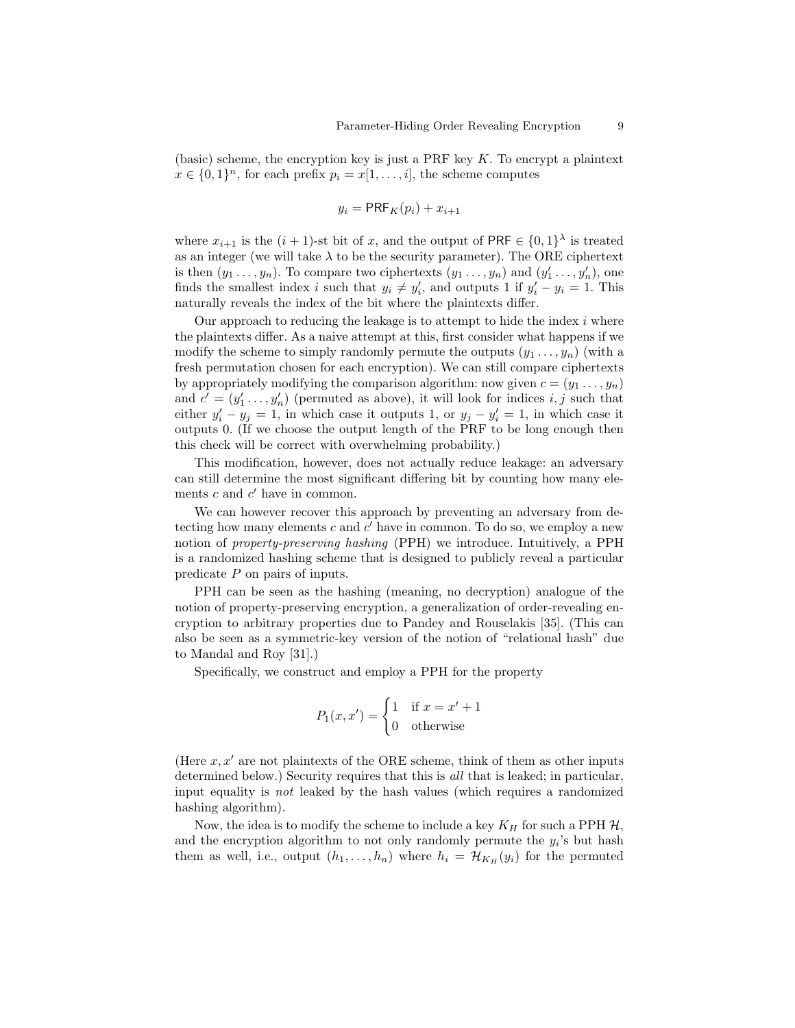(basic) scheme, the encryption key is just a PRF key $K$. To encrypt a plaintext $x \in \{0,1\}^n$, for each prefix $p_i = x[1,\ldots,i]$, the scheme computes

$$y_i = \mathsf{PRF}_K(p_i) + x_{i+1}$$

where $x_{i+1}$ is the $(i+1)$-st bit of $x$, and the output of $\mathsf{PRF} \in \{0,1\}^\lambda$ is treated as an integer (we will take $\lambda$ to be the security parameter). The ORE ciphertext is then $(y_1 \ldots, y_n)$. To compare two ciphertexts $(y_1 \ldots, y_n)$ and $(y'_1 \ldots, y'_n)$, one finds the smallest index $i$ such that $y_i \neq y'_i$, and outputs 1 if $y'_i - y_i = 1$. This naturally reveals the index of the bit where the plaintexts differ.

Our approach to reducing the leakage is to attempt to hide the index $i$ where the plaintexts differ. As a naive attempt at this, first consider what happens if we modify the scheme to simply randomly permute the outputs $(y_1 \ldots, y_n)$ (with a fresh permutation chosen for each encryption). We can still compare ciphertexts by appropriately modifying the comparison algorithm: now given $c = (y_1 \ldots, y_n)$ and $c' = (y'_1 \ldots, y'_n)$ (permuted as above), it will look for indices $i, j$ such that either $y'_i - y_j = 1$, in which case it outputs 1, or $y_j - y'_i = 1$, in which case it outputs 0. (If we choose the output length of the PRF to be long enough then this check will be correct with overwhelming probability.)

This modification, however, does not actually reduce leakage: an adversary can still determine the most significant differing bit by counting how many elements $c$ and $c'$ have in common.

We can however recover this approach by preventing an adversary from detecting how many elements $c$ and $c'$ have in common. To do so, we employ a new notion of *property-preserving hashing* (PPH) we introduce. Intuitively, a PPH is a randomized hashing scheme that is designed to publicly reveal a particular predicate $P$ on pairs of inputs.

PPH can be seen as the hashing (meaning, no decryption) analogue of the notion of property-preserving encryption, a generalization of order-revealing encryption to arbitrary properties due to Pandey and Rouselakis [35]. (This can also be seen as a symmetric-key version of the notion of "relational hash" due to Mandal and Roy [31].)

Specifically, we construct and employ a PPH for the property

$$P_1(x, x') = \begin{cases} 1 & \text{if } x = x' + 1 \\ 0 & \text{otherwise} \end{cases}$$

(Here $x, x'$ are not plaintexts of the ORE scheme, think of them as other inputs determined below.) Security requires that this is *all* that is leaked; in particular, input equality is *not* leaked by the hash values (which requires a randomized hashing algorithm).

Now, the idea is to modify the scheme to include a key $K_H$ for such a PPH $\mathcal{H}$, and the encryption algorithm to not only randomly permute the $y_i$'s but hash them as well, i.e., output $(h_1, \ldots, h_n)$ where $h_i = \mathcal{H}_{K_H}(y_i)$ for the permuted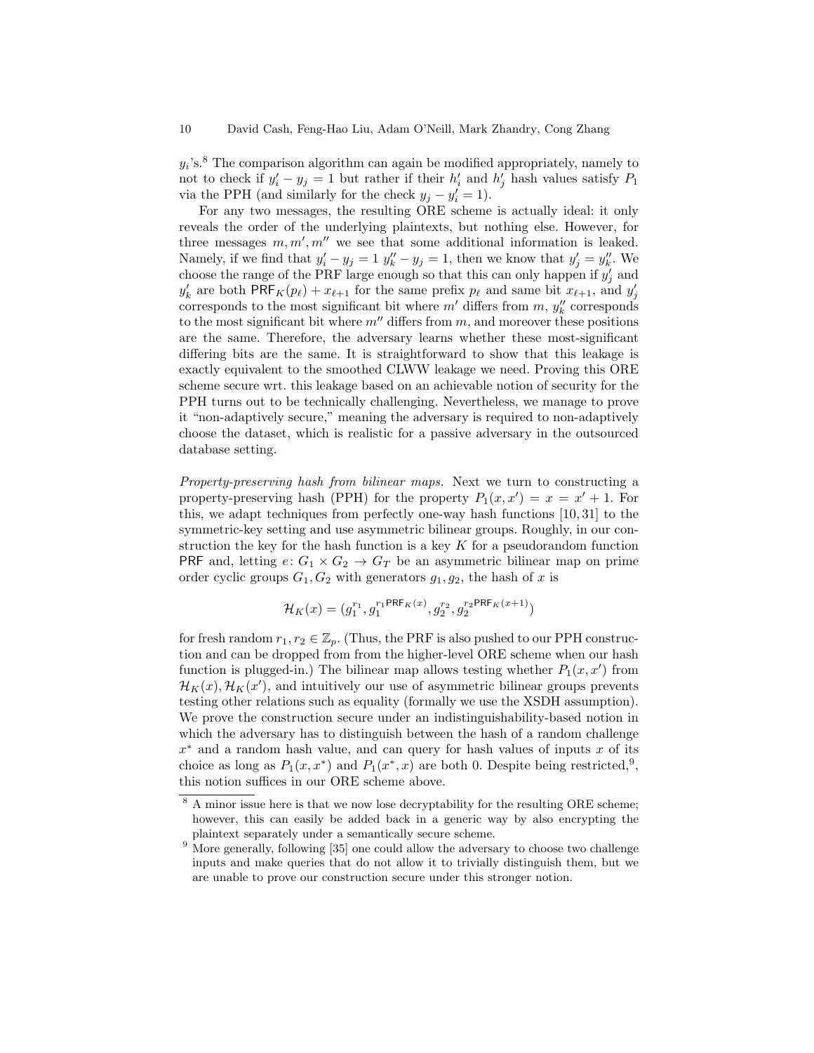$y_i$'s.[8] The comparison algorithm can again be modified appropriately, namely to not to check if $y'_i - y_j = 1$ but rather if their $h'_i$ and $h'_j$ hash values satisfy $P_1$ via the PPH (and similarly for the check $y_j - y'_i = 1$).

For any two messages, the resulting ORE scheme is actually ideal: it only reveals the order of the underlying plaintexts, but nothing else. However, for three messages $m, m', m''$ we see that some additional information is leaked. Namely, if we find that $y'_i - y_j = 1$ $y''_k - y_j = 1$, then we know that $y'_j = y''_k$. We choose the range of the PRF large enough so that this can only happen if $y'_j$ and $y'_k$ are both $\mathsf{PRF}_K(p_\ell) + x_{\ell+1}$ for the same prefix $p_\ell$ and same bit $x_{\ell+1}$, and $y'_j$ corresponds to the most significant bit where $m'$ differs from $m$, $y''_k$ corresponds to the most significant bit where $m''$ differs from $m$, and moreover these positions are the same. Therefore, the adversary learns whether these most-significant differing bits are the same. It is straightforward to show that this leakage is exactly equivalent to the smoothed CLWW leakage we need. Proving this ORE scheme secure wrt. this leakage based on an achievable notion of security for the PPH turns out to be technically challenging. Nevertheless, we manage to prove it "non-adaptively secure," meaning the adversary is required to non-adaptively choose the dataset, which is realistic for a passive adversary in the outsourced database setting.

*Property-preserving hash from bilinear maps.* Next we turn to constructing a property-preserving hash (PPH) for the property $P_1(x, x') = x = x' + 1$. For this, we adapt techniques from perfectly one-way hash functions [10, 31] to the symmetric-key setting and use asymmetric bilinear groups. Roughly, in our construction the key for the hash function is a key $K$ for a pseudorandom function $\mathsf{PRF}$ and, letting $e\colon G_1 \times G_2 \to G_T$ be an asymmetric bilinear map on prime order cyclic groups $G_1, G_2$ with generators $g_1, g_2$, the hash of $x$ is

$$\mathcal{H}_K(x) = (g_1^{r_1}, g_1^{r_1 \mathsf{PRF}_K(x)}, g_2^{r_2}, g_2^{r_2 \mathsf{PRF}_K(x+1)})$$

for fresh random $r_1, r_2 \in \mathbb{Z}_p$. (Thus, the PRF is also pushed to our PPH construction and can be dropped from from the higher-level ORE scheme when our hash function is plugged-in.) The bilinear map allows testing whether $P_1(x, x')$ from $\mathcal{H}_K(x), \mathcal{H}_K(x')$, and intuitively our use of asymmetric bilinear groups prevents testing other relations such as equality (formally we use the XSDH assumption). We prove the construction secure under an indistinguishability-based notion in which the adversary has to distinguish between the hash of a random challenge $x^*$ and a random hash value, and can query for hash values of inputs $x$ of its choice as long as $P_1(x, x^*)$ and $P_1(x^*, x)$ are both 0. Despite being restricted,[9], this notion suffices in our ORE scheme above.

---

[8] A minor issue here is that we now lose decryptability for the resulting ORE scheme; however, this can easily be added back in a generic way by also encrypting the plaintext separately under a semantically secure scheme.

[9] More generally, following [35] one could allow the adversary to choose two challenge inputs and make queries that do not allow it to trivially distinguish them, but we are unable to prove our construction secure under this stronger notion.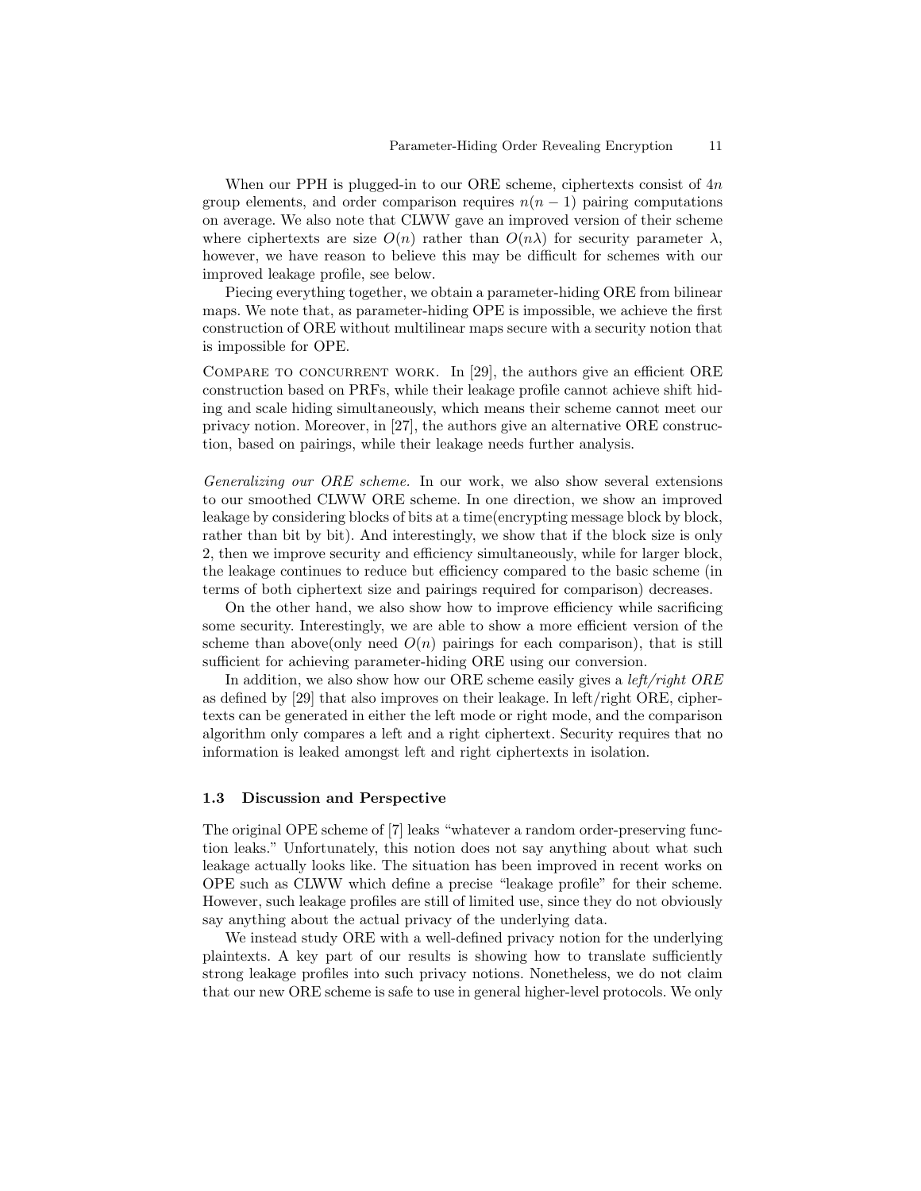When our PPH is plugged-in to our ORE scheme, ciphertexts consist of $4n$ group elements, and order comparison requires $n(n-1)$ pairing computations on average. We also note that CLWW gave an improved version of their scheme where ciphertexts are size $O(n)$ rather than $O(n\lambda)$ for security parameter $\lambda$, however, we have reason to believe this may be difficult for schemes with our improved leakage profile, see below.

Piecing everything together, we obtain a parameter-hiding ORE from bilinear maps. We note that, as parameter-hiding OPE is impossible, we achieve the first construction of ORE without multilinear maps secure with a security notion that is impossible for OPE.

Compare to concurrent work. In [29], the authors give an efficient ORE construction based on PRFs, while their leakage profile cannot achieve shift hiding and scale hiding simultaneously, which means their scheme cannot meet our privacy notion. Moreover, in [27], the authors give an alternative ORE construction, based on pairings, while their leakage needs further analysis.

*Generalizing our ORE scheme.* In our work, we also show several extensions to our smoothed CLWW ORE scheme. In one direction, we show an improved leakage by considering blocks of bits at a time(encrypting message block by block, rather than bit by bit). And interestingly, we show that if the block size is only 2, then we improve security and efficiency simultaneously, while for larger block, the leakage continues to reduce but efficiency compared to the basic scheme (in terms of both ciphertext size and pairings required for comparison) decreases.

On the other hand, we also show how to improve efficiency while sacrificing some security. Interestingly, we are able to show a more efficient version of the scheme than above(only need $O(n)$ pairings for each comparison), that is still sufficient for achieving parameter-hiding ORE using our conversion.

In addition, we also show how our ORE scheme easily gives a *left/right ORE* as defined by [29] that also improves on their leakage. In left/right ORE, ciphertexts can be generated in either the left mode or right mode, and the comparison algorithm only compares a left and a right ciphertext. Security requires that no information is leaked amongst left and right ciphertexts in isolation.

### 1.3 Discussion and Perspective

The original OPE scheme of [7] leaks "whatever a random order-preserving function leaks." Unfortunately, this notion does not say anything about what such leakage actually looks like. The situation has been improved in recent works on OPE such as CLWW which define a precise "leakage profile" for their scheme. However, such leakage profiles are still of limited use, since they do not obviously say anything about the actual privacy of the underlying data.

We instead study ORE with a well-defined privacy notion for the underlying plaintexts. A key part of our results is showing how to translate sufficiently strong leakage profiles into such privacy notions. Nonetheless, we do not claim that our new ORE scheme is safe to use in general higher-level protocols. We only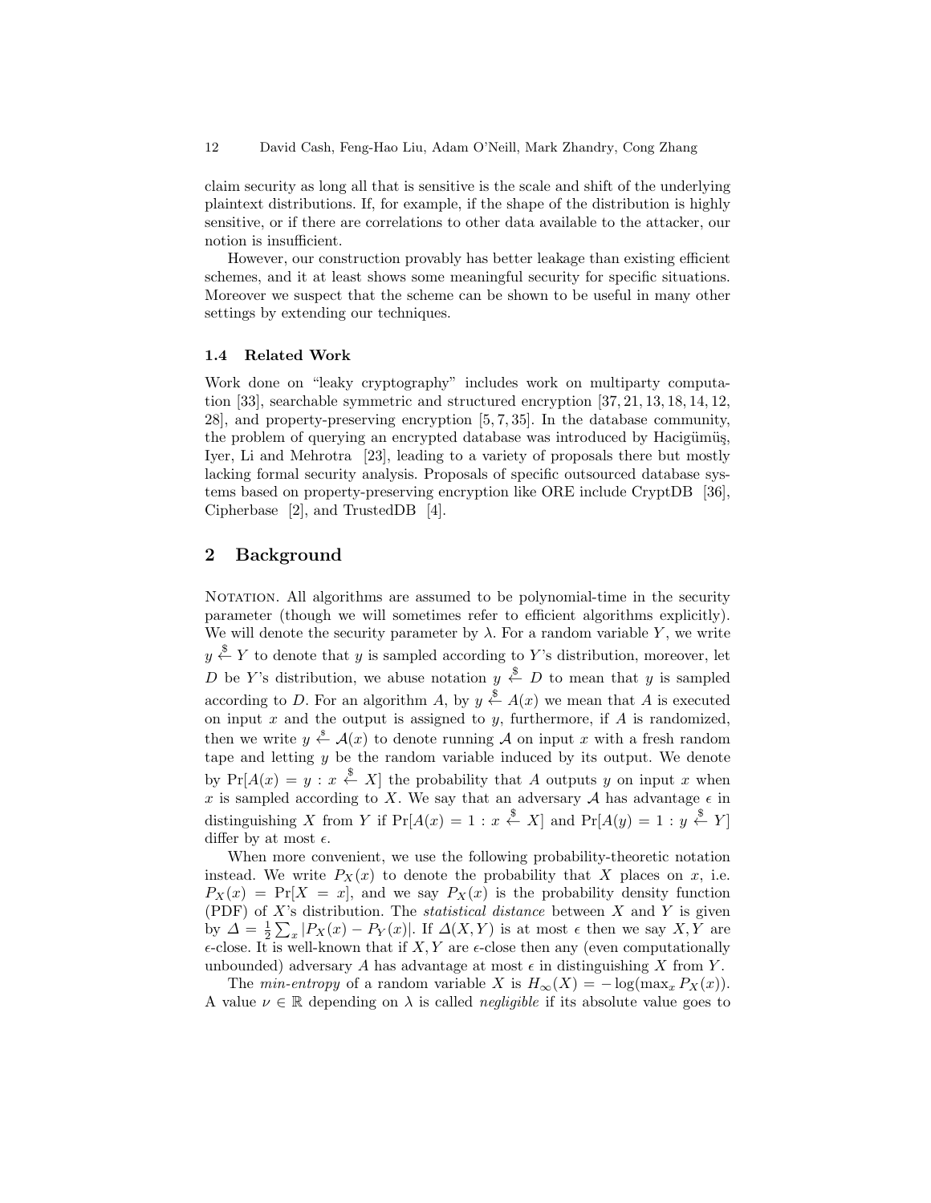claim security as long all that is sensitive is the scale and shift of the underlying plaintext distributions. If, for example, if the shape of the distribution is highly sensitive, or if there are correlations to other data available to the attacker, our notion is insufficient.

However, our construction provably has better leakage than existing efficient schemes, and it at least shows some meaningful security for specific situations. Moreover we suspect that the scheme can be shown to be useful in many other settings by extending our techniques.

### 1.4 Related Work

Work done on "leaky cryptography" includes work on multiparty computation [33], searchable symmetric and structured encryption [37, 21, 13, 18, 14, 12, 28], and property-preserving encryption [5, 7, 35]. In the database community, the problem of querying an encrypted database was introduced by Hacigümüş, Iyer, Li and Mehrotra [23], leading to a variety of proposals there but mostly lacking formal security analysis. Proposals of specific outsourced database systems based on property-preserving encryption like ORE include CryptDB [36], Cipherbase [2], and TrustedDB [4].

## 2 Background

Notation. All algorithms are assumed to be polynomial-time in the security parameter (though we will sometimes refer to efficient algorithms explicitly). We will denote the security parameter by $\lambda$. For a random variable $Y$, we write $y \xleftarrow{\$} Y$ to denote that $y$ is sampled according to $Y$'s distribution, moreover, let $D$ be $Y$'s distribution, we abuse notation $y \xleftarrow{\$} D$ to mean that $y$ is sampled according to $D$. For an algorithm $A$, by $y \xleftarrow{\$} A(x)$ we mean that $A$ is executed on input $x$ and the output is assigned to $y$, furthermore, if $A$ is randomized, then we write $y \xleftarrow{\$} \mathcal{A}(x)$ to denote running $\mathcal{A}$ on input $x$ with a fresh random tape and letting $y$ be the random variable induced by its output. We denote by $\Pr[A(x) = y : x \xleftarrow{\$} X]$ the probability that $A$ outputs $y$ on input $x$ when $x$ is sampled according to $X$. We say that an adversary $\mathcal{A}$ has advantage $\epsilon$ in distinguishing $X$ from $Y$ if $\Pr[A(x) = 1 : x \xleftarrow{\$} X]$ and $\Pr[A(y) = 1 : y \xleftarrow{\$} Y]$ differ by at most $\epsilon$.

When more convenient, we use the following probability-theoretic notation instead. We write $P_X(x)$ to denote the probability that $X$ places on $x$, i.e. $P_X(x) = \Pr[X = x]$, and we say $P_X(x)$ is the probability density function (PDF) of $X$'s distribution. The *statistical distance* between $X$ and $Y$ is given by $\Delta = \frac{1}{2}\sum_x |P_X(x) - P_Y(x)|$. If $\Delta(X, Y)$ is at most $\epsilon$ then we say $X, Y$ are $\epsilon$-close. It is well-known that if $X, Y$ are $\epsilon$-close then any (even computationally unbounded) adversary $A$ has advantage at most $\epsilon$ in distinguishing $X$ from $Y$.

The *min-entropy* of a random variable $X$ is $H_\infty(X) = -\log(\max_x P_X(x))$. A value $\nu \in \mathbb{R}$ depending on $\lambda$ is called *negligible* if its absolute value goes to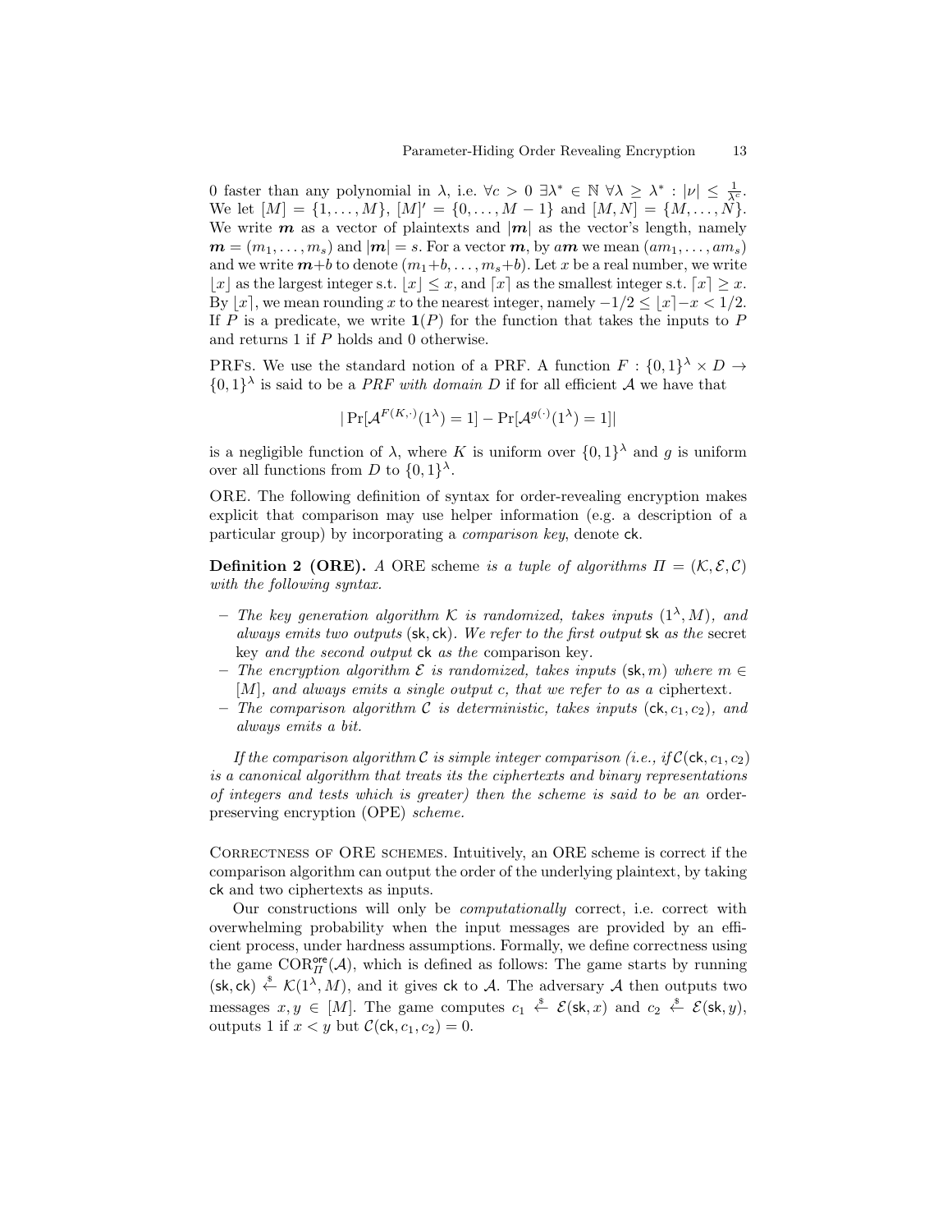0 faster than any polynomial in $\lambda$, i.e. $\forall c > 0\ \exists \lambda^* \in \mathbb{N}\ \forall \lambda \geq \lambda^* : |\nu| \leq \frac{1}{\lambda^c}$. We let $[M] = \{1, \ldots, M\}$, $[M]' = \{0, \ldots, M-1\}$ and $[M, N] = \{M, \ldots, N\}$. We write $\boldsymbol{m}$ as a vector of plaintexts and $|\boldsymbol{m}|$ as the vector's length, namely $\boldsymbol{m} = (m_1, \ldots, m_s)$ and $|\boldsymbol{m}| = s$. For a vector $\boldsymbol{m}$, by $a\boldsymbol{m}$ we mean $(am_1, \ldots, am_s)$ and we write $\boldsymbol{m}+b$ to denote $(m_1+b, \ldots, m_s+b)$. Let $x$ be a real number, we write $\lfloor x \rfloor$ as the largest integer s.t. $\lfloor x \rfloor \leq x$, and $\lceil x \rceil$ as the smallest integer s.t. $\lceil x \rceil \geq x$. By $\lfloor x \rceil$, we mean rounding $x$ to the nearest integer, namely $-1/2 \leq \lfloor x \rceil - x < 1/2$. If $P$ is a predicate, we write $\mathbf{1}(P)$ for the function that takes the inputs to $P$ and returns 1 if $P$ holds and 0 otherwise.

PRFs. We use the standard notion of a PRF. A function $F : \{0,1\}^\lambda \times D \rightarrow \{0,1\}^\lambda$ is said to be a *PRF with domain* $D$ if for all efficient $\mathcal{A}$ we have that

$$|\Pr[\mathcal{A}^{F(K,\cdot)}(1^\lambda) = 1] - \Pr[\mathcal{A}^{g(\cdot)}(1^\lambda) = 1]|$$

is a negligible function of $\lambda$, where $K$ is uniform over $\{0,1\}^\lambda$ and $g$ is uniform over all functions from $D$ to $\{0,1\}^\lambda$.

ORE. The following definition of syntax for order-revealing encryption makes explicit that comparison may use helper information (e.g. a description of a particular group) by incorporating a *comparison key*, denote $\mathsf{ck}$.

**Definition 2 (ORE).** *A* ORE scheme *is a tuple of algorithms $\Pi = (\mathcal{K}, \mathcal{E}, \mathcal{C})$ with the following syntax.*

- *The key generation algorithm $\mathcal{K}$ is randomized, takes inputs $(1^\lambda, M)$, and always emits two outputs $(\mathsf{sk}, \mathsf{ck})$. We refer to the first output $\mathsf{sk}$ as the* secret key *and the second output $\mathsf{ck}$ as the* comparison key*.*
- *The encryption algorithm $\mathcal{E}$ is randomized, takes inputs $(\mathsf{sk}, m)$ where $m \in [M]$, and always emits a single output $c$, that we refer to as a* ciphertext*.*
- *The comparison algorithm $\mathcal{C}$ is deterministic, takes inputs $(\mathsf{ck}, c_1, c_2)$, and always emits a bit.*

*If the comparison algorithm $\mathcal{C}$ is simple integer comparison (i.e., if $\mathcal{C}(\mathsf{ck}, c_1, c_2)$ is a canonical algorithm that treats its the ciphertexts and binary representations of integers and tests which is greater) then the scheme is said to be an* order-preserving encryption (OPE) *scheme.*

Correctness of ORE schemes. Intuitively, an ORE scheme is correct if the comparison algorithm can output the order of the underlying plaintext, by taking $\mathsf{ck}$ and two ciphertexts as inputs.

Our constructions will only be *computationally* correct, i.e. correct with overwhelming probability when the input messages are provided by an efficient process, under hardness assumptions. Formally, we define correctness using the game $\mathrm{COR}_\Pi^{\mathsf{ore}}(\mathcal{A})$, which is defined as follows: The game starts by running $(\mathsf{sk}, \mathsf{ck}) \xleftarrow{\$} \mathcal{K}(1^\lambda, M)$, and it gives $\mathsf{ck}$ to $\mathcal{A}$. The adversary $\mathcal{A}$ then outputs two messages $x, y \in [M]$. The game computes $c_1 \xleftarrow{\$} \mathcal{E}(\mathsf{sk}, x)$ and $c_2 \xleftarrow{\$} \mathcal{E}(\mathsf{sk}, y)$, outputs 1 if $x < y$ but $\mathcal{C}(\mathsf{ck}, c_1, c_2) = 0$.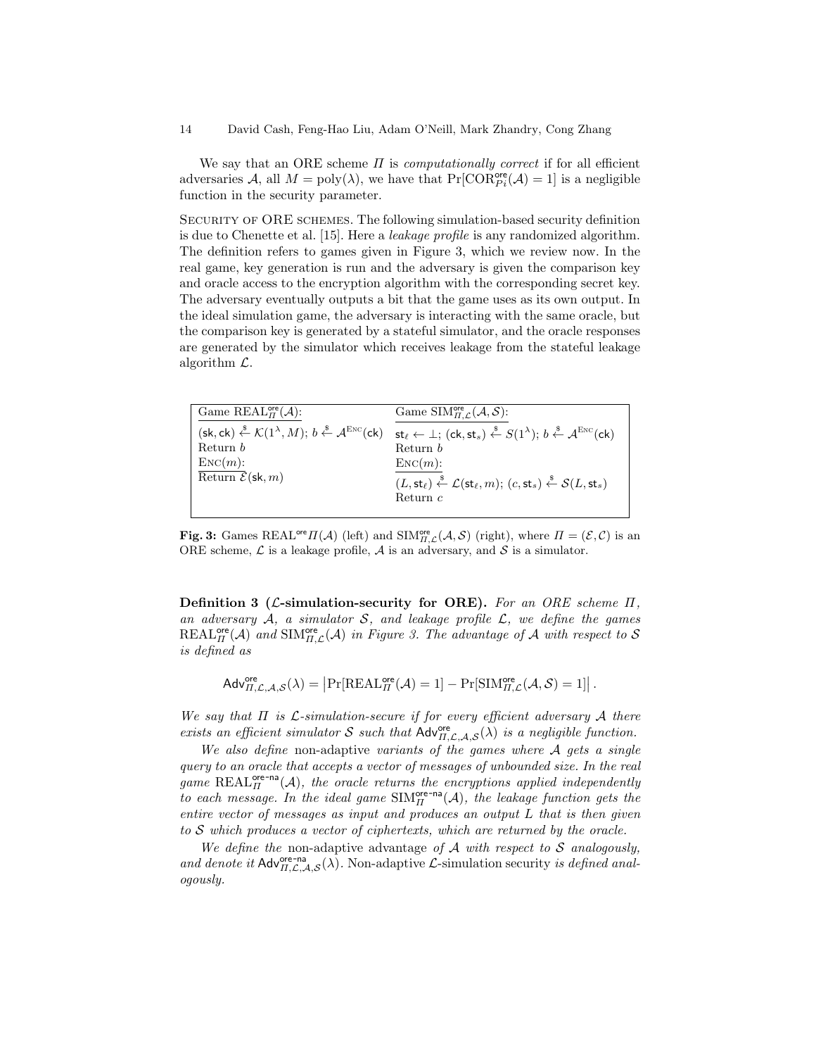We say that an ORE scheme $\Pi$ is *computationally correct* if for all efficient adversaries $\mathcal{A}$, all $M = \text{poly}(\lambda)$, we have that $\Pr[\text{COR}^{\text{ore}}_{Pi}(\mathcal{A}) = 1]$ is a negligible function in the security parameter.

Security of ORE schemes. The following simulation-based security definition is due to Chenette et al. [15]. Here a *leakage profile* is any randomized algorithm. The definition refers to games given in Figure 3, which we review now. In the real game, key generation is run and the adversary is given the comparison key and oracle access to the encryption algorithm with the corresponding secret key. The adversary eventually outputs a bit that the game uses as its own output. In the ideal simulation game, the adversary is interacting with the same oracle, but the comparison key is generated by a stateful simulator, and the oracle responses are generated by the simulator which receives leakage from the stateful leakage algorithm $\mathcal{L}$.

| Game $\text{REAL}^{\text{ore}}_{\Pi}(\mathcal{A})$: | Game $\text{SIM}^{\text{ore}}_{\Pi,\mathcal{L}}(\mathcal{A}, \mathcal{S})$: |
|---|---|
| $(\mathsf{sk}, \mathsf{ck}) \xleftarrow{\$} \mathcal{K}(1^\lambda, M)$; $b \xleftarrow{\$} \mathcal{A}^{\text{Enc}}(\mathsf{ck})$ | $\mathsf{st}_\ell \leftarrow \perp$; $(\mathsf{ck}, \mathsf{st}_s) \xleftarrow{\$} S(1^\lambda)$; $b \xleftarrow{\$} \mathcal{A}^{\text{Enc}}(\mathsf{ck})$ |
| Return $b$ | Return $b$ |
| $\text{Enc}(m)$: | $\text{Enc}(m)$: |
| Return $\mathcal{E}(\mathsf{sk}, m)$ | $(L, \mathsf{st}_\ell) \xleftarrow{\$} \mathcal{L}(\mathsf{st}_\ell, m)$; $(c, \mathsf{st}_s) \xleftarrow{\$} \mathcal{S}(L, \mathsf{st}_s)$ |
| | Return $c$ |

**Fig. 3:** Games $\text{REAL}^{\text{ore}}\Pi(\mathcal{A})$ (left) and $\text{SIM}^{\text{ore}}_{\Pi,\mathcal{L}}(\mathcal{A}, \mathcal{S})$ (right), where $\Pi = (\mathcal{E}, \mathcal{C})$ is an ORE scheme, $\mathcal{L}$ is a leakage profile, $\mathcal{A}$ is an adversary, and $\mathcal{S}$ is a simulator.

**Definition 3 ($\mathcal{L}$-simulation-security for ORE).** *For an ORE scheme $\Pi$, an adversary $\mathcal{A}$, a simulator $\mathcal{S}$, and leakage profile $\mathcal{L}$, we define the games $\text{REAL}^{\text{ore}}_{\Pi}(\mathcal{A})$ and $\text{SIM}^{\text{ore}}_{\Pi,\mathcal{L}}(\mathcal{A})$ in Figure 3. The advantage of $\mathcal{A}$ with respect to $\mathcal{S}$ is defined as*

$$\mathsf{Adv}^{\mathsf{ore}}_{\Pi,\mathcal{L},\mathcal{A},\mathcal{S}}(\lambda) = \left|\Pr[\text{REAL}^{\text{ore}}_{\Pi}(\mathcal{A}) = 1] - \Pr[\text{SIM}^{\text{ore}}_{\Pi,\mathcal{L}}(\mathcal{A}, \mathcal{S}) = 1]\right|.$$

*We say that $\Pi$ is $\mathcal{L}$-simulation-secure if for every efficient adversary $\mathcal{A}$ there exists an efficient simulator $\mathcal{S}$ such that $\mathsf{Adv}^{\mathsf{ore}}_{\Pi,\mathcal{L},\mathcal{A},\mathcal{S}}(\lambda)$ is a negligible function.*

*We also define* non-adaptive *variants of the games where $\mathcal{A}$ gets a single query to an oracle that accepts a vector of messages of unbounded size. In the real game $\text{REAL}^{\text{ore-na}}_{\Pi}(\mathcal{A})$, the oracle returns the encryptions applied independently to each message. In the ideal game $\text{SIM}^{\text{ore-na}}_{\Pi}(\mathcal{A})$, the leakage function gets the entire vector of messages as input and produces an output $L$ that is then given to $\mathcal{S}$ which produces a vector of ciphertexts, which are returned by the oracle.*

*We define the* non-adaptive advantage *of $\mathcal{A}$ with respect to $\mathcal{S}$ analogously, and denote it $\mathsf{Adv}^{\mathsf{ore\text{-}na}}_{\Pi,\mathcal{L},\mathcal{A},\mathcal{S}}(\lambda)$.* Non-adaptive $\mathcal{L}$-simulation security *is defined analogously.*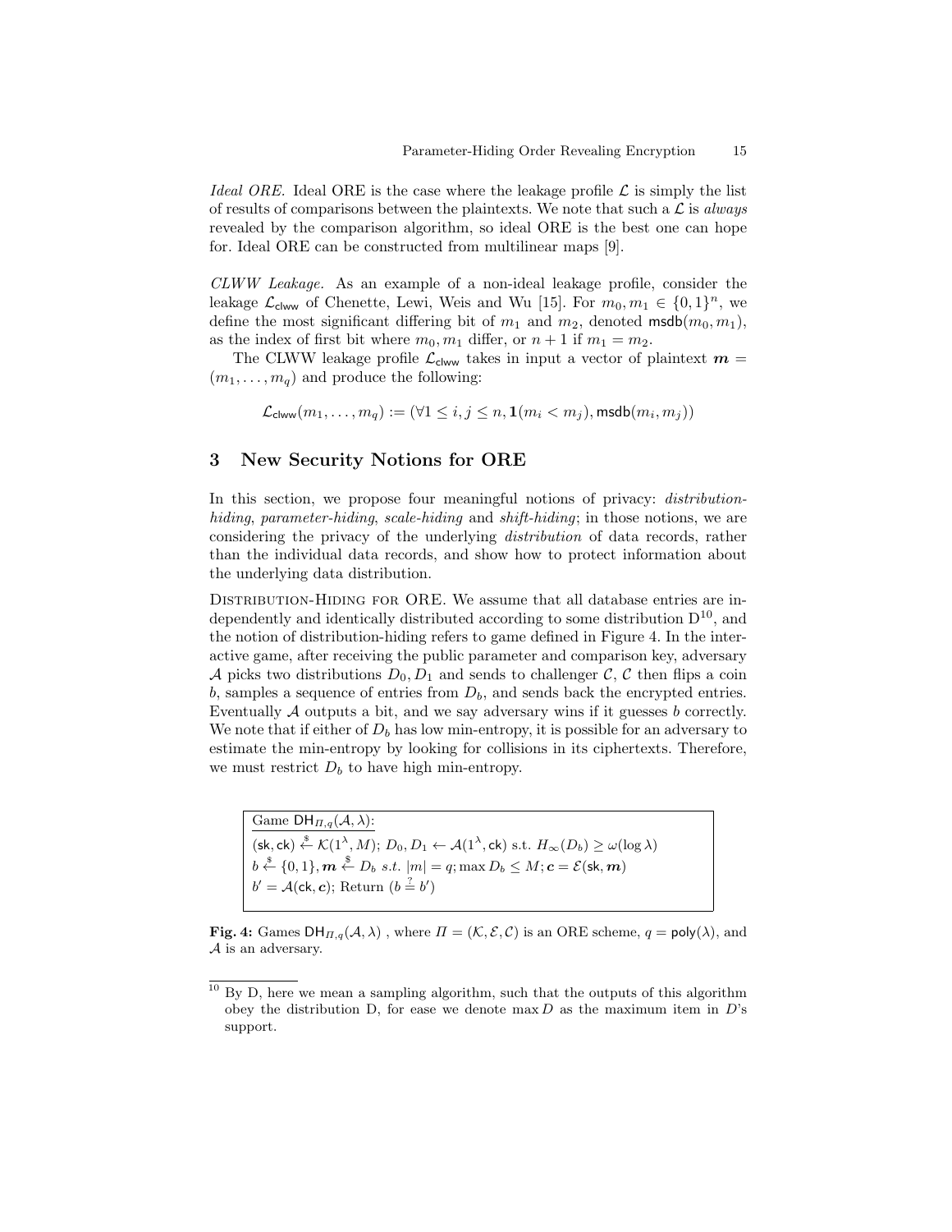*Ideal ORE.* Ideal ORE is the case where the leakage profile $\mathcal{L}$ is simply the list of results of comparisons between the plaintexts. We note that such a $\mathcal{L}$ is *always* revealed by the comparison algorithm, so ideal ORE is the best one can hope for. Ideal ORE can be constructed from multilinear maps [9].

*CLWW Leakage.* As an example of a non-ideal leakage profile, consider the leakage $\mathcal{L}_{\mathsf{clww}}$ of Chenette, Lewi, Weis and Wu [15]. For $m_0, m_1 \in \{0,1\}^n$, we define the most significant differing bit of $m_1$ and $m_2$, denoted $\mathsf{msdb}(m_0, m_1)$, as the index of first bit where $m_0, m_1$ differ, or $n+1$ if $m_1 = m_2$.

The CLWW leakage profile $\mathcal{L}_{\mathsf{clww}}$ takes in input a vector of plaintext $\boldsymbol{m} = (m_1, \ldots, m_q)$ and produce the following:

$$\mathcal{L}_{\mathsf{clww}}(m_1, \ldots, m_q) := (\forall 1 \le i, j \le n, \mathbf{1}(m_i < m_j), \mathsf{msdb}(m_i, m_j))$$

## 3 New Security Notions for ORE

In this section, we propose four meaningful notions of privacy: *distribution-hiding*, *parameter-hiding*, *scale-hiding* and *shift-hiding*; in those notions, we are considering the privacy of the underlying *distribution* of data records, rather than the individual data records, and show how to protect information about the underlying data distribution.

Distribution-Hiding for ORE. We assume that all database entries are independently and identically distributed according to some distribution D[10], and the notion of distribution-hiding refers to game defined in Figure 4. In the interactive game, after receiving the public parameter and comparison key, adversary $\mathcal{A}$ picks two distributions $D_0, D_1$ and sends to challenger $\mathcal{C}$, $\mathcal{C}$ then flips a coin $b$, samples a sequence of entries from $D_b$, and sends back the encrypted entries. Eventually $\mathcal{A}$ outputs a bit, and we say adversary wins if it guesses $b$ correctly. We note that if either of $D_b$ has low min-entropy, it is possible for an adversary to estimate the min-entropy by looking for collisions in its ciphertexts. Therefore, we must restrict $D_b$ to have high min-entropy.

Game $\mathsf{DH}_{\Pi,q}(\mathcal{A}, \lambda)$:
$(\mathsf{sk}, \mathsf{ck}) \xleftarrow{\$} \mathcal{K}(1^\lambda, M)$; $D_0, D_1 \leftarrow \mathcal{A}(1^\lambda, \mathsf{ck})$ s.t. $H_\infty(D_b) \ge \omega(\log \lambda)$
$b \xleftarrow{\$} \{0,1\}, \boldsymbol{m} \xleftarrow{\$} D_b$ *s.t.* $|m| = q; \max D_b \le M; \boldsymbol{c} = \mathcal{E}(\mathsf{sk}, \boldsymbol{m})$
$b' = \mathcal{A}(\mathsf{ck}, \boldsymbol{c})$; Return $(b \stackrel{?}{=} b')$

**Fig. 4:** Games $\mathsf{DH}_{\Pi,q}(\mathcal{A}, \lambda)$ , where $\Pi = (\mathcal{K}, \mathcal{E}, \mathcal{C})$ is an ORE scheme, $q = \mathsf{poly}(\lambda)$, and $\mathcal{A}$ is an adversary.

[10] By D, here we mean a sampling algorithm, such that the outputs of this algorithm obey the distribution D, for ease we denote $\max D$ as the maximum item in $D$'s support.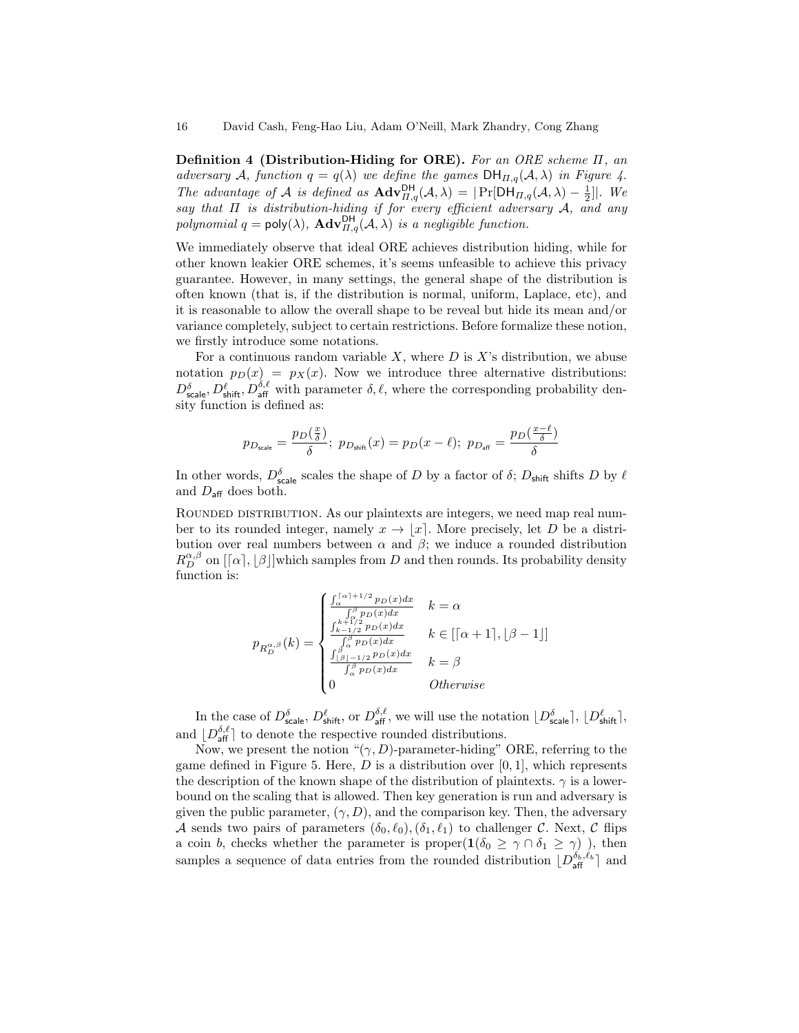**Definition 4 (Distribution-Hiding for ORE).** *For an ORE scheme $\Pi$, an adversary $\mathcal{A}$, function $q = q(\lambda)$ we define the games $\mathsf{DH}_{\Pi,q}(\mathcal{A}, \lambda)$ in Figure 4. The advantage of $\mathcal{A}$ is defined as $\mathbf{Adv}^{\mathsf{DH}}_{\Pi,q}(\mathcal{A}, \lambda) = |\Pr[\mathsf{DH}_{\Pi,q}(\mathcal{A}, \lambda) - \frac{1}{2}]|$. We say that $\Pi$ is distribution-hiding if for every efficient adversary $\mathcal{A}$, and any polynomial $q = \mathsf{poly}(\lambda)$, $\mathbf{Adv}^{\mathsf{DH}}_{\Pi,q}(\mathcal{A}, \lambda)$ is a negligible function.*

We immediately observe that ideal ORE achieves distribution hiding, while for other known leakier ORE schemes, it's seems unfeasible to achieve this privacy guarantee. However, in many settings, the general shape of the distribution is often known (that is, if the distribution is normal, uniform, Laplace, etc), and it is reasonable to allow the overall shape to be reveal but hide its mean and/or variance completely, subject to certain restrictions. Before formalize these notion, we firstly introduce some notations.

For a continuous random variable $X$, where $D$ is $X$'s distribution, we abuse notation $p_D(x) = p_X(x)$. Now we introduce three alternative distributions: $D^{\delta}_{\mathsf{scale}}, D^{\ell}_{\mathsf{shift}}, D^{\delta,\ell}_{\mathsf{aff}}$ with parameter $\delta, \ell$, where the corresponding probability density function is defined as:

$$p_{D_{\mathsf{scale}}} = \frac{p_D(\frac{x}{\delta})}{\delta};\ p_{D_{\mathsf{shift}}}(x) = p_D(x-\ell);\ p_{D_{\mathsf{aff}}} = \frac{p_D(\frac{x-\ell}{\delta})}{\delta}$$

In other words, $D^{\delta}_{\mathsf{scale}}$ scales the shape of $D$ by a factor of $\delta$; $D_{\mathsf{shift}}$ shifts $D$ by $\ell$ and $D_{\mathsf{aff}}$ does both.

Rounded distribution. As our plaintexts are integers, we need map real number to its rounded integer, namely $x \to \lfloor x \rceil$. More precisely, let $D$ be a distribution over real numbers between $\alpha$ and $\beta$; we induce a rounded distribution $R^{\alpha,\beta}_D$ on $[\lceil \alpha \rceil, \lfloor \beta \rfloor]$which samples from $D$ and then rounds. Its probability density function is:

$$p_{R^{\alpha,\beta}_D}(k) = \begin{cases} \frac{\int_{\alpha}^{\lceil \alpha \rceil + 1/2} p_D(x)dx}{\int_{\alpha}^{\beta} p_D(x)dx} & k = \alpha \\ \frac{\int_{k-1/2}^{k+1/2} p_D(x)dx}{\int_{\alpha}^{\beta} p_D(x)dx} & k \in [\lceil \alpha + 1 \rceil, \lfloor \beta - 1 \rfloor] \\ \frac{\int_{\lfloor \beta \rfloor - 1/2}^{\beta} p_D(x)dx}{\int_{\alpha}^{\beta} p_D(x)dx} & k = \beta \\ 0 & Otherwise \end{cases}$$

In the case of $D^{\delta}_{\mathsf{scale}}$, $D^{\ell}_{\mathsf{shift}}$, or $D^{\delta,\ell}_{\mathsf{aff}}$, we will use the notation $\lfloor D^{\delta}_{\mathsf{scale}} \rceil$, $\lfloor D^{\ell}_{\mathsf{shift}} \rceil$, and $\lfloor D^{\delta,\ell}_{\mathsf{aff}} \rceil$ to denote the respective rounded distributions.

Now, we present the notion "$(\gamma, D)$-parameter-hiding" ORE, referring to the game defined in Figure 5. Here, $D$ is a distribution over $[0, 1]$, which represents the description of the known shape of the distribution of plaintexts. $\gamma$ is a lower-bound on the scaling that is allowed. Then key generation is run and adversary is given the public parameter, $(\gamma, D)$, and the comparison key. Then, the adversary $\mathcal{A}$ sends two pairs of parameters $(\delta_0, \ell_0), (\delta_1, \ell_1)$ to challenger $\mathcal{C}$. Next, $\mathcal{C}$ flips a coin $b$, checks whether the parameter is proper($\mathbf{1}(\delta_0 \geq \gamma \cap \delta_1 \geq \gamma)$ ), then samples a sequence of data entries from the rounded distribution $\lfloor D^{\delta_b,\ell_b}_{\mathsf{aff}} \rceil$ and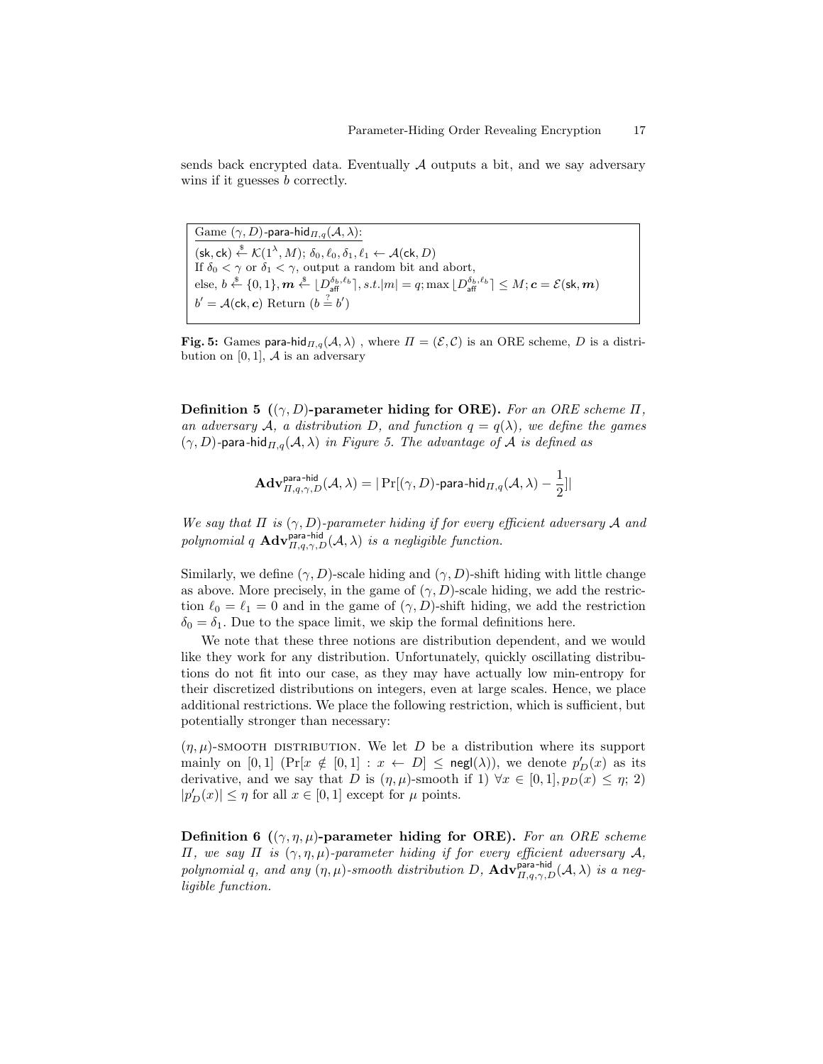sends back encrypted data. Eventually $\mathcal{A}$ outputs a bit, and we say adversary wins if it guesses $b$ correctly.

```
Game (γ, D)-para-hid_{Π,q}(A, λ):
(sk, ck) ←$ K(1^λ, M); δ_0, ℓ_0, δ_1, ℓ_1 ← A(ck, D)
If δ_0 < γ or δ_1 < γ, output a random bit and abort,
else, b ←$ {0,1}, m ←$ ⌊D_aff^{δ_b,ℓ_b}⌉, s.t.|m| = q; max ⌊D_aff^{δ_b,ℓ_b}⌉ ≤ M; c = E(sk, m)
b' = A(ck, c) Return (b =? b')
```

**Fig. 5:** Games $\mathsf{para\text{-}hid}_{\Pi,q}(\mathcal{A}, \lambda)$ , where $\Pi = (\mathcal{E}, \mathcal{C})$ is an ORE scheme, $D$ is a distribution on $[0, 1]$, $\mathcal{A}$ is an adversary

**Definition 5 (($\gamma, D$)-parameter hiding for ORE).** *For an ORE scheme $\Pi$, an adversary $\mathcal{A}$, a distribution $D$, and function $q = q(\lambda)$, we define the games $(\gamma, D)$-$\mathsf{para\text{-}hid}_{\Pi,q}(\mathcal{A}, \lambda)$ in Figure 5. The advantage of $\mathcal{A}$ is defined as*

$$\mathbf{Adv}^{\mathsf{para\text{-}hid}}_{\Pi,q,\gamma,D}(\mathcal{A}, \lambda) = |\Pr[(\gamma, D)\text{-}\mathsf{para\text{-}hid}_{\Pi,q}(\mathcal{A}, \lambda) - \frac{1}{2}]|$$

*We say that $\Pi$ is $(\gamma, D)$-parameter hiding if for every efficient adversary $\mathcal{A}$ and polynomial $q$ $\mathbf{Adv}^{\mathsf{para\text{-}hid}}_{\Pi,q,\gamma,D}(\mathcal{A}, \lambda)$ is a negligible function.*

Similarly, we define $(\gamma, D)$-scale hiding and $(\gamma, D)$-shift hiding with little change as above. More precisely, in the game of $(\gamma, D)$-scale hiding, we add the restriction $\ell_0 = \ell_1 = 0$ and in the game of $(\gamma, D)$-shift hiding, we add the restriction $\delta_0 = \delta_1$. Due to the space limit, we skip the formal definitions here.

We note that these three notions are distribution dependent, and we would like they work for any distribution. Unfortunately, quickly oscillating distributions do not fit into our case, as they may have actually low min-entropy for their discretized distributions on integers, even at large scales. Hence, we place additional restrictions. We place the following restriction, which is sufficient, but potentially stronger than necessary:

$(\eta, \mu)$-SMOOTH DISTRIBUTION. We let $D$ be a distribution where its support mainly on $[0, 1]$ ($\Pr[x \notin [0, 1] : x \leftarrow D] \leq \mathsf{negl}(\lambda)$), we denote $p'_D(x)$ as its derivative, and we say that $D$ is $(\eta, \mu)$-smooth if 1) $\forall x \in [0, 1], p_D(x) \leq \eta$; 2) $|p'_D(x)| \leq \eta$ for all $x \in [0, 1]$ except for $\mu$ points.

**Definition 6 (($\gamma, \eta, \mu$)-parameter hiding for ORE).** *For an ORE scheme $\Pi$, we say $\Pi$ is $(\gamma, \eta, \mu)$-parameter hiding if for every efficient adversary $\mathcal{A}$, polynomial $q$, and any $(\eta, \mu)$-smooth distribution $D$, $\mathbf{Adv}^{\mathsf{para\text{-}hid}}_{\Pi,q,\gamma,D}(\mathcal{A}, \lambda)$ is a negligible function.*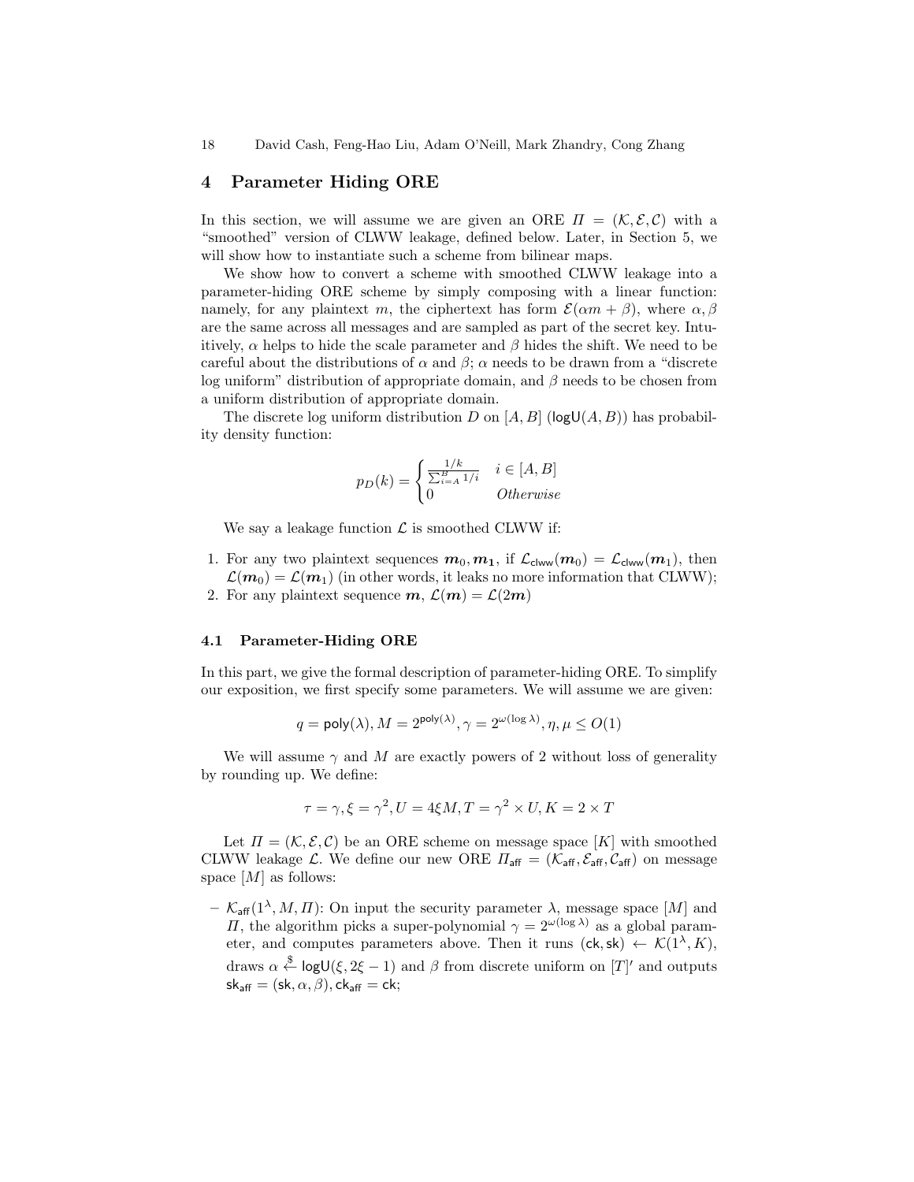## 4 Parameter Hiding ORE

In this section, we will assume we are given an ORE $\Pi = (\mathcal{K}, \mathcal{E}, \mathcal{C})$ with a "smoothed" version of CLWW leakage, defined below. Later, in Section 5, we will show how to instantiate such a scheme from bilinear maps.

We show how to convert a scheme with smoothed CLWW leakage into a parameter-hiding ORE scheme by simply composing with a linear function: namely, for any plaintext $m$, the ciphertext has form $\mathcal{E}(\alpha m + \beta)$, where $\alpha, \beta$ are the same across all messages and are sampled as part of the secret key. Intuitively, $\alpha$ helps to hide the scale parameter and $\beta$ hides the shift. We need to be careful about the distributions of $\alpha$ and $\beta$; $\alpha$ needs to be drawn from a "discrete log uniform" distribution of appropriate domain, and $\beta$ needs to be chosen from a uniform distribution of appropriate domain.

The discrete log uniform distribution $D$ on $[A, B]$ ($\mathsf{logU}(A, B)$) has probability density function:

$$p_D(k) = \begin{cases} \frac{1/k}{\sum_{i=A}^{B} 1/i} & i \in [A, B] \\ 0 & \textit{Otherwise} \end{cases}$$

We say a leakage function $\mathcal{L}$ is smoothed CLWW if:

1. For any two plaintext sequences $\boldsymbol{m}_0, \boldsymbol{m}_1$, if $\mathcal{L}_{\mathsf{clww}}(\boldsymbol{m}_0) = \mathcal{L}_{\mathsf{clww}}(\boldsymbol{m}_1)$, then $\mathcal{L}(\boldsymbol{m}_0) = \mathcal{L}(\boldsymbol{m}_1)$ (in other words, it leaks no more information that CLWW);
2. For any plaintext sequence $\boldsymbol{m}$, $\mathcal{L}(\boldsymbol{m}) = \mathcal{L}(2\boldsymbol{m})$

### 4.1 Parameter-Hiding ORE

In this part, we give the formal description of parameter-hiding ORE. To simplify our exposition, we first specify some parameters. We will assume we are given:

$$q = \mathsf{poly}(\lambda), M = 2^{\mathsf{poly}(\lambda)}, \gamma = 2^{\omega(\log \lambda)}, \eta, \mu \leq O(1)$$

We will assume $\gamma$ and $M$ are exactly powers of 2 without loss of generality by rounding up. We define:

$$\tau = \gamma, \xi = \gamma^2, U = 4\xi M, T = \gamma^2 \times U, K = 2 \times T$$

Let $\Pi = (\mathcal{K}, \mathcal{E}, \mathcal{C})$ be an ORE scheme on message space $[K]$ with smoothed CLWW leakage $\mathcal{L}$. We define our new ORE $\Pi_{\mathsf{aff}} = (\mathcal{K}_{\mathsf{aff}}, \mathcal{E}_{\mathsf{aff}}, \mathcal{C}_{\mathsf{aff}})$ on message space $[M]$ as follows:

- $\mathcal{K}_{\mathsf{aff}}(1^\lambda, M, \Pi)$: On input the security parameter $\lambda$, message space $[M]$ and $\Pi$, the algorithm picks a super-polynomial $\gamma = 2^{\omega(\log \lambda)}$ as a global parameter, and computes parameters above. Then it runs $(\mathsf{ck}, \mathsf{sk}) \leftarrow \mathcal{K}(1^\lambda, K)$, draws $\alpha \xleftarrow{\$} \mathsf{logU}(\xi, 2\xi - 1)$ and $\beta$ from discrete uniform on $[T]'$ and outputs $\mathsf{sk}_{\mathsf{aff}} = (\mathsf{sk}, \alpha, \beta), \mathsf{ck}_{\mathsf{aff}} = \mathsf{ck}$;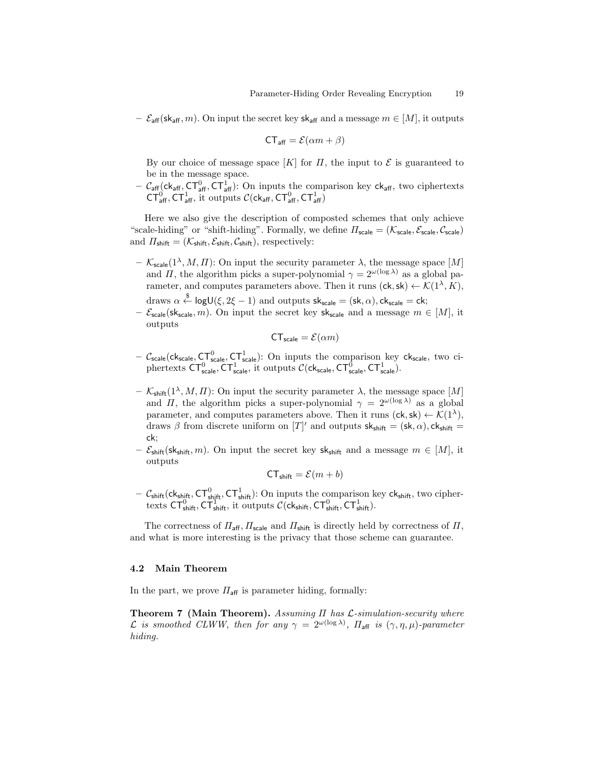– $\mathcal{E}_{\mathsf{aff}}(\mathsf{sk}_{\mathsf{aff}}, m)$. On input the secret key $\mathsf{sk}_{\mathsf{aff}}$ and a message $m \in [M]$, it outputs

$$\mathsf{CT}_{\mathsf{aff}} = \mathcal{E}(\alpha m + \beta)$$

By our choice of message space $[K]$ for $\Pi$, the input to $\mathcal{E}$ is guaranteed to be in the message space.

– $\mathcal{C}_{\mathsf{aff}}(\mathsf{ck}_{\mathsf{aff}}, \mathsf{CT}^0_{\mathsf{aff}}, \mathsf{CT}^1_{\mathsf{aff}})$: On inputs the comparison key $\mathsf{ck}_{\mathsf{aff}}$, two ciphertexts $\mathsf{CT}^0_{\mathsf{aff}}, \mathsf{CT}^1_{\mathsf{aff}}$, it outputs $\mathcal{C}(\mathsf{ck}_{\mathsf{aff}}, \mathsf{CT}^0_{\mathsf{aff}}, \mathsf{CT}^1_{\mathsf{aff}})$

Here we also give the description of composted schemes that only achieve "scale-hiding" or "shift-hiding". Formally, we define $\Pi_{\mathsf{scale}} = (\mathcal{K}_{\mathsf{scale}}, \mathcal{E}_{\mathsf{scale}}, \mathcal{C}_{\mathsf{scale}})$ and $\Pi_{\mathsf{shift}} = (\mathcal{K}_{\mathsf{shift}}, \mathcal{E}_{\mathsf{shift}}, \mathcal{C}_{\mathsf{shift}})$, respectively:

– $\mathcal{K}_{\mathsf{scale}}(1^\lambda, M, \Pi)$: On input the security parameter $\lambda$, the message space $[M]$ and $\Pi$, the algorithm picks a super-polynomial $\gamma = 2^{\omega(\log \lambda)}$ as a global parameter, and computes parameters above. Then it runs $(\mathsf{ck}, \mathsf{sk}) \leftarrow \mathcal{K}(1^\lambda, K)$, draws $\alpha \xleftarrow{\$} \mathsf{logU}(\xi, 2\xi - 1)$ and outputs $\mathsf{sk}_{\mathsf{scale}} = (\mathsf{sk}, \alpha), \mathsf{ck}_{\mathsf{scale}} = \mathsf{ck}$;

– $\mathcal{E}_{\mathsf{scale}}(\mathsf{sk}_{\mathsf{scale}}, m)$. On input the secret key $\mathsf{sk}_{\mathsf{scale}}$ and a message $m \in [M]$, it outputs

$$\mathsf{CT}_{\mathsf{scale}} = \mathcal{E}(\alpha m)$$

– $\mathcal{C}_{\mathsf{scale}}(\mathsf{ck}_{\mathsf{scale}}, \mathsf{CT}^0_{\mathsf{scale}}, \mathsf{CT}^1_{\mathsf{scale}})$: On inputs the comparison key $\mathsf{ck}_{\mathsf{scale}}$, two ciphertexts $\mathsf{CT}^0_{\mathsf{scale}}, \mathsf{CT}^1_{\mathsf{scale}}$, it outputs $\mathcal{C}(\mathsf{ck}_{\mathsf{scale}}, \mathsf{CT}^0_{\mathsf{scale}}, \mathsf{CT}^1_{\mathsf{scale}})$.

– $\mathcal{K}_{\mathsf{shift}}(1^\lambda, M, \Pi)$: On input the security parameter $\lambda$, the message space $[M]$ and $\Pi$, the algorithm picks a super-polynomial $\gamma = 2^{\omega(\log \lambda)}$ as a global parameter, and computes parameters above. Then it runs $(\mathsf{ck}, \mathsf{sk}) \leftarrow \mathcal{K}(1^\lambda)$, draws $\beta$ from discrete uniform on $[T]'$ and outputs $\mathsf{sk}_{\mathsf{shift}} = (\mathsf{sk}, \alpha), \mathsf{ck}_{\mathsf{shift}} = \mathsf{ck}$;

– $\mathcal{E}_{\mathsf{shift}}(\mathsf{sk}_{\mathsf{shift}}, m)$. On input the secret key $\mathsf{sk}_{\mathsf{shift}}$ and a message $m \in [M]$, it outputs

$$\mathsf{CT}_{\mathsf{shift}} = \mathcal{E}(m + b)$$

– $\mathcal{C}_{\mathsf{shift}}(\mathsf{ck}_{\mathsf{shift}}, \mathsf{CT}^0_{\mathsf{shift}}, \mathsf{CT}^1_{\mathsf{shift}})$: On inputs the comparison key $\mathsf{ck}_{\mathsf{shift}}$, two ciphertexts $\mathsf{CT}^0_{\mathsf{shift}}, \mathsf{CT}^1_{\mathsf{shift}}$, it outputs $\mathcal{C}(\mathsf{ck}_{\mathsf{shift}}, \mathsf{CT}^0_{\mathsf{shift}}, \mathsf{CT}^1_{\mathsf{shift}})$.

The correctness of $\Pi_{\mathsf{aff}}, \Pi_{\mathsf{scale}}$ and $\Pi_{\mathsf{shift}}$ is directly held by correctness of $\Pi$, and what is more interesting is the privacy that those scheme can guarantee.

### 4.2 Main Theorem

In the part, we prove $\Pi_{\mathsf{aff}}$ is parameter hiding, formally:

**Theorem 7 (Main Theorem).** *Assuming $\Pi$ has $\mathcal{L}$-simulation-security where $\mathcal{L}$ is smoothed CLWW, then for any $\gamma = 2^{\omega(\log \lambda)}$, $\Pi_{\mathsf{aff}}$ is $(\gamma, \eta, \mu)$-parameter hiding.*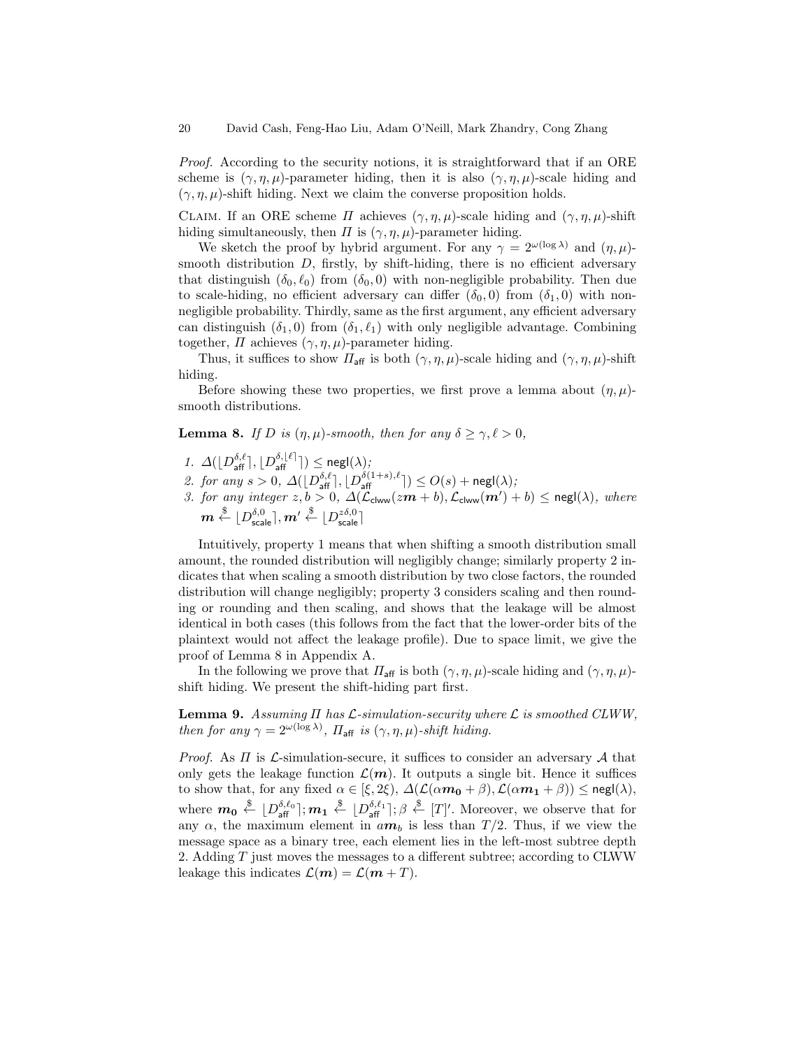*Proof.* According to the security notions, it is straightforward that if an ORE scheme is $(\gamma, \eta, \mu)$-parameter hiding, then it is also $(\gamma, \eta, \mu)$-scale hiding and $(\gamma, \eta, \mu)$-shift hiding. Next we claim the converse proposition holds.

Claim. If an ORE scheme $\Pi$ achieves $(\gamma, \eta, \mu)$-scale hiding and $(\gamma, \eta, \mu)$-shift hiding simultaneously, then $\Pi$ is $(\gamma, \eta, \mu)$-parameter hiding.

We sketch the proof by hybrid argument. For any $\gamma = 2^{\omega(\log \lambda)}$ and $(\eta, \mu)$-smooth distribution $D$, firstly, by shift-hiding, there is no efficient adversary that distinguish $(\delta_0, \ell_0)$ from $(\delta_0, 0)$ with non-negligible probability. Then due to scale-hiding, no efficient adversary can differ $(\delta_0, 0)$ from $(\delta_1, 0)$ with non-negligible probability. Thirdly, same as the first argument, any efficient adversary can distinguish $(\delta_1, 0)$ from $(\delta_1, \ell_1)$ with only negligible advantage. Combining together, $\Pi$ achieves $(\gamma, \eta, \mu)$-parameter hiding.

Thus, it suffices to show $\Pi_{\mathsf{aff}}$ is both $(\gamma, \eta, \mu)$-scale hiding and $(\gamma, \eta, \mu)$-shift hiding.

Before showing these two properties, we first prove a lemma about $(\eta, \mu)$-smooth distributions.

**Lemma 8.** *If $D$ is $(\eta, \mu)$-smooth, then for any $\delta \geq \gamma, \ell > 0$,*

1. $\Delta(\lfloor D_{\mathsf{aff}}^{\delta,\ell} \rceil, \lfloor D_{\mathsf{aff}}^{\delta,\lfloor \ell \rceil} \rceil) \leq \mathsf{negl}(\lambda)$*;*
2. *for any $s > 0$, $\Delta(\lfloor D_{\mathsf{aff}}^{\delta,\ell} \rceil, \lfloor D_{\mathsf{aff}}^{\delta(1+s),\ell} \rceil) \leq O(s) + \mathsf{negl}(\lambda)$;*
3. *for any integer $z, b > 0$, $\Delta(\mathcal{L}_{\mathsf{clww}}(z\boldsymbol{m} + b), \mathcal{L}_{\mathsf{clww}}(\boldsymbol{m}') + b) \leq \mathsf{negl}(\lambda)$, where $\boldsymbol{m} \xleftarrow{\$} \lfloor D_{\mathsf{scale}}^{\delta,0} \rceil, \boldsymbol{m}' \xleftarrow{\$} \lfloor D_{\mathsf{scale}}^{z\delta,0} \rceil$*

Intuitively, property 1 means that when shifting a smooth distribution small amount, the rounded distribution will negligibly change; similarly property 2 indicates that when scaling a smooth distribution by two close factors, the rounded distribution will change negligibly; property 3 considers scaling and then rounding or rounding and then scaling, and shows that the leakage will be almost identical in both cases (this follows from the fact that the lower-order bits of the plaintext would not affect the leakage profile). Due to space limit, we give the proof of Lemma 8 in Appendix A.

In the following we prove that $\Pi_{\mathsf{aff}}$ is both $(\gamma, \eta, \mu)$-scale hiding and $(\gamma, \eta, \mu)$-shift hiding. We present the shift-hiding part first.

**Lemma 9.** *Assuming $\Pi$ has $\mathcal{L}$-simulation-security where $\mathcal{L}$ is smoothed CLWW, then for any $\gamma = 2^{\omega(\log \lambda)}$, $\Pi_{\mathsf{aff}}$ is $(\gamma, \eta, \mu)$-shift hiding.*

*Proof.* As $\Pi$ is $\mathcal{L}$-simulation-secure, it suffices to consider an adversary $\mathcal{A}$ that only gets the leakage function $\mathcal{L}(\boldsymbol{m})$. It outputs a single bit. Hence it suffices to show that, for any fixed $\alpha \in [\xi, 2\xi)$, $\Delta(\mathcal{L}(\alpha \boldsymbol{m_0} + \beta), \mathcal{L}(\alpha \boldsymbol{m_1} + \beta)) \leq \mathsf{negl}(\lambda)$, where $\boldsymbol{m_0} \xleftarrow{\$} \lfloor D_{\mathsf{aff}}^{\delta,\ell_0} \rceil; \boldsymbol{m_1} \xleftarrow{\$} \lfloor D_{\mathsf{aff}}^{\delta,\ell_1} \rceil; \beta \xleftarrow{\$} [T]'$. Moreover, we observe that for any $\alpha$, the maximum element in $a\boldsymbol{m}_b$ is less than $T/2$. Thus, if we view the message space as a binary tree, each element lies in the left-most subtree depth 2. Adding $T$ just moves the messages to a different subtree; according to CLWW leakage this indicates $\mathcal{L}(\boldsymbol{m}) = \mathcal{L}(\boldsymbol{m} + T)$.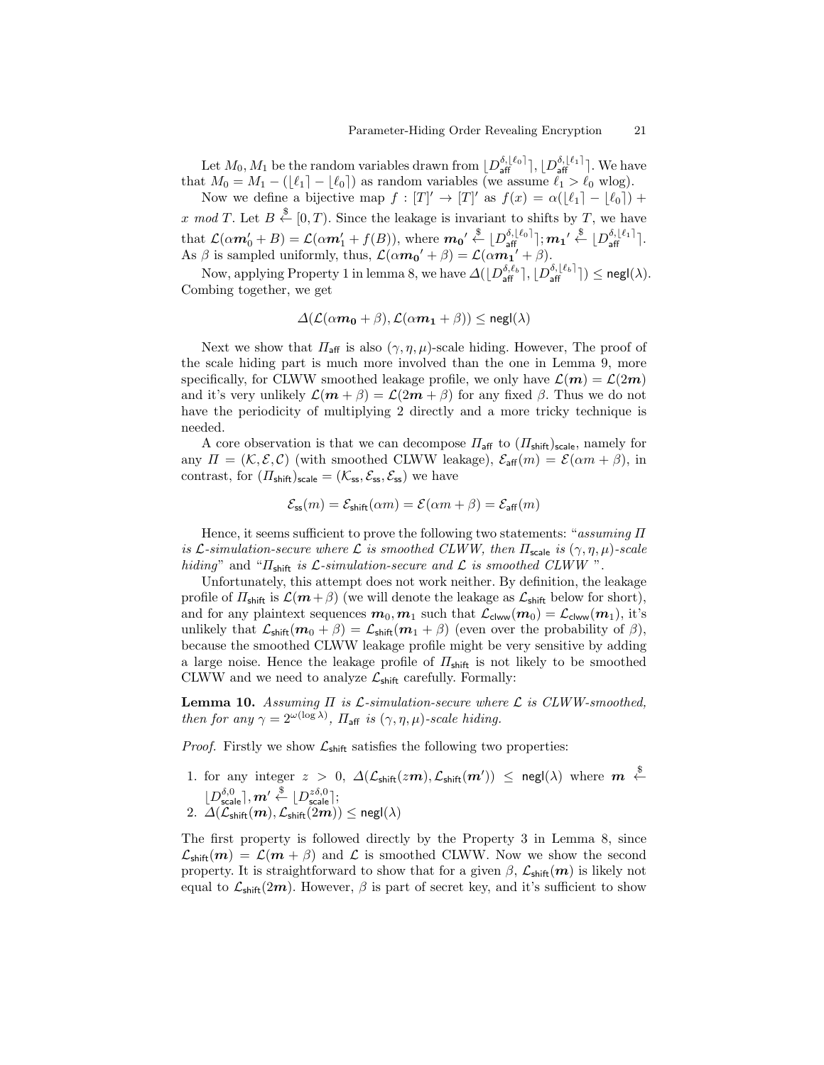Let $M_0, M_1$ be the random variables drawn from $\lfloor D_{\mathsf{aff}}^{\delta,\lfloor \ell_0 \rceil} \rceil, \lfloor D_{\mathsf{aff}}^{\delta,\lfloor \ell_1 \rceil} \rceil$. We have that $M_0 = M_1 - (\lfloor \ell_1 \rceil - \lfloor \ell_0 \rceil)$ as random variables (we assume $\ell_1 > \ell_0$ wlog).

Now we define a bijective map $f : [T]' \to [T]'$ as $f(x) = \alpha(\lfloor \ell_1 \rceil - \lfloor \ell_0 \rceil) + x \bmod T$. Let $B \xleftarrow{\$} [0, T)$. Since the leakage is invariant to shifts by $T$, we have that $\mathcal{L}(\alpha \boldsymbol{m}_0' + B) = \mathcal{L}(\alpha \boldsymbol{m}_1' + f(B))$, where $\boldsymbol{m_0}' \xleftarrow{\$} \lfloor D_{\mathsf{aff}}^{\delta,\lfloor \ell_0 \rceil} \rceil; \boldsymbol{m_1}' \xleftarrow{\$} \lfloor D_{\mathsf{aff}}^{\delta,\lfloor \ell_1 \rceil} \rceil$. As $\beta$ is sampled uniformly, thus, $\mathcal{L}(\alpha \boldsymbol{m_0}' + \beta) = \mathcal{L}(\alpha \boldsymbol{m_1}' + \beta)$.

Now, applying Property 1 in lemma 8, we have $\Delta(\lfloor D_{\mathsf{aff}}^{\delta,\ell_b} \rceil, \lfloor D_{\mathsf{aff}}^{\delta,\lfloor \ell_b \rceil} \rceil) \le \mathsf{negl}(\lambda)$. Combing together, we get

$$\Delta(\mathcal{L}(\alpha \boldsymbol{m_0} + \beta), \mathcal{L}(\alpha \boldsymbol{m_1} + \beta)) \le \mathsf{negl}(\lambda)$$

Next we show that $\Pi_{\mathsf{aff}}$ is also $(\gamma, \eta, \mu)$-scale hiding. However, The proof of the scale hiding part is much more involved than the one in Lemma 9, more specifically, for CLWW smoothed leakage profile, we only have $\mathcal{L}(\boldsymbol{m}) = \mathcal{L}(2\boldsymbol{m})$ and it's very unlikely $\mathcal{L}(\boldsymbol{m} + \beta) = \mathcal{L}(2\boldsymbol{m} + \beta)$ for any fixed $\beta$. Thus we do not have the periodicity of multiplying 2 directly and a more tricky technique is needed.

A core observation is that we can decompose $\Pi_{\mathsf{aff}}$ to $(\Pi_{\mathsf{shift}})_{\mathsf{scale}}$, namely for any $\Pi = (\mathcal{K}, \mathcal{E}, \mathcal{C})$ (with smoothed CLWW leakage), $\mathcal{E}_{\mathsf{aff}}(m) = \mathcal{E}(\alpha m + \beta)$, in contrast, for $(\Pi_{\mathsf{shift}})_{\mathsf{scale}} = (\mathcal{K}_{\mathsf{ss}}, \mathcal{E}_{\mathsf{ss}}, \mathcal{E}_{\mathsf{ss}})$ we have

$$\mathcal{E}_{\mathsf{ss}}(m) = \mathcal{E}_{\mathsf{shift}}(\alpha m) = \mathcal{E}(\alpha m + \beta) = \mathcal{E}_{\mathsf{aff}}(m)$$

Hence, it seems sufficient to prove the following two statements: "*assuming $\Pi$ is $\mathcal{L}$-simulation-secure where $\mathcal{L}$ is smoothed CLWW, then $\Pi_{\mathsf{scale}}$ is $(\gamma, \eta, \mu)$-scale hiding*" and "*$\Pi_{\mathsf{shift}}$ is $\mathcal{L}$-simulation-secure and $\mathcal{L}$ is smoothed CLWW* ".

Unfortunately, this attempt does not work neither. By definition, the leakage profile of $\Pi_{\mathsf{shift}}$ is $\mathcal{L}(\boldsymbol{m} + \beta)$ (we will denote the leakage as $\mathcal{L}_{\mathsf{shift}}$ below for short), and for any plaintext sequences $\boldsymbol{m}_0, \boldsymbol{m}_1$ such that $\mathcal{L}_{\mathsf{clww}}(\boldsymbol{m}_0) = \mathcal{L}_{\mathsf{clww}}(\boldsymbol{m}_1)$, it's unlikely that $\mathcal{L}_{\mathsf{shift}}(\boldsymbol{m}_0 + \beta) = \mathcal{L}_{\mathsf{shift}}(\boldsymbol{m}_1 + \beta)$ (even over the probability of $\beta$), because the smoothed CLWW leakage profile might be very sensitive by adding a large noise. Hence the leakage profile of $\Pi_{\mathsf{shift}}$ is not likely to be smoothed CLWW and we need to analyze $\mathcal{L}_{\mathsf{shift}}$ carefully. Formally:

**Lemma 10.** *Assuming $\Pi$ is $\mathcal{L}$-simulation-secure where $\mathcal{L}$ is CLWW-smoothed, then for any $\gamma = 2^{\omega(\log \lambda)}$, $\Pi_{\mathsf{aff}}$ is $(\gamma, \eta, \mu)$-scale hiding.*

*Proof.* Firstly we show $\mathcal{L}_{\mathsf{shift}}$ satisfies the following two properties:

1. for any integer $z > 0$, $\Delta(\mathcal{L}_{\mathsf{shift}}(z\boldsymbol{m}), \mathcal{L}_{\mathsf{shift}}(\boldsymbol{m}')) \le \mathsf{negl}(\lambda)$ where $\boldsymbol{m} \xleftarrow{\$} \lfloor D_{\mathsf{scale}}^{\delta,0} \rceil, \boldsymbol{m}' \xleftarrow{\$} \lfloor D_{\mathsf{scale}}^{z\delta,0} \rceil$;
2. $\Delta(\mathcal{L}_{\mathsf{shift}}(\boldsymbol{m}), \mathcal{L}_{\mathsf{shift}}(2\boldsymbol{m})) \le \mathsf{negl}(\lambda)$

The first property is followed directly by the Property 3 in Lemma 8, since $\mathcal{L}_{\mathsf{shift}}(\boldsymbol{m}) = \mathcal{L}(\boldsymbol{m} + \beta)$ and $\mathcal{L}$ is smoothed CLWW. Now we show the second property. It is straightforward to show that for a given $\beta$, $\mathcal{L}_{\mathsf{shift}}(\boldsymbol{m})$ is likely not equal to $\mathcal{L}_{\mathsf{shift}}(2\boldsymbol{m})$. However, $\beta$ is part of secret key, and it's sufficient to show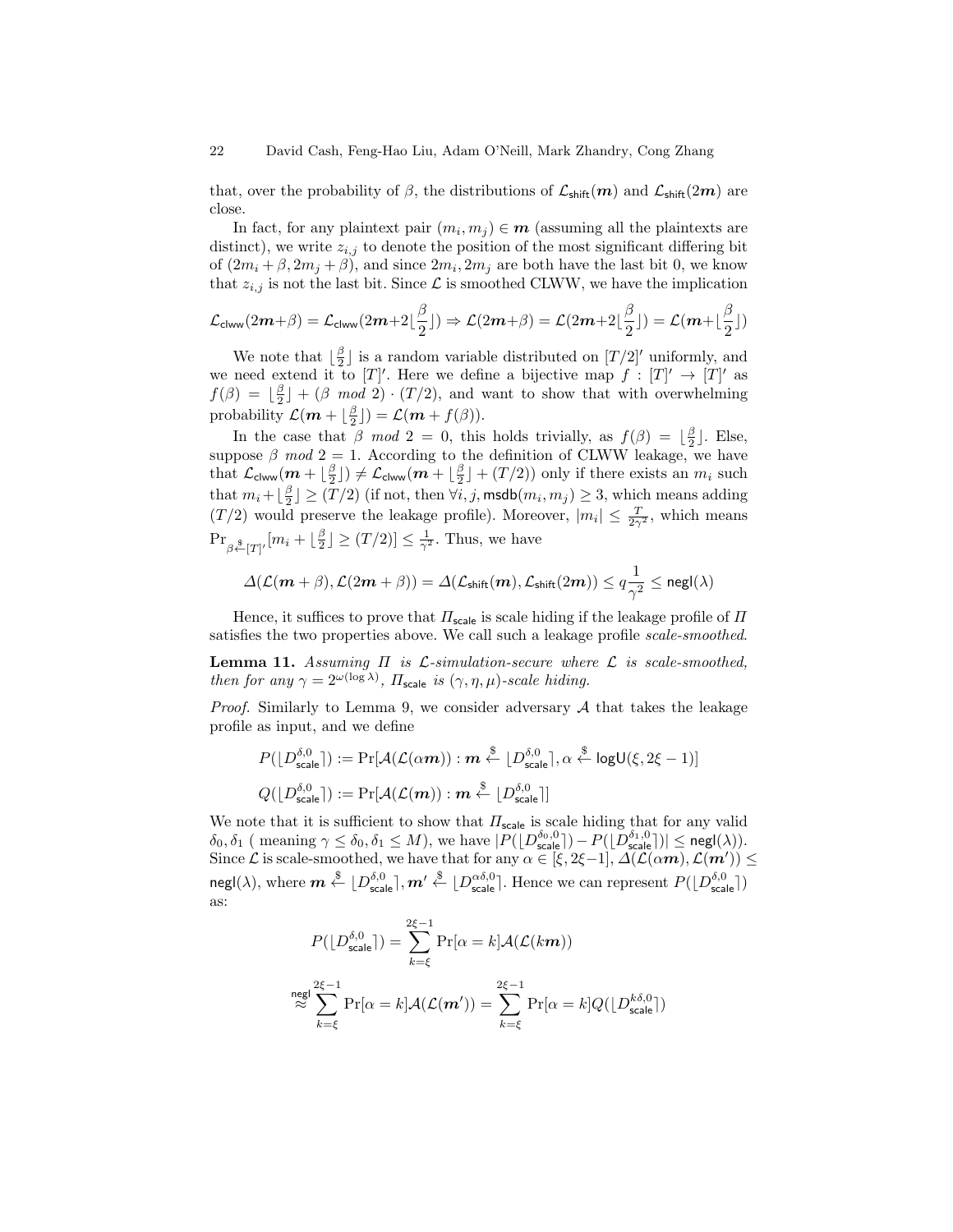that, over the probability of $\beta$, the distributions of $\mathcal{L}_{\mathsf{shift}}(\boldsymbol{m})$ and $\mathcal{L}_{\mathsf{shift}}(2\boldsymbol{m})$ are close.

In fact, for any plaintext pair $(m_i, m_j) \in \boldsymbol{m}$ (assuming all the plaintexts are distinct), we write $z_{i,j}$ to denote the position of the most significant differing bit of $(2m_i + \beta, 2m_j + \beta)$, and since $2m_i, 2m_j$ are both have the last bit 0, we know that $z_{i,j}$ is not the last bit. Since $\mathcal{L}$ is smoothed CLWW, we have the implication

$$\mathcal{L}_{\mathsf{clww}}(2\boldsymbol{m}+\beta) = \mathcal{L}_{\mathsf{clww}}(2\boldsymbol{m}+2\lfloor\frac{\beta}{2}\rfloor) \Rightarrow \mathcal{L}(2\boldsymbol{m}+\beta) = \mathcal{L}(2\boldsymbol{m}+2\lfloor\frac{\beta}{2}\rfloor) = \mathcal{L}(\boldsymbol{m}+\lfloor\frac{\beta}{2}\rfloor)$$

We note that $\lfloor\frac{\beta}{2}\rfloor$ is a random variable distributed on $[T/2]'$ uniformly, and we need extend it to $[T]'$. Here we define a bijective map $f : [T]' \to [T]'$ as $f(\beta) = \lfloor\frac{\beta}{2}\rfloor + (\beta \ mod \ 2) \cdot (T/2)$, and want to show that with overwhelming probability $\mathcal{L}(\boldsymbol{m} + \lfloor\frac{\beta}{2}\rfloor) = \mathcal{L}(\boldsymbol{m} + f(\beta))$.

In the case that $\beta \ mod \ 2 = 0$, this holds trivially, as $f(\beta) = \lfloor\frac{\beta}{2}\rfloor$. Else, suppose $\beta \ mod \ 2 = 1$. According to the definition of CLWW leakage, we have that $\mathcal{L}_{\mathsf{clww}}(\boldsymbol{m} + \lfloor\frac{\beta}{2}\rfloor) \neq \mathcal{L}_{\mathsf{clww}}(\boldsymbol{m} + \lfloor\frac{\beta}{2}\rfloor + (T/2))$ only if there exists an $m_i$ such that $m_i + \lfloor\frac{\beta}{2}\rfloor \geq (T/2)$ (if not, then $\forall i, j, \mathsf{msdb}(m_i, m_j) \geq 3$, which means adding $(T/2)$ would preserve the leakage profile). Moreover, $|m_i| \leq \frac{T}{2\gamma^2}$, which means $\Pr_{\beta \xleftarrow{\$} [T]'}[m_i + \lfloor\frac{\beta}{2}\rfloor \geq (T/2)] \leq \frac{1}{\gamma^2}$. Thus, we have

$$\Delta(\mathcal{L}(\boldsymbol{m} + \beta), \mathcal{L}(2\boldsymbol{m} + \beta)) = \Delta(\mathcal{L}_{\mathsf{shift}}(\boldsymbol{m}), \mathcal{L}_{\mathsf{shift}}(2\boldsymbol{m})) \leq q\frac{1}{\gamma^2} \leq \mathsf{negl}(\lambda)$$

Hence, it suffices to prove that $\Pi_{\mathsf{scale}}$ is scale hiding if the leakage profile of $\Pi$ satisfies the two properties above. We call such a leakage profile *scale-smoothed*.

**Lemma 11.** *Assuming $\Pi$ is $\mathcal{L}$-simulation-secure where $\mathcal{L}$ is scale-smoothed, then for any $\gamma = 2^{\omega(\log \lambda)}$, $\Pi_{\mathsf{scale}}$ is $(\gamma, \eta, \mu)$-scale hiding.*

*Proof.* Similarly to Lemma 9, we consider adversary $\mathcal{A}$ that takes the leakage profile as input, and we define

$$P(\lfloor D^{\delta,0}_{\mathsf{scale}}\rceil) := \Pr[\mathcal{A}(\mathcal{L}(\alpha\boldsymbol{m})) : \boldsymbol{m} \xleftarrow{\$} \lfloor D^{\delta,0}_{\mathsf{scale}}\rceil, \alpha \xleftarrow{\$} \mathsf{logU}(\xi, 2\xi - 1)]$$

$$Q(\lfloor D^{\delta,0}_{\mathsf{scale}}\rceil) := \Pr[\mathcal{A}(\mathcal{L}(\boldsymbol{m})) : \boldsymbol{m} \xleftarrow{\$} \lfloor D^{\delta,0}_{\mathsf{scale}}\rceil]$$

We note that it is sufficient to show that $\Pi_{\mathsf{scale}}$ is scale hiding that for any valid $\delta_0, \delta_1$ ( meaning $\gamma \leq \delta_0, \delta_1 \leq M$), we have $|P(\lfloor D^{\delta_0,0}_{\mathsf{scale}}\rceil) - P(\lfloor D^{\delta_1,0}_{\mathsf{scale}}\rceil)| \leq \mathsf{negl}(\lambda)$). Since $\mathcal{L}$ is scale-smoothed, we have that for any $\alpha \in [\xi, 2\xi-1]$, $\Delta(\mathcal{L}(\alpha\boldsymbol{m}), \mathcal{L}(\boldsymbol{m}')) \leq \mathsf{negl}(\lambda)$, where $\boldsymbol{m} \xleftarrow{\$} \lfloor D^{\delta,0}_{\mathsf{scale}}\rceil, \boldsymbol{m}' \xleftarrow{\$} \lfloor D^{\alpha\delta,0}_{\mathsf{scale}}\rceil$. Hence we can represent $P(\lfloor D^{\delta,0}_{\mathsf{scale}}\rceil)$ as:

$$P(\lfloor D^{\delta,0}_{\mathsf{scale}}\rceil) = \sum_{k=\xi}^{2\xi-1} \Pr[\alpha = k]\mathcal{A}(\mathcal{L}(k\boldsymbol{m}))$$

$$\overset{\mathsf{negl}}{\approx} \sum_{k=\xi}^{2\xi-1} \Pr[\alpha = k]\mathcal{A}(\mathcal{L}(\boldsymbol{m}')) = \sum_{k=\xi}^{2\xi-1} \Pr[\alpha = k]Q(\lfloor D^{k\delta,0}_{\mathsf{scale}}\rceil)$$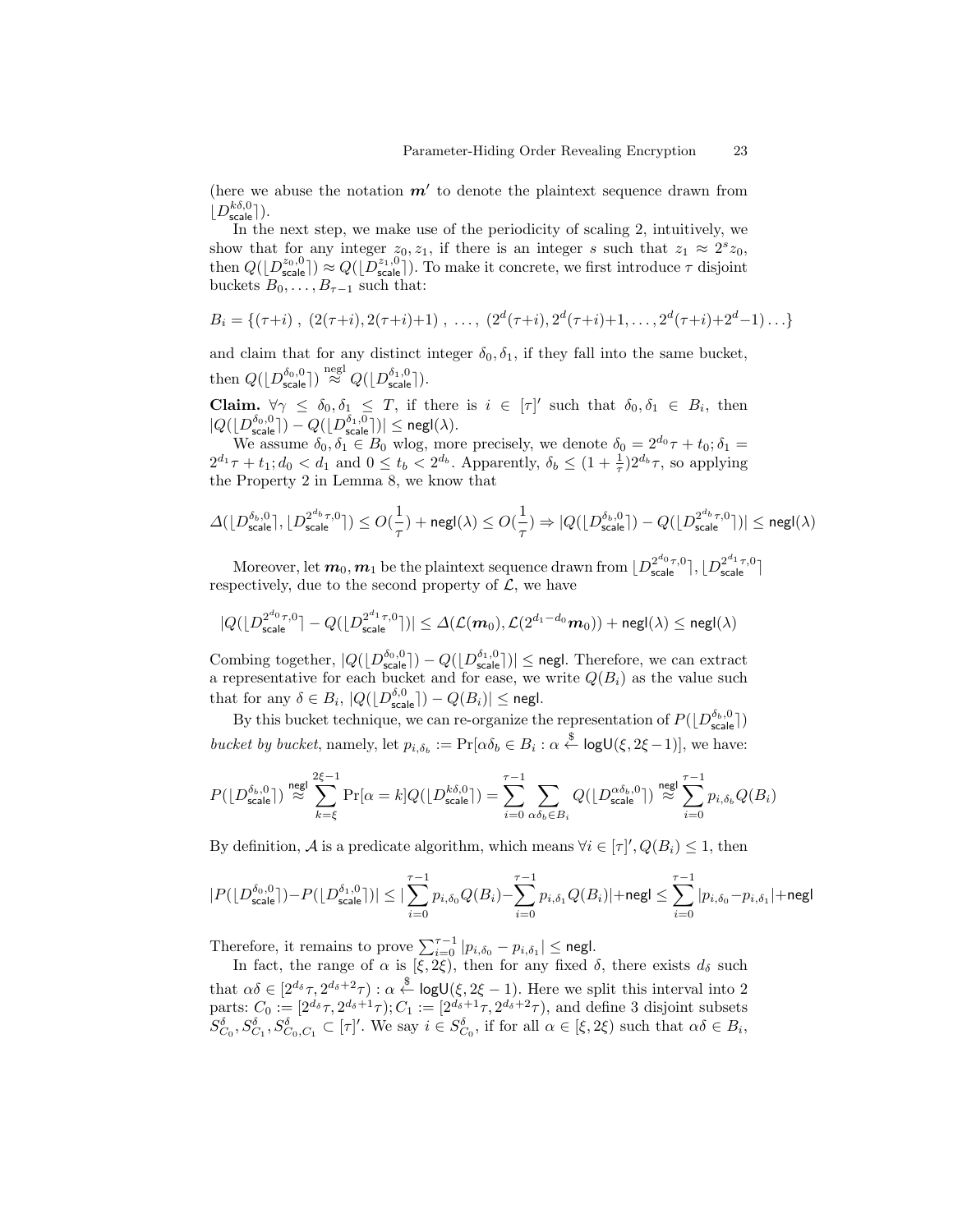(here we abuse the notation $\boldsymbol{m}'$ to denote the plaintext sequence drawn from $\lfloor D_{\mathsf{scale}}^{k\delta,0} \rceil$).

In the next step, we make use of the periodicity of scaling 2, intuitively, we show that for any integer $z_0, z_1$, if there is an integer $s$ such that $z_1 \approx 2^s z_0$, then $Q(\lfloor D_{\mathsf{scale}}^{z_0,0} \rceil) \approx Q(\lfloor D_{\mathsf{scale}}^{z_1,0} \rceil)$. To make it concrete, we first introduce $\tau$ disjoint buckets $B_0, \ldots, B_{\tau-1}$ such that:

$$B_i = \{(\tau+i)\ ,\ (2(\tau+i), 2(\tau+i)+1)\ ,\ \ldots,\ (2^d(\tau+i), 2^d(\tau+i)+1, \ldots, 2^d(\tau+i)+2^d-1)\ldots\}$$

and claim that for any distinct integer $\delta_0, \delta_1$, if they fall into the same bucket, then $Q(\lfloor D_{\mathsf{scale}}^{\delta_0,0} \rceil) \overset{\text{negl}}{\approx} Q(\lfloor D_{\mathsf{scale}}^{\delta_1,0} \rceil)$.

**Claim.** $\forall \gamma \leq \delta_0, \delta_1 \leq T$, if there is $i \in [\tau]'$ such that $\delta_0, \delta_1 \in B_i$, then $|Q(\lfloor D_{\mathsf{scale}}^{\delta_0,0} \rceil) - Q(\lfloor D_{\mathsf{scale}}^{\delta_1,0} \rceil)| \leq \mathsf{negl}(\lambda)$.

We assume $\delta_0, \delta_1 \in B_0$ wlog, more precisely, we denote $\delta_0 = 2^{d_0}\tau + t_0; \delta_1 = 2^{d_1}\tau + t_1; d_0 < d_1$ and $0 \leq t_b < 2^{d_b}$. Apparently, $\delta_b \leq (1 + \frac{1}{\tau})2^{d_b}\tau$, so applying the Property 2 in Lemma 8, we know that

$$\Delta(\lfloor D_{\mathsf{scale}}^{\delta_b,0} \rceil, \lfloor D_{\mathsf{scale}}^{2^{d_b}\tau,0} \rceil) \leq O(\frac{1}{\tau}) + \mathsf{negl}(\lambda) \leq O(\frac{1}{\tau}) \Rightarrow |Q(\lfloor D_{\mathsf{scale}}^{\delta_b,0} \rceil) - Q(\lfloor D_{\mathsf{scale}}^{2^{d_b}\tau,0} \rceil)| \leq \mathsf{negl}(\lambda)$$

Moreover, let $\boldsymbol{m}_0, \boldsymbol{m}_1$ be the plaintext sequence drawn from $\lfloor D_{\mathsf{scale}}^{2^{d_0}\tau,0} \rceil, \lfloor D_{\mathsf{scale}}^{2^{d_1}\tau,0} \rceil$ respectively, due to the second property of $\mathcal{L}$, we have

$$|Q(\lfloor D_{\mathsf{scale}}^{2^{d_0}\tau,0} \rceil - Q(\lfloor D_{\mathsf{scale}}^{2^{d_1}\tau,0} \rceil)| \leq \Delta(\mathcal{L}(\boldsymbol{m}_0), \mathcal{L}(2^{d_1-d_0}\boldsymbol{m}_0)) + \mathsf{negl}(\lambda) \leq \mathsf{negl}(\lambda)$$

Combing together, $|Q(\lfloor D_{\mathsf{scale}}^{\delta_0,0} \rceil) - Q(\lfloor D_{\mathsf{scale}}^{\delta_1,0} \rceil)| \leq \mathsf{negl}$. Therefore, we can extract a representative for each bucket and for ease, we write $Q(B_i)$ as the value such that for any $\delta \in B_i$, $|Q(\lfloor D_{\mathsf{scale}}^{\delta,0} \rceil) - Q(B_i)| \leq \mathsf{negl}$.

By this bucket technique, we can re-organize the representation of $P(\lfloor D_{\mathsf{scale}}^{\delta_b,0} \rceil)$ *bucket by bucket*, namely, let $p_{i,\delta_b} := \Pr[\alpha\delta_b \in B_i : \alpha \xleftarrow{\$} \mathsf{logU}(\xi, 2\xi - 1)]$, we have:

$$P(\lfloor D_{\mathsf{scale}}^{\delta_b,0} \rceil) \overset{\mathsf{negl}}{\approx} \sum_{k=\xi}^{2\xi-1} \Pr[\alpha = k] Q(\lfloor D_{\mathsf{scale}}^{k\delta,0} \rceil) = \sum_{i=0}^{\tau-1} \sum_{\alpha\delta_b \in B_i} Q(\lfloor D_{\mathsf{scale}}^{\alpha\delta_b,0} \rceil) \overset{\mathsf{negl}}{\approx} \sum_{i=0}^{\tau-1} p_{i,\delta_b} Q(B_i)$$

By definition, $\mathcal{A}$ is a predicate algorithm, which means $\forall i \in [\tau]', Q(B_i) \leq 1$, then

$$|P(\lfloor D_{\mathsf{scale}}^{\delta_0,0} \rceil) - P(\lfloor D_{\mathsf{scale}}^{\delta_1,0} \rceil)| \leq |\sum_{i=0}^{\tau-1} p_{i,\delta_0} Q(B_i) - \sum_{i=0}^{\tau-1} p_{i,\delta_1} Q(B_i)| + \mathsf{negl} \leq \sum_{i=0}^{\tau-1} |p_{i,\delta_0} - p_{i,\delta_1}| + \mathsf{negl}$$

Therefore, it remains to prove $\sum_{i=0}^{\tau-1} |p_{i,\delta_0} - p_{i,\delta_1}| \leq \mathsf{negl}$.

In fact, the range of $\alpha$ is $[\xi, 2\xi)$, then for any fixed $\delta$, there exists $d_\delta$ such that $\alpha\delta \in [2^{d_\delta}\tau, 2^{d_\delta+2}\tau) : \alpha \xleftarrow{\$} \mathsf{logU}(\xi, 2\xi - 1)$. Here we split this interval into 2 parts: $C_0 := [2^{d_\delta}\tau, 2^{d_\delta+1}\tau); C_1 := [2^{d_\delta+1}\tau, 2^{d_\delta+2}\tau)$, and define 3 disjoint subsets $S_{C_0}^\delta, S_{C_1}^\delta, S_{C_0,C_1}^\delta \subset [\tau]'$. We say $i \in S_{C_0}^\delta$, if for all $\alpha \in [\xi, 2\xi)$ such that $\alpha\delta \in B_i$,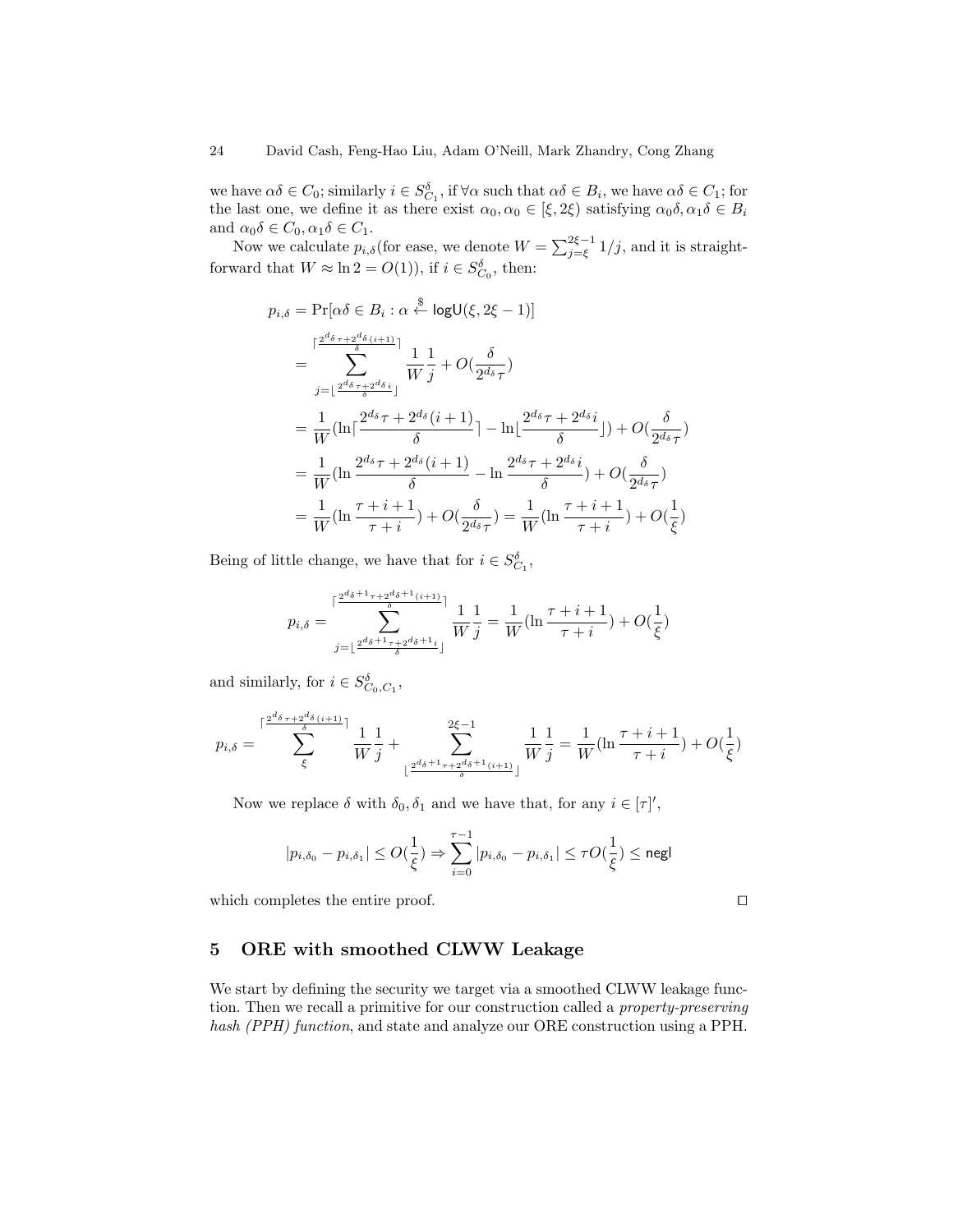we have $\alpha\delta \in C_0$; similarly $i \in S^{\delta}_{C_1}$, if $\forall\alpha$ such that $\alpha\delta \in B_i$, we have $\alpha\delta \in C_1$; for the last one, we define it as there exist $\alpha_0, \alpha_0 \in [\xi, 2\xi)$ satisfying $\alpha_0\delta, \alpha_1\delta \in B_i$ and $\alpha_0\delta \in C_0, \alpha_1\delta \in C_1$.

Now we calculate $p_{i,\delta}$(for ease, we denote $W = \sum_{j=\xi}^{2\xi-1} 1/j$, and it is straightforward that $W \approx \ln 2 = O(1)$), if $i \in S^{\delta}_{C_0}$, then:

$$
\begin{aligned}
p_{i,\delta} &= \Pr[\alpha\delta \in B_i : \alpha \xleftarrow{\$} \mathsf{logU}(\xi, 2\xi - 1)] \\
&= \sum_{j=\lfloor \frac{2^{d_\delta}\tau + 2^{d_\delta} i}{\delta} \rfloor}^{\lceil \frac{2^{d_\delta}\tau + 2^{d_\delta}(i+1)}{\delta} \rceil} \frac{1}{W}\frac{1}{j} + O(\frac{\delta}{2^{d_\delta}\tau}) \\
&= \frac{1}{W}(\ln\lceil \frac{2^{d_\delta}\tau + 2^{d_\delta}(i+1)}{\delta} \rceil - \ln\lfloor \frac{2^{d_\delta}\tau + 2^{d_\delta} i}{\delta} \rfloor) + O(\frac{\delta}{2^{d_\delta}\tau}) \\
&= \frac{1}{W}(\ln \frac{2^{d_\delta}\tau + 2^{d_\delta}(i+1)}{\delta} - \ln \frac{2^{d_\delta}\tau + 2^{d_\delta} i}{\delta}) + O(\frac{\delta}{2^{d_\delta}\tau}) \\
&= \frac{1}{W}(\ln \frac{\tau + i + 1}{\tau + i}) + O(\frac{\delta}{2^{d_\delta}\tau}) = \frac{1}{W}(\ln \frac{\tau + i + 1}{\tau + i}) + O(\frac{1}{\xi})
\end{aligned}
$$

Being of little change, we have that for $i \in S^{\delta}_{C_1}$,

$$
p_{i,\delta} = \sum_{j=\lfloor \frac{2^{d_\delta+1}\tau + 2^{d_\delta+1} i}{\delta} \rfloor}^{\lceil \frac{2^{d_\delta+1}\tau + 2^{d_\delta+1}(i+1)}{\delta} \rceil} \frac{1}{W}\frac{1}{j} = \frac{1}{W}(\ln \frac{\tau + i + 1}{\tau + i}) + O(\frac{1}{\xi})
$$

and similarly, for $i \in S^{\delta}_{C_0,C_1}$,

$$
p_{i,\delta} = \sum_{\xi}^{\lceil \frac{2^{d_\delta}\tau + 2^{d_\delta}(i+1)}{\delta} \rceil} \frac{1}{W}\frac{1}{j} + \sum_{\lfloor \frac{2^{d_\delta+1}\tau + 2^{d_\delta+1}(i+1)}{\delta} \rfloor}^{2\xi-1} \frac{1}{W}\frac{1}{j} = \frac{1}{W}(\ln \frac{\tau + i + 1}{\tau + i}) + O(\frac{1}{\xi})
$$

Now we replace $\delta$ with $\delta_0, \delta_1$ and we have that, for any $i \in [\tau]'$,

$$
|p_{i,\delta_0} - p_{i,\delta_1}| \leq O(\frac{1}{\xi}) \Rightarrow \sum_{i=0}^{\tau-1} |p_{i,\delta_0} - p_{i,\delta_1}| \leq \tau O(\frac{1}{\xi}) \leq \mathsf{negl}
$$

which completes the entire proof. $\square$

## 5 ORE with smoothed CLWW Leakage

We start by defining the security we target via a smoothed CLWW leakage function. Then we recall a primitive for our construction called a *property-preserving hash (PPH) function*, and state and analyze our ORE construction using a PPH.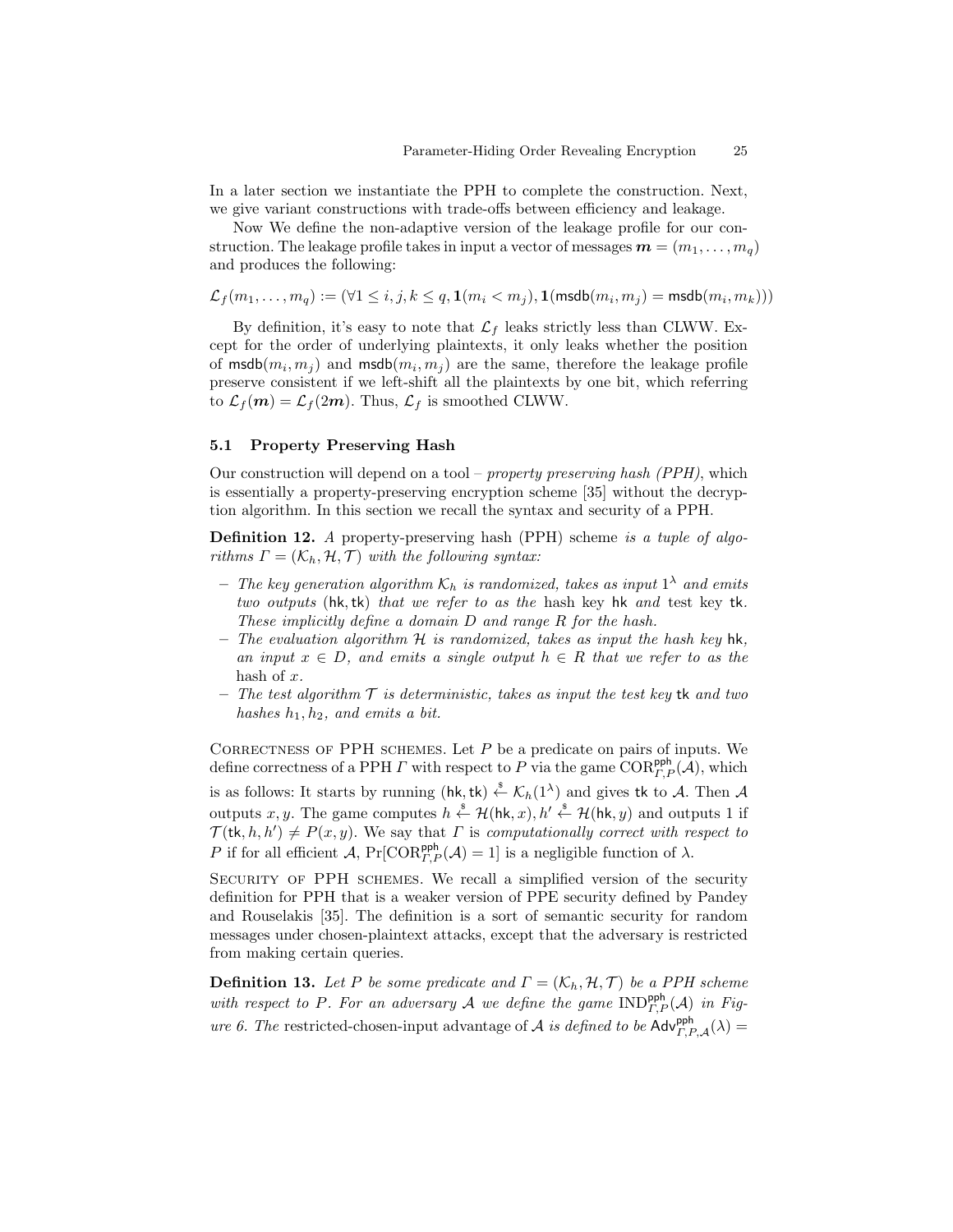In a later section we instantiate the PPH to complete the construction. Next, we give variant constructions with trade-offs between efficiency and leakage.

Now We define the non-adaptive version of the leakage profile for our construction. The leakage profile takes in input a vector of messages $\boldsymbol{m} = (m_1, \ldots, m_q)$ and produces the following:

$$\mathcal{L}_f(m_1, \ldots, m_q) := (\forall 1 \le i, j, k \le q, \mathbf{1}(m_i < m_j), \mathbf{1}(\mathsf{msdb}(m_i, m_j) = \mathsf{msdb}(m_i, m_k)))$$

By definition, it's easy to note that $\mathcal{L}_f$ leaks strictly less than CLWW. Except for the order of underlying plaintexts, it only leaks whether the position of $\mathsf{msdb}(m_i, m_j)$ and $\mathsf{msdb}(m_i, m_j)$ are the same, therefore the leakage profile preserve consistent if we left-shift all the plaintexts by one bit, which referring to $\mathcal{L}_f(\boldsymbol{m}) = \mathcal{L}_f(2\boldsymbol{m})$. Thus, $\mathcal{L}_f$ is smoothed CLWW.

### 5.1 Property Preserving Hash

Our construction will depend on a tool – *property preserving hash (PPH)*, which is essentially a property-preserving encryption scheme [35] without the decryption algorithm. In this section we recall the syntax and security of a PPH.

**Definition 12.** *A* property-preserving hash (PPH) scheme *is a tuple of algorithms $\Gamma = (\mathcal{K}_h, \mathcal{H}, \mathcal{T})$ with the following syntax:*

- *The key generation algorithm $\mathcal{K}_h$ is randomized, takes as input $1^\lambda$ and emits two outputs $(\mathsf{hk}, \mathsf{tk})$ that we refer to as the* hash key $\mathsf{hk}$ *and* test key $\mathsf{tk}$*. These implicitly define a domain $D$ and range $R$ for the hash.*
- *The evaluation algorithm $\mathcal{H}$ is randomized, takes as input the hash key $\mathsf{hk}$, an input $x \in D$, and emits a single output $h \in R$ that we refer to as the* hash of $x$*.*
- *The test algorithm $\mathcal{T}$ is deterministic, takes as input the test key $\mathsf{tk}$ and two hashes $h_1, h_2$, and emits a bit.*

Correctness of PPH schemes. Let $P$ be a predicate on pairs of inputs. We define correctness of a PPH $\Gamma$ with respect to $P$ via the game $\mathrm{COR}^{\mathsf{pph}}_{\Gamma,P}(\mathcal{A})$, which is as follows: It starts by running $(\mathsf{hk}, \mathsf{tk}) \xleftarrow{\$} \mathcal{K}_h(1^\lambda)$ and gives $\mathsf{tk}$ to $\mathcal{A}$. Then $\mathcal{A}$ outputs $x, y$. The game computes $h \xleftarrow{\$} \mathcal{H}(\mathsf{hk}, x), h' \xleftarrow{\$} \mathcal{H}(\mathsf{hk}, y)$ and outputs 1 if $\mathcal{T}(\mathsf{tk}, h, h') \neq P(x, y)$. We say that $\Gamma$ is *computationally correct with respect to* $P$ if for all efficient $\mathcal{A}$, $\Pr[\mathrm{COR}^{\mathsf{pph}}_{\Gamma,P}(\mathcal{A}) = 1]$ is a negligible function of $\lambda$.

Security of PPH schemes. We recall a simplified version of the security definition for PPH that is a weaker version of PPE security defined by Pandey and Rouselakis [35]. The definition is a sort of semantic security for random messages under chosen-plaintext attacks, except that the adversary is restricted from making certain queries.

**Definition 13.** *Let $P$ be some predicate and $\Gamma = (\mathcal{K}_h, \mathcal{H}, \mathcal{T})$ be a PPH scheme with respect to $P$. For an adversary $\mathcal{A}$ we define the game $\mathrm{IND}^{\mathsf{pph}}_{\Gamma,P}(\mathcal{A})$ in Figure 6. The* restricted-chosen-input advantage *of $\mathcal{A}$ is defined to be* $\mathsf{Adv}^{\mathsf{pph}}_{\Gamma,P,\mathcal{A}}(\lambda) =$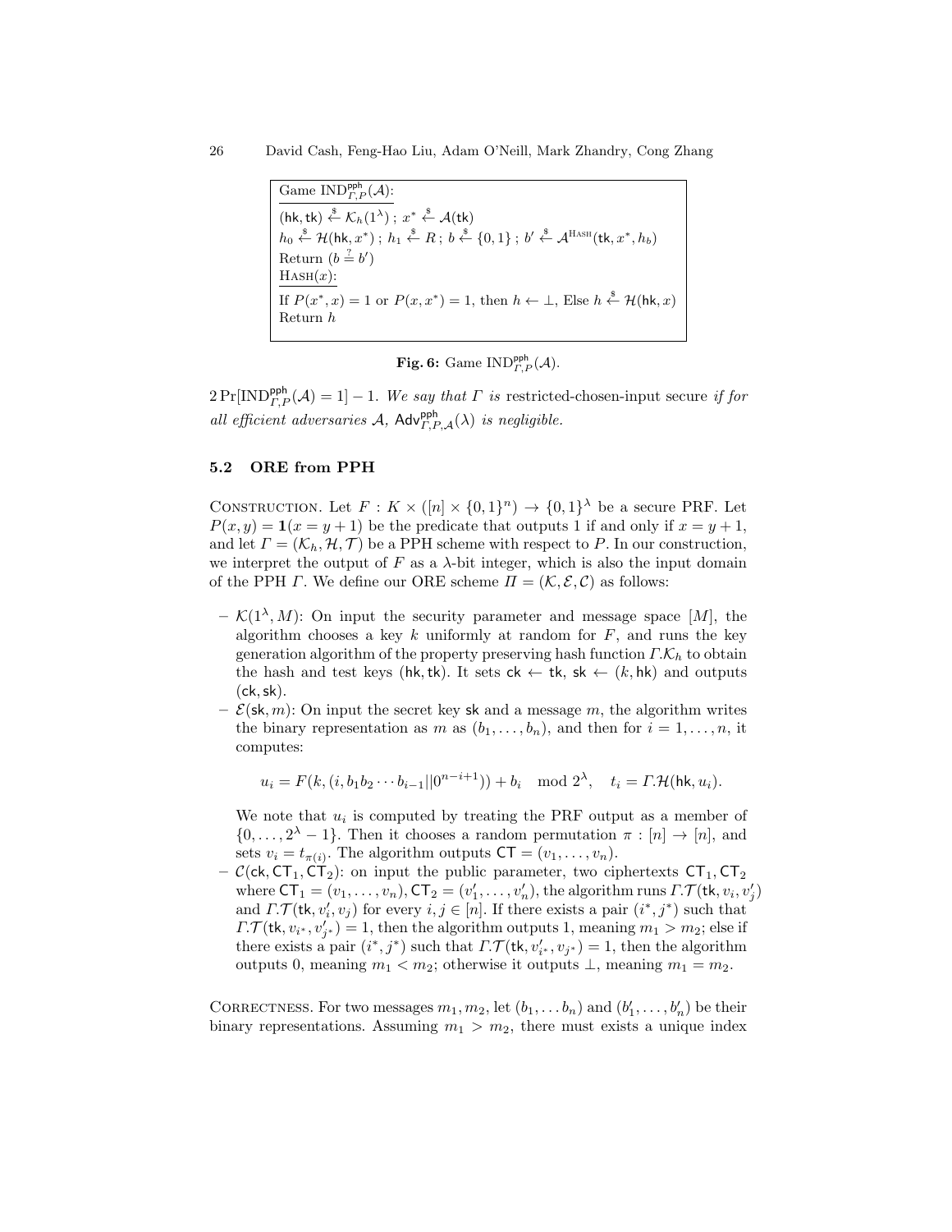Game $\text{IND}^{\mathsf{pph}}_{\Gamma,P}(\mathcal{A})$:

$(\mathsf{hk},\mathsf{tk}) \xleftarrow{\$} \mathcal{K}_h(1^\lambda)$ ; $x^* \xleftarrow{\$} \mathcal{A}(\mathsf{tk})$

$h_0 \xleftarrow{\$} \mathcal{H}(\mathsf{hk}, x^*)$ ; $h_1 \xleftarrow{\$} R$ ; $b \xleftarrow{\$} \{0,1\}$ ; $b' \xleftarrow{\$} \mathcal{A}^{\text{Hash}}(\mathsf{tk}, x^*, h_b)$

Return $(b \stackrel{?}{=} b')$

$\underline{\text{Hash}(x)}$:

If $P(x^*, x) = 1$ or $P(x, x^*) = 1$, then $h \leftarrow \bot$, Else $h \xleftarrow{\$} \mathcal{H}(\mathsf{hk}, x)$

Return $h$

**Fig. 6:** Game $\text{IND}^{\mathsf{pph}}_{\Gamma,P}(\mathcal{A})$.

$2\Pr[\text{IND}^{\mathsf{pph}}_{\Gamma,P}(\mathcal{A}) = 1] - 1$. *We say that $\Gamma$ is* restricted-chosen-input secure *if for all efficient adversaries $\mathcal{A}$, $\mathsf{Adv}^{\mathsf{pph}}_{\Gamma,P,\mathcal{A}}(\lambda)$ is negligible.*

### 5.2 ORE from PPH

Construction. Let $F : K \times ([n] \times \{0,1\}^n) \to \{0,1\}^\lambda$ be a secure PRF. Let $P(x, y) = \mathbf{1}(x = y + 1)$ be the predicate that outputs 1 if and only if $x = y + 1$, and let $\Gamma = (\mathcal{K}_h, \mathcal{H}, \mathcal{T})$ be a PPH scheme with respect to $P$. In our construction, we interpret the output of $F$ as a $\lambda$-bit integer, which is also the input domain of the PPH $\Gamma$. We define our ORE scheme $\Pi = (\mathcal{K}, \mathcal{E}, \mathcal{C})$ as follows:

- $\mathcal{K}(1^\lambda, M)$: On input the security parameter and message space $[M]$, the algorithm chooses a key $k$ uniformly at random for $F$, and runs the key generation algorithm of the property preserving hash function $\Gamma.\mathcal{K}_h$ to obtain the hash and test keys $(\mathsf{hk}, \mathsf{tk})$. It sets $\mathsf{ck} \leftarrow \mathsf{tk}$, $\mathsf{sk} \leftarrow (k, \mathsf{hk})$ and outputs $(\mathsf{ck}, \mathsf{sk})$.
- $\mathcal{E}(\mathsf{sk}, m)$: On input the secret key $\mathsf{sk}$ and a message $m$, the algorithm writes the binary representation as $m$ as $(b_1, \ldots, b_n)$, and then for $i = 1, \ldots, n$, it computes:

  $$u_i = F(k, (i, b_1 b_2 \cdots b_{i-1} || 0^{n-i+1})) + b_i \mod 2^\lambda, \quad t_i = \Gamma.\mathcal{H}(\mathsf{hk}, u_i).$$

  We note that $u_i$ is computed by treating the PRF output as a member of $\{0, \ldots, 2^\lambda - 1\}$. Then it chooses a random permutation $\pi : [n] \to [n]$, and sets $v_i = t_{\pi(i)}$. The algorithm outputs $\mathsf{CT} = (v_1, \ldots, v_n)$.
- $\mathcal{C}(\mathsf{ck}, \mathsf{CT}_1, \mathsf{CT}_2)$: on input the public parameter, two ciphertexts $\mathsf{CT}_1, \mathsf{CT}_2$ where $\mathsf{CT}_1 = (v_1, \ldots, v_n)$, $\mathsf{CT}_2 = (v'_1, \ldots, v'_n)$, the algorithm runs $\Gamma.\mathcal{T}(\mathsf{tk}, v_i, v'_j)$ and $\Gamma.\mathcal{T}(\mathsf{tk}, v'_i, v_j)$ for every $i, j \in [n]$. If there exists a pair $(i^*, j^*)$ such that $\Gamma.\mathcal{T}(\mathsf{tk}, v_{i^*}, v'_{j^*}) = 1$, then the algorithm outputs 1, meaning $m_1 > m_2$; else if there exists a pair $(i^*, j^*)$ such that $\Gamma.\mathcal{T}(\mathsf{tk}, v'_{i^*}, v_{j^*}) = 1$, then the algorithm outputs 0, meaning $m_1 < m_2$; otherwise it outputs $\bot$, meaning $m_1 = m_2$.

Correctness. For two messages $m_1, m_2$, let $(b_1, \ldots b_n)$ and $(b'_1, \ldots, b'_n)$ be their binary representations. Assuming $m_1 > m_2$, there must exists a unique index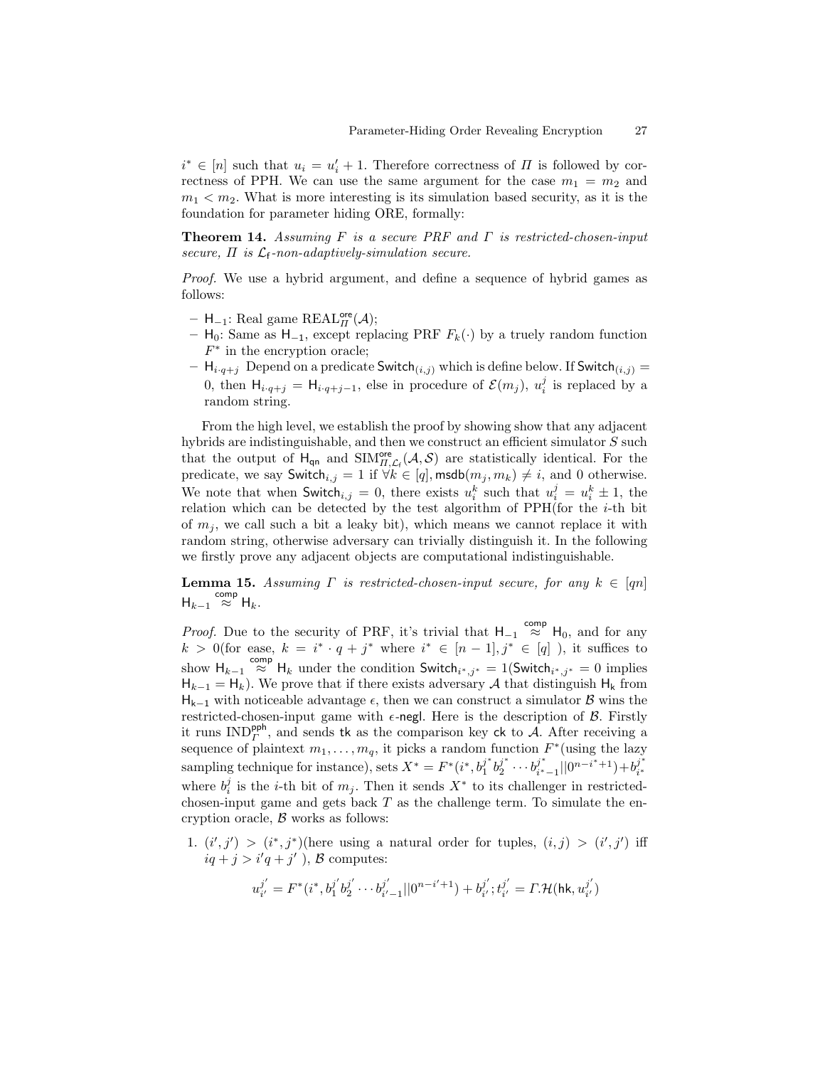$i^* \in [n]$ such that $u_i = u_i' + 1$. Therefore correctness of $\Pi$ is followed by correctness of PPH. We can use the same argument for the case $m_1 = m_2$ and $m_1 < m_2$. What is more interesting is its simulation based security, as it is the foundation for parameter hiding ORE, formally:

**Theorem 14.** *Assuming $F$ is a secure PRF and $\Gamma$ is restricted-chosen-input secure, $\Pi$ is $\mathcal{L}_{\mathsf{f}}$-non-adaptively-simulation secure.*

*Proof.* We use a hybrid argument, and define a sequence of hybrid games as follows:

- $\mathsf{H}_{-1}$: Real game $\mathrm{REAL}_{\Pi}^{\mathsf{ore}}(\mathcal{A})$;
- $\mathsf{H}_0$: Same as $\mathsf{H}_{-1}$, except replacing PRF $F_k(\cdot)$ by a truely random function $F^*$ in the encryption oracle;
- $\mathsf{H}_{i \cdot q+j}$ Depend on a predicate $\mathsf{Switch}_{(i,j)}$ which is define below. If $\mathsf{Switch}_{(i,j)} = 0$, then $\mathsf{H}_{i \cdot q+j} = \mathsf{H}_{i \cdot q+j-1}$, else in procedure of $\mathcal{E}(m_j)$, $u_i^j$ is replaced by a random string.

From the high level, we establish the proof by showing show that any adjacent hybrids are indistinguishable, and then we construct an efficient simulator $S$ such that the output of $\mathsf{H}_{\mathsf{qn}}$ and $\mathrm{SIM}_{\Pi,\mathcal{L}_{\mathsf{f}}}^{\mathsf{ore}}(\mathcal{A}, \mathcal{S})$ are statistically identical. For the predicate, we say $\mathsf{Switch}_{i,j} = 1$ if $\forall k \in [q], \mathsf{msdb}(m_j, m_k) \neq i$, and 0 otherwise. We note that when $\mathsf{Switch}_{i,j} = 0$, there exists $u_i^k$ such that $u_i^j = u_i^k \pm 1$, the relation which can be detected by the test algorithm of PPH(for the $i$-th bit of $m_j$, we call such a bit a leaky bit), which means we cannot replace it with random string, otherwise adversary can trivially distinguish it. In the following we firstly prove any adjacent objects are computational indistinguishable.

**Lemma 15.** *Assuming $\Gamma$ is restricted-chosen-input secure, for any $k \in [qn]$ $\mathsf{H}_{k-1} \overset{\mathsf{comp}}{\approx} \mathsf{H}_k$.*

*Proof.* Due to the security of PRF, it's trivial that $\mathsf{H}_{-1} \overset{\mathsf{comp}}{\approx} \mathsf{H}_0$, and for any $k > 0$(for ease, $k = i^* \cdot q + j^*$ where $i^* \in [n-1], j^* \in [q]$ ), it suffices to show $\mathsf{H}_{k-1} \overset{\mathsf{comp}}{\approx} \mathsf{H}_k$ under the condition $\mathsf{Switch}_{i^*,j^*} = 1$($\mathsf{Switch}_{i^*,j^*} = 0$ implies $\mathsf{H}_{k-1} = \mathsf{H}_k$). We prove that if there exists adversary $\mathcal{A}$ that distinguish $\mathsf{H}_{\mathsf{k}}$ from $\mathsf{H}_{\mathsf{k-1}}$ with noticeable advantage $\epsilon$, then we can construct a simulator $\mathcal{B}$ wins the restricted-chosen-input game with $\epsilon$-$\mathsf{negl}$. Here is the description of $\mathcal{B}$. Firstly it runs $\mathrm{IND}_{\Gamma}^{\mathsf{pph}}$, and sends $\mathsf{tk}$ as the comparison key $\mathsf{ck}$ to $\mathcal{A}$. After receiving a sequence of plaintext $m_1, \ldots, m_q$, it picks a random function $F^*$(using the lazy sampling technique for instance), sets $X^* = F^*(i^*, b_1^{j^*} b_2^{j^*} \cdots b_{i^*-1}^{j^*} || 0^{n-i^*+1}) + b_{i^*}^{j^*}$ where $b_i^j$ is the $i$-th bit of $m_j$. Then it sends $X^*$ to its challenger in restricted-chosen-input game and gets back $T$ as the challenge term. To simulate the encryption oracle, $\mathcal{B}$ works as follows:

1. $(i', j') > (i^*, j^*)$(here using a natural order for tuples, $(i,j) > (i', j')$ iff $iq + j > i'q + j'$ ), $\mathcal{B}$ computes:

$$u_{i'}^{j'} = F^*(i^*, b_1^{j'} b_2^{j'} \cdots b_{i'-1}^{j'} || 0^{n-i'+1}) + b_{i'}^{j'}; t_{i'}^{j'} = \Gamma.\mathcal{H}(\mathsf{hk}, u_{i'}^{j'})$$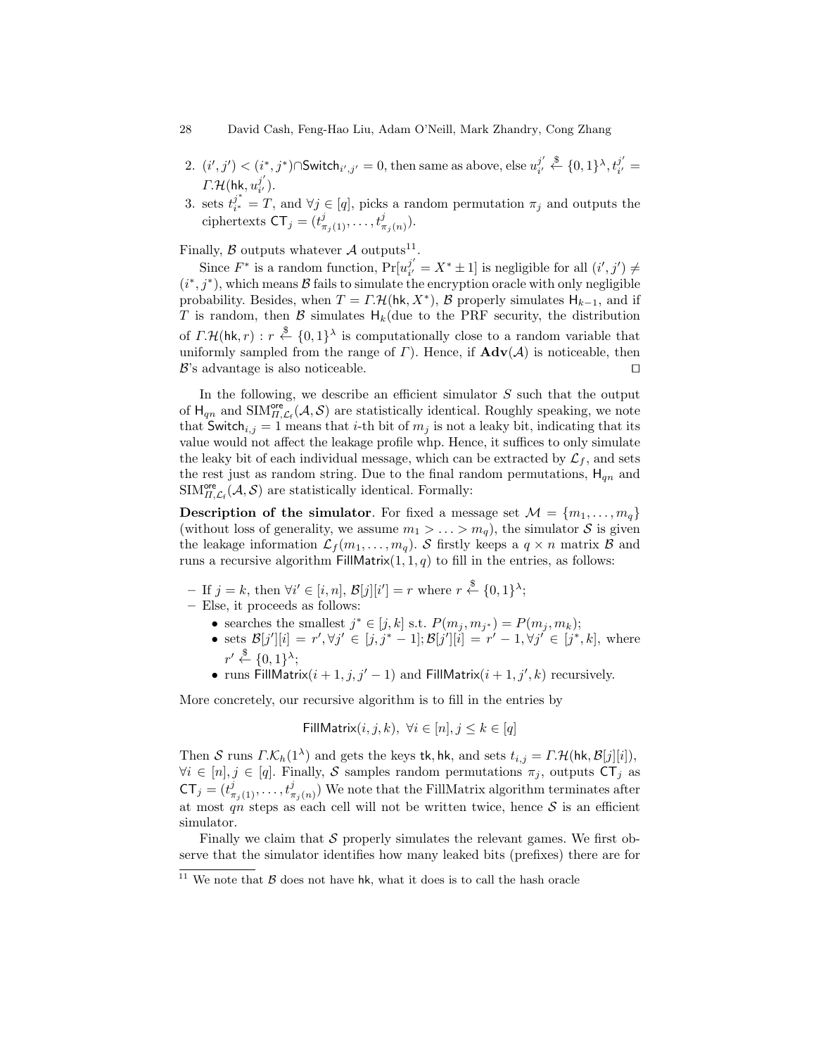2. $(i', j') < (i^*, j^*) \cap \mathsf{Switch}_{i',j'} = 0$, then same as above, else $u_{i'}^{j'} \xleftarrow{\$} \{0,1\}^\lambda$, $t_{i'}^{j'} = \Gamma.\mathcal{H}(\mathsf{hk}, u_{i'}^{j'})$.
3. sets $t_{i^*}^{j^*} = T$, and $\forall j \in [q]$, picks a random permutation $\pi_j$ and outputs the ciphertexts $\mathsf{CT}_j = (t_{\pi_j(1)}^j, \ldots, t_{\pi_j(n)}^j)$.

Finally, $\mathcal{B}$ outputs whatever $\mathcal{A}$ outputs[11].

Since $F^*$ is a random function, $\Pr[u_{i'}^{j'} = X^* \pm 1]$ is negligible for all $(i', j') \neq (i^*, j^*)$, which means $\mathcal{B}$ fails to simulate the encryption oracle with only negligible probability. Besides, when $T = \Gamma.\mathcal{H}(\mathsf{hk}, X^*)$, $\mathcal{B}$ properly simulates $\mathsf{H}_{k-1}$, and if $T$ is random, then $\mathcal{B}$ simulates $\mathsf{H}_k$(due to the PRF security, the distribution of $\Gamma.\mathcal{H}(\mathsf{hk}, r) : r \xleftarrow{\$} \{0,1\}^\lambda$ is computationally close to a random variable that uniformly sampled from the range of $\Gamma$). Hence, if $\mathbf{Adv}(\mathcal{A})$ is noticeable, then $\mathcal{B}$'s advantage is also noticeable. ◻

In the following, we describe an efficient simulator $S$ such that the output of $\mathsf{H}_{qn}$ and $\mathrm{SIM}^{\mathsf{ore}}_{\Pi,\mathcal{L}_f}(\mathcal{A}, \mathcal{S})$ are statistically identical. Roughly speaking, we note that $\mathsf{Switch}_{i,j} = 1$ means that $i$-th bit of $m_j$ is not a leaky bit, indicating that its value would not affect the leakage profile whp. Hence, it suffices to only simulate the leaky bit of each individual message, which can be extracted by $\mathcal{L}_f$, and sets the rest just as random string. Due to the final random permutations, $\mathsf{H}_{qn}$ and $\mathrm{SIM}^{\mathsf{ore}}_{\Pi,\mathcal{L}_f}(\mathcal{A}, \mathcal{S})$ are statistically identical. Formally:

**Description of the simulator**. For fixed a message set $\mathcal{M} = \{m_1, \ldots, m_q\}$ (without loss of generality, we assume $m_1 > \ldots > m_q$), the simulator $\mathcal{S}$ is given the leakage information $\mathcal{L}_f(m_1, \ldots, m_q)$. $\mathcal{S}$ firstly keeps a $q \times n$ matrix $\mathcal{B}$ and runs a recursive algorithm $\mathsf{FillMatrix}(1, 1, q)$ to fill in the entries, as follows:

- If $j = k$, then $\forall i' \in [i, n]$, $\mathcal{B}[j][i'] = r$ where $r \xleftarrow{\$} \{0,1\}^\lambda$;
- Else, it proceeds as follows:
  - searches the smallest $j^* \in [j, k]$ s.t. $P(m_j, m_{j^*}) = P(m_j, m_k)$;
  - sets $\mathcal{B}[j'][i] = r', \forall j' \in [j, j^*-1]; \mathcal{B}[j'][i] = r' - 1, \forall j' \in [j^*, k]$, where $r' \xleftarrow{\$} \{0,1\}^\lambda$;
  - runs $\mathsf{FillMatrix}(i+1, j, j'-1)$ and $\mathsf{FillMatrix}(i+1, j', k)$ recursively.

More concretely, our recursive algorithm is to fill in the entries by

$$\mathsf{FillMatrix}(i, j, k),\ \forall i \in [n], j \leq k \in [q]$$

Then $\mathcal{S}$ runs $\Gamma.\mathcal{K}_h(1^\lambda)$ and gets the keys $\mathsf{tk}, \mathsf{hk}$, and sets $t_{i,j} = \Gamma.\mathcal{H}(\mathsf{hk}, \mathcal{B}[j][i])$, $\forall i \in [n], j \in [q]$. Finally, $\mathcal{S}$ samples random permutations $\pi_j$, outputs $\mathsf{CT}_j$ as $\mathsf{CT}_j = (t^j_{\pi_j(1)}, \ldots, t^j_{\pi_j(n)})$ We note that the FillMatrix algorithm terminates after at most $qn$ steps as each cell will not be written twice, hence $\mathcal{S}$ is an efficient simulator.

Finally we claim that $\mathcal{S}$ properly simulates the relevant games. We first observe that the simulator identifies how many leaked bits (prefixes) there are for

[11] We note that $\mathcal{B}$ does not have $\mathsf{hk}$, what it does is to call the hash oracle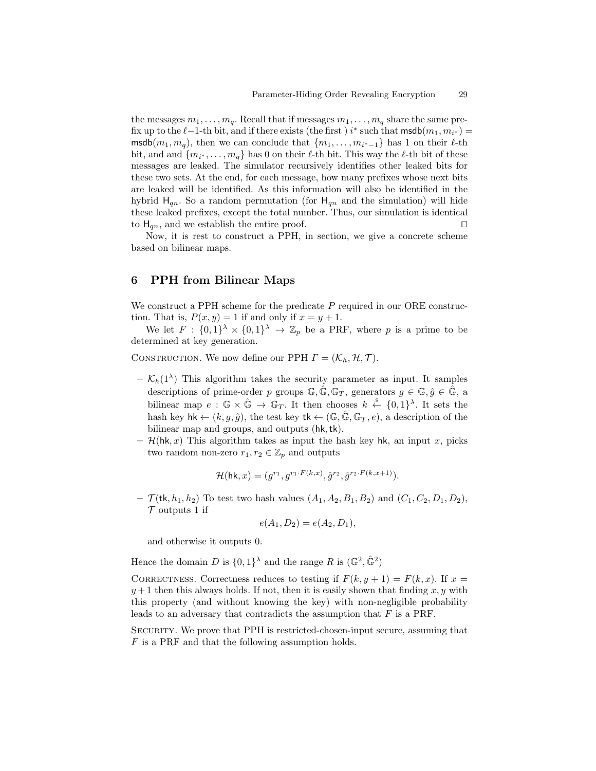the messages $m_1, \ldots, m_q$. Recall that if messages $m_1, \ldots, m_q$ share the same prefix up to the $\ell-1$-th bit, and if there exists (the first ) $i^*$ such that $\mathsf{msdb}(m_1, m_{i^*}) = \mathsf{msdb}(m_1, m_q)$, then we can conclude that $\{m_1, \ldots, m_{i^*-1}\}$ has 1 on their $\ell$-th bit, and and $\{m_{i^*}, \ldots, m_q\}$ has 0 on their $\ell$-th bit. This way the $\ell$-th bit of these messages are leaked. The simulator recursively identifies other leaked bits for these two sets. At the end, for each message, how many prefixes whose next bits are leaked will be identified. As this information will also be identified in the hybrid $\mathsf{H}_{qn}$. So a random permutation (for $\mathsf{H}_{qn}$ and the simulation) will hide these leaked prefixes, except the total number. Thus, our simulation is identical to $\mathsf{H}_{qn}$, and we establish the entire proof. □

Now, it is rest to construct a PPH, in section, we give a concrete scheme based on bilinear maps.

## 6 PPH from Bilinear Maps

We construct a PPH scheme for the predicate $P$ required in our ORE construction. That is, $P(x, y) = 1$ if and only if $x = y + 1$.

We let $F : \{0,1\}^\lambda \times \{0,1\}^\lambda \to \mathbb{Z}_p$ be a PRF, where $p$ is a prime to be determined at key generation.

Construction. We now define our PPH $\Gamma = (\mathcal{K}_h, \mathcal{H}, \mathcal{T})$.

- $\mathcal{K}_h(1^\lambda)$ This algorithm takes the security parameter as input. It samples descriptions of prime-order $p$ groups $\mathbb{G}, \hat{\mathbb{G}}, \mathbb{G}_T$, generators $g \in \mathbb{G}, \hat{g} \in \hat{\mathbb{G}}$, a bilinear map $e : \mathbb{G} \times \hat{\mathbb{G}} \to \mathbb{G}_T$. It then chooses $k \xleftarrow{\$} \{0,1\}^\lambda$. It sets the hash key $\mathsf{hk} \leftarrow (k, g, \hat{g})$, the test key $\mathsf{tk} \leftarrow (\mathbb{G}, \hat{\mathbb{G}}, \mathbb{G}_T, e)$, a description of the bilinear map and groups, and outputs $(\mathsf{hk}, \mathsf{tk})$.
- $\mathcal{H}(\mathsf{hk}, x)$ This algorithm takes as input the hash key $\mathsf{hk}$, an input $x$, picks two random non-zero $r_1, r_2 \in \mathbb{Z}_p$ and outputs

$$\mathcal{H}(\mathsf{hk}, x) = (g^{r_1}, g^{r_1 \cdot F(k,x)}, \hat{g}^{r_2}, \hat{g}^{r_2 \cdot F(k,x+1)}).$$

- $\mathcal{T}(\mathsf{tk}, h_1, h_2)$ To test two hash values $(A_1, A_2, B_1, B_2)$ and $(C_1, C_2, D_1, D_2)$, $\mathcal{T}$ outputs 1 if

$$e(A_1, D_2) = e(A_2, D_1),$$

  and otherwise it outputs 0.

Hence the domain $D$ is $\{0,1\}^\lambda$ and the range $R$ is $(\mathbb{G}^2, \hat{\mathbb{G}}^2)$

Correctness. Correctness reduces to testing if $F(k, y+1) = F(k, x)$. If $x = y + 1$ then this always holds. If not, then it is easily shown that finding $x, y$ with this property (and without knowing the key) with non-negligible probability leads to an adversary that contradicts the assumption that $F$ is a PRF.

Security. We prove that PPH is restricted-chosen-input secure, assuming that $F$ is a PRF and that the following assumption holds.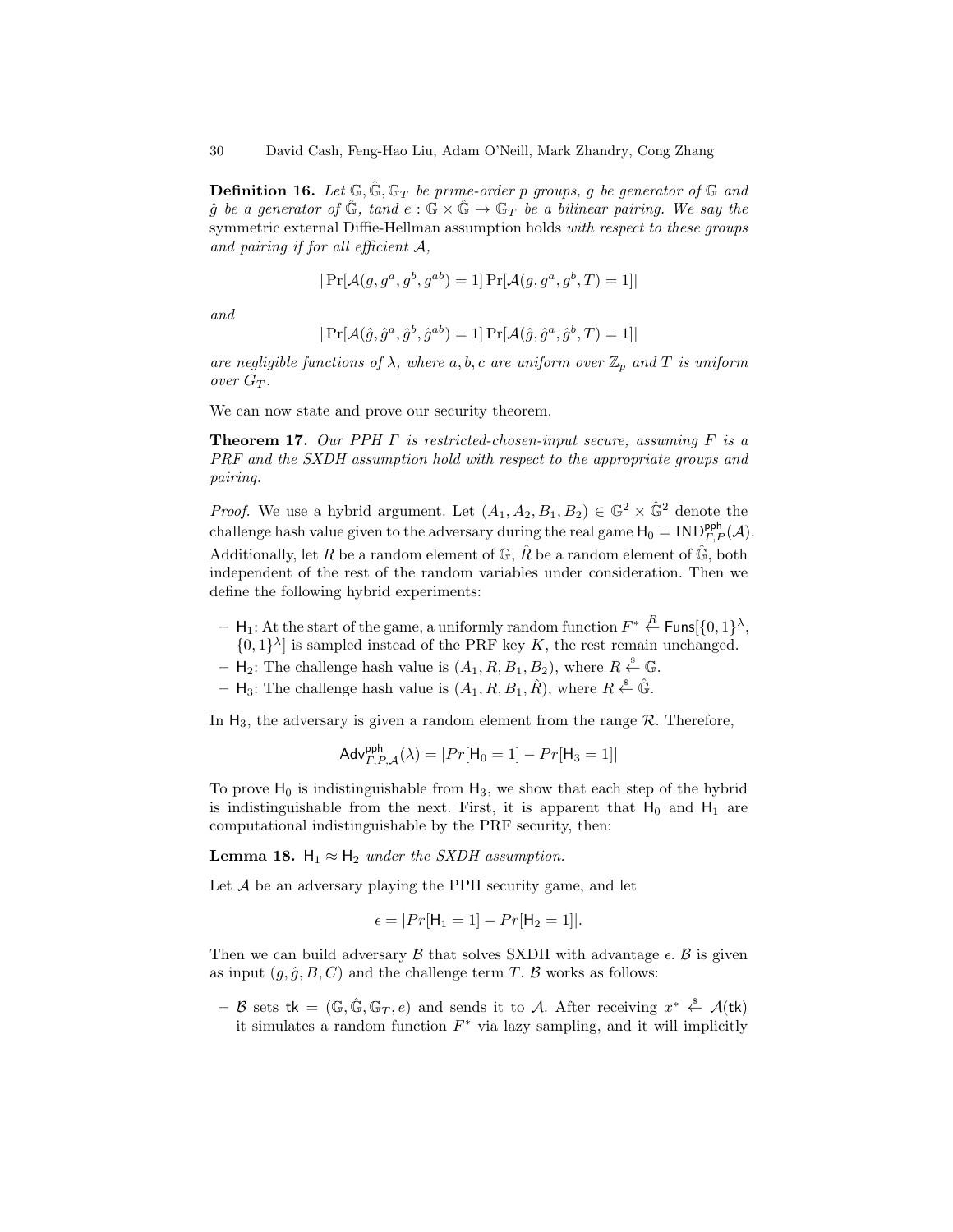**Definition 16.** *Let $\mathbb{G}, \hat{\mathbb{G}}, \mathbb{G}_T$ be prime-order p groups, g be generator of $\mathbb{G}$ and $\hat{g}$ be a generator of $\hat{\mathbb{G}}$, tand $e : \mathbb{G} \times \hat{\mathbb{G}} \to \mathbb{G}_T$ be a bilinear pairing. We say the* symmetric external Diffie-Hellman assumption holds *with respect to these groups and pairing if for all efficient $\mathcal{A}$,*

$$|\Pr[\mathcal{A}(g, g^a, g^b, g^{ab}) = 1] \Pr[\mathcal{A}(g, g^a, g^b, T) = 1]|$$

*and*

$$|\Pr[\mathcal{A}(\hat{g}, \hat{g}^a, \hat{g}^b, \hat{g}^{ab}) = 1] \Pr[\mathcal{A}(\hat{g}, \hat{g}^a, \hat{g}^b, T) = 1]|$$

*are negligible functions of $\lambda$, where $a, b, c$ are uniform over $\mathbb{Z}_p$ and $T$ is uniform over $G_T$.*

We can now state and prove our security theorem.

**Theorem 17.** *Our PPH $\Gamma$ is restricted-chosen-input secure, assuming F is a PRF and the SXDH assumption hold with respect to the appropriate groups and pairing.*

*Proof.* We use a hybrid argument. Let $(A_1, A_2, B_1, B_2) \in \mathbb{G}^2 \times \hat{\mathbb{G}}^2$ denote the challenge hash value given to the adversary during the real game $\mathsf{H}_0 = \mathrm{IND}^{\mathsf{pph}}_{\Gamma,P}(\mathcal{A})$. Additionally, let $R$ be a random element of $\mathbb{G}$, $\hat{R}$ be a random element of $\hat{\mathbb{G}}$, both independent of the rest of the random variables under consideration. Then we define the following hybrid experiments:

- $\mathsf{H}_1$: At the start of the game, a uniformly random function $F^* \xleftarrow{R} \mathsf{Funs}[\{0,1\}^\lambda, \{0,1\}^\lambda]$ is sampled instead of the PRF key $K$, the rest remain unchanged.
- $\mathsf{H}_2$: The challenge hash value is $(A_1, R, B_1, B_2)$, where $R \xleftarrow{\$} \mathbb{G}$.
- $\mathsf{H}_3$: The challenge hash value is $(A_1, R, B_1, \hat{R})$, where $R \xleftarrow{\$} \hat{\mathbb{G}}$.

In $\mathsf{H}_3$, the adversary is given a random element from the range $\mathcal{R}$. Therefore,

$$\mathsf{Adv}^{\mathsf{pph}}_{\Gamma,P,\mathcal{A}}(\lambda) = |Pr[\mathsf{H}_0 = 1] - Pr[\mathsf{H}_3 = 1]|$$

To prove $\mathsf{H}_0$ is indistinguishable from $\mathsf{H}_3$, we show that each step of the hybrid is indistinguishable from the next. First, it is apparent that $\mathsf{H}_0$ and $\mathsf{H}_1$ are computational indistinguishable by the PRF security, then:

**Lemma 18.** $\mathsf{H}_1 \approx \mathsf{H}_2$ *under the SXDH assumption.*

Let $\mathcal{A}$ be an adversary playing the PPH security game, and let

$$\epsilon = |Pr[\mathsf{H}_1 = 1] - Pr[\mathsf{H}_2 = 1]|.$$

Then we can build adversary $\mathcal{B}$ that solves SXDH with advantage $\epsilon$. $\mathcal{B}$ is given as input $(g, \hat{g}, B, C)$ and the challenge term $T$. $\mathcal{B}$ works as follows:

- $\mathcal{B}$ sets $\mathsf{tk} = (\mathbb{G}, \hat{\mathbb{G}}, \mathbb{G}_T, e)$ and sends it to $\mathcal{A}$. After receiving $x^* \xleftarrow{\$} \mathcal{A}(\mathsf{tk})$ it simulates a random function $F^*$ via lazy sampling, and it will implicitly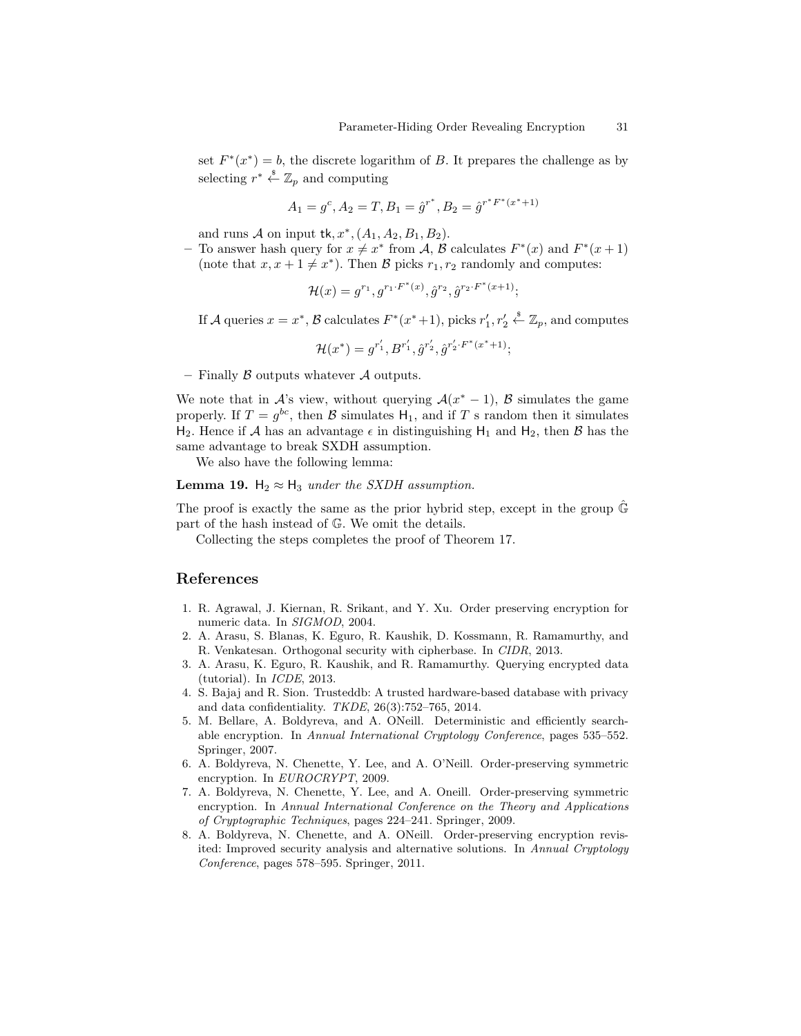set $F^*(x^*) = b$, the discrete logarithm of $B$. It prepares the challenge as by selecting $r^* \xleftarrow{\$} \mathbb{Z}_p$ and computing

$$A_1 = g^c, A_2 = T, B_1 = \hat{g}^{r^*}, B_2 = \hat{g}^{r^* F^*(x^*+1)}$$

and runs $\mathcal{A}$ on input $\mathsf{tk}, x^*, (A_1, A_2, B_1, B_2)$.

– To answer hash query for $x \neq x^*$ from $\mathcal{A}$, $\mathcal{B}$ calculates $F^*(x)$ and $F^*(x+1)$ (note that $x, x+1 \neq x^*$). Then $\mathcal{B}$ picks $r_1, r_2$ randomly and computes:

$$\mathcal{H}(x) = g^{r_1}, g^{r_1 \cdot F^*(x)}, \hat{g}^{r_2}, \hat{g}^{r_2 \cdot F^*(x+1)};$$

If $\mathcal{A}$ queries $x = x^*$, $\mathcal{B}$ calculates $F^*(x^*+1)$, picks $r_1', r_2' \xleftarrow{\$} \mathbb{Z}_p$, and computes

$$\mathcal{H}(x^*) = g^{r_1'}, B^{r_1'}, \hat{g}^{r_2'}, \hat{g}^{r_2' \cdot F^*(x^*+1)};$$

– Finally $\mathcal{B}$ outputs whatever $\mathcal{A}$ outputs.

We note that in $\mathcal{A}$'s view, without querying $\mathcal{A}(x^* - 1)$, $\mathcal{B}$ simulates the game properly. If $T = g^{bc}$, then $\mathcal{B}$ simulates $\mathsf{H}_1$, and if $T$ s random then it simulates $\mathsf{H}_2$. Hence if $\mathcal{A}$ has an advantage $\epsilon$ in distinguishing $\mathsf{H}_1$ and $\mathsf{H}_2$, then $\mathcal{B}$ has the same advantage to break SXDH assumption.

We also have the following lemma:

**Lemma 19.** $\mathsf{H}_2 \approx \mathsf{H}_3$ *under the SXDH assumption.*

The proof is exactly the same as the prior hybrid step, except in the group $\hat{\mathbb{G}}$ part of the hash instead of $\mathbb{G}$. We omit the details.

Collecting the steps completes the proof of Theorem 17.

## References

1. R. Agrawal, J. Kiernan, R. Srikant, and Y. Xu. Order preserving encryption for numeric data. In *SIGMOD*, 2004.
2. A. Arasu, S. Blanas, K. Eguro, R. Kaushik, D. Kossmann, R. Ramamurthy, and R. Venkatesan. Orthogonal security with cipherbase. In *CIDR*, 2013.
3. A. Arasu, K. Eguro, R. Kaushik, and R. Ramamurthy. Querying encrypted data (tutorial). In *ICDE*, 2013.
4. S. Bajaj and R. Sion. Trusteddb: A trusted hardware-based database with privacy and data confidentiality. *TKDE*, 26(3):752–765, 2014.
5. M. Bellare, A. Boldyreva, and A. ONeill. Deterministic and efficiently searchable encryption. In *Annual International Cryptology Conference*, pages 535–552. Springer, 2007.
6. A. Boldyreva, N. Chenette, Y. Lee, and A. O'Neill. Order-preserving symmetric encryption. In *EUROCRYPT*, 2009.
7. A. Boldyreva, N. Chenette, Y. Lee, and A. Oneill. Order-preserving symmetric encryption. In *Annual International Conference on the Theory and Applications of Cryptographic Techniques*, pages 224–241. Springer, 2009.
8. A. Boldyreva, N. Chenette, and A. ONeill. Order-preserving encryption revisited: Improved security analysis and alternative solutions. In *Annual Cryptology Conference*, pages 578–595. Springer, 2011.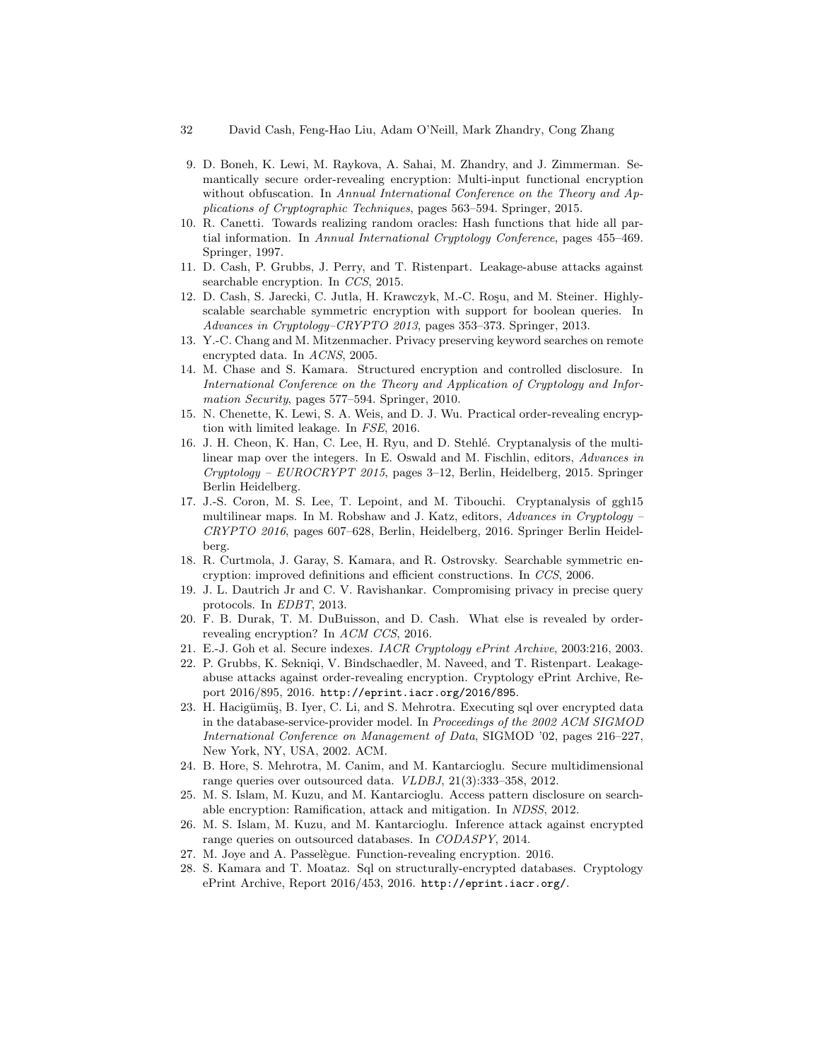9. D. Boneh, K. Lewi, M. Raykova, A. Sahai, M. Zhandry, and J. Zimmerman. Semantically secure order-revealing encryption: Multi-input functional encryption without obfuscation. In *Annual International Conference on the Theory and Applications of Cryptographic Techniques*, pages 563–594. Springer, 2015.
10. R. Canetti. Towards realizing random oracles: Hash functions that hide all partial information. In *Annual International Cryptology Conference*, pages 455–469. Springer, 1997.
11. D. Cash, P. Grubbs, J. Perry, and T. Ristenpart. Leakage-abuse attacks against searchable encryption. In *CCS*, 2015.
12. D. Cash, S. Jarecki, C. Jutla, H. Krawczyk, M.-C. Roşu, and M. Steiner. Highly-scalable searchable symmetric encryption with support for boolean queries. In *Advances in Cryptology–CRYPTO 2013*, pages 353–373. Springer, 2013.
13. Y.-C. Chang and M. Mitzenmacher. Privacy preserving keyword searches on remote encrypted data. In *ACNS*, 2005.
14. M. Chase and S. Kamara. Structured encryption and controlled disclosure. In *International Conference on the Theory and Application of Cryptology and Information Security*, pages 577–594. Springer, 2010.
15. N. Chenette, K. Lewi, S. A. Weis, and D. J. Wu. Practical order-revealing encryption with limited leakage. In *FSE*, 2016.
16. J. H. Cheon, K. Han, C. Lee, H. Ryu, and D. Stehlé. Cryptanalysis of the multilinear map over the integers. In E. Oswald and M. Fischlin, editors, *Advances in Cryptology – EUROCRYPT 2015*, pages 3–12, Berlin, Heidelberg, 2015. Springer Berlin Heidelberg.
17. J.-S. Coron, M. S. Lee, T. Lepoint, and M. Tibouchi. Cryptanalysis of ggh15 multilinear maps. In M. Robshaw and J. Katz, editors, *Advances in Cryptology – CRYPTO 2016*, pages 607–628, Berlin, Heidelberg, 2016. Springer Berlin Heidelberg.
18. R. Curtmola, J. Garay, S. Kamara, and R. Ostrovsky. Searchable symmetric encryption: improved definitions and efficient constructions. In *CCS*, 2006.
19. J. L. Dautrich Jr and C. V. Ravishankar. Compromising privacy in precise query protocols. In *EDBT*, 2013.
20. F. B. Durak, T. M. DuBuisson, and D. Cash. What else is revealed by order-revealing encryption? In *ACM CCS*, 2016.
21. E.-J. Goh et al. Secure indexes. *IACR Cryptology ePrint Archive*, 2003:216, 2003.
22. P. Grubbs, K. Sekniqi, V. Bindschaedler, M. Naveed, and T. Ristenpart. Leakage-abuse attacks against order-revealing encryption. Cryptology ePrint Archive, Report 2016/895, 2016. http://eprint.iacr.org/2016/895.
23. H. Hacigümüş, B. Iyer, C. Li, and S. Mehrotra. Executing sql over encrypted data in the database-service-provider model. In *Proceedings of the 2002 ACM SIGMOD International Conference on Management of Data*, SIGMOD '02, pages 216–227, New York, NY, USA, 2002. ACM.
24. B. Hore, S. Mehrotra, M. Canim, and M. Kantarcioglu. Secure multidimensional range queries over outsourced data. *VLDBJ*, 21(3):333–358, 2012.
25. M. S. Islam, M. Kuzu, and M. Kantarcioglu. Access pattern disclosure on searchable encryption: Ramification, attack and mitigation. In *NDSS*, 2012.
26. M. S. Islam, M. Kuzu, and M. Kantarcioglu. Inference attack against encrypted range queries on outsourced databases. In *CODASPY*, 2014.
27. M. Joye and A. Passelègue. Function-revealing encryption. 2016.
28. S. Kamara and T. Moataz. Sql on structurally-encrypted databases. Cryptology ePrint Archive, Report 2016/453, 2016. http://eprint.iacr.org/.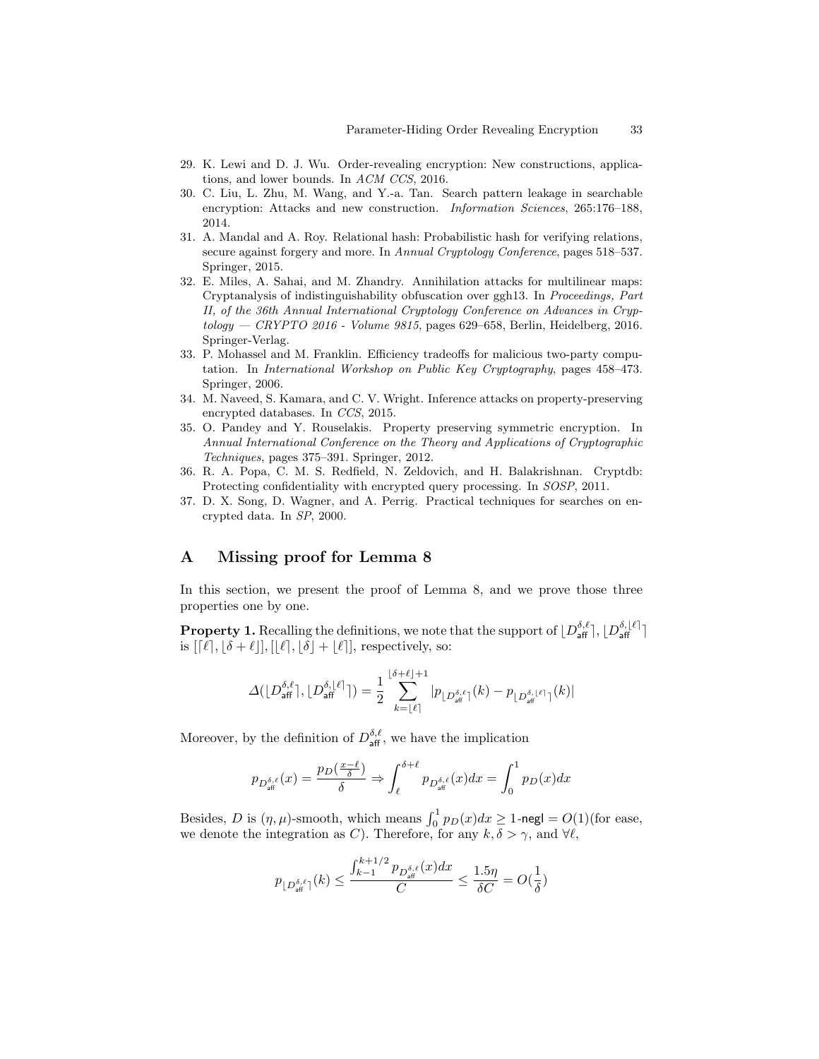29. K. Lewi and D. J. Wu. Order-revealing encryption: New constructions, applications, and lower bounds. In *ACM CCS*, 2016.
30. C. Liu, L. Zhu, M. Wang, and Y.-a. Tan. Search pattern leakage in searchable encryption: Attacks and new construction. *Information Sciences*, 265:176–188, 2014.
31. A. Mandal and A. Roy. Relational hash: Probabilistic hash for verifying relations, secure against forgery and more. In *Annual Cryptology Conference*, pages 518–537. Springer, 2015.
32. E. Miles, A. Sahai, and M. Zhandry. Annihilation attacks for multilinear maps: Cryptanalysis of indistinguishability obfuscation over ggh13. In *Proceedings, Part II, of the 36th Annual International Cryptology Conference on Advances in Cryptology — CRYPTO 2016 - Volume 9815*, pages 629–658, Berlin, Heidelberg, 2016. Springer-Verlag.
33. P. Mohassel and M. Franklin. Efficiency tradeoffs for malicious two-party computation. In *International Workshop on Public Key Cryptography*, pages 458–473. Springer, 2006.
34. M. Naveed, S. Kamara, and C. V. Wright. Inference attacks on property-preserving encrypted databases. In *CCS*, 2015.
35. O. Pandey and Y. Rouselakis. Property preserving symmetric encryption. In *Annual International Conference on the Theory and Applications of Cryptographic Techniques*, pages 375–391. Springer, 2012.
36. R. A. Popa, C. M. S. Redfield, N. Zeldovich, and H. Balakrishnan. Cryptdb: Protecting confidentiality with encrypted query processing. In *SOSP*, 2011.
37. D. X. Song, D. Wagner, and A. Perrig. Practical techniques for searches on encrypted data. In *SP*, 2000.

# A Missing proof for Lemma 8

In this section, we present the proof of Lemma 8, and we prove those three properties one by one.

**Property 1.** Recalling the definitions, we note that the support of $\lfloor D_{\mathsf{aff}}^{\delta,\ell} \rceil, \lfloor D_{\mathsf{aff}}^{\delta,\lfloor \ell \rceil} \rceil$ is $[\lceil \ell \rceil, \lfloor \delta + \ell \rfloor], [\lfloor \ell \rceil, \lfloor \delta \rfloor + \lfloor \ell \rceil]$, respectively, so:

$$\Delta(\lfloor D_{\mathsf{aff}}^{\delta,\ell} \rceil, \lfloor D_{\mathsf{aff}}^{\delta,\lfloor \ell \rceil} \rceil) = \frac{1}{2} \sum_{k=\lfloor \ell \rceil}^{\lfloor \delta + \ell \rfloor + 1} |p_{\lfloor D_{\mathsf{aff}}^{\delta,\ell} \rceil}(k) - p_{\lfloor D_{\mathsf{aff}}^{\delta,\lfloor \ell \rceil} \rceil}(k)|$$

Moreover, by the definition of $D_{\mathsf{aff}}^{\delta,\ell}$, we have the implication

$$p_{D_{\mathsf{aff}}^{\delta,\ell}}(x) = \frac{p_D(\frac{x-\ell}{\delta})}{\delta} \Rightarrow \int_{\ell}^{\delta+\ell} p_{D_{\mathsf{aff}}^{\delta,\ell}}(x)dx = \int_0^1 p_D(x)dx$$

Besides, $D$ is $(\eta, \mu)$-smooth, which means $\int_0^1 p_D(x)dx \geq 1\text{-}\mathsf{negl} = O(1)$(for ease, we denote the integration as $C$). Therefore, for any $k, \delta > \gamma$, and $\forall \ell$,

$$p_{\lfloor D_{\mathsf{aff}}^{\delta,\ell} \rceil}(k) \leq \frac{\int_{k-1}^{k+1/2} p_{D_{\mathsf{aff}}^{\delta,\ell}}(x)dx}{C} \leq \frac{1.5\eta}{\delta C} = O(\frac{1}{\delta})$$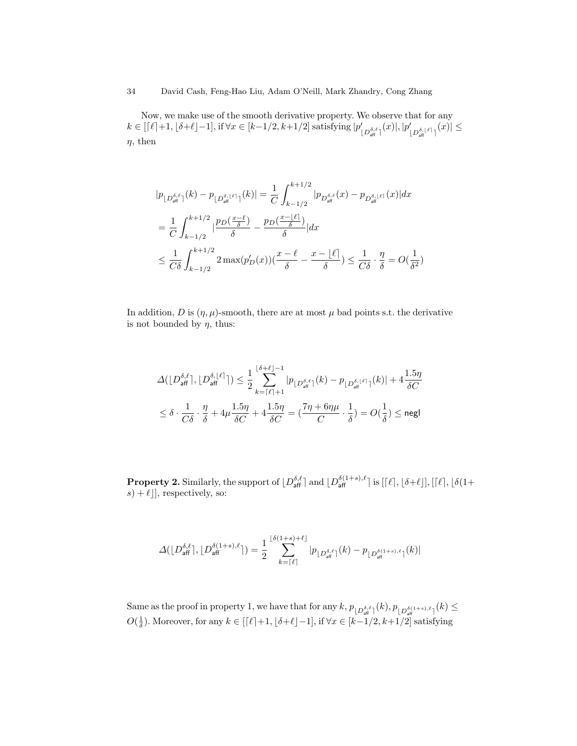Now, we make use of the smooth derivative property. We observe that for any $k \in [\lceil \ell \rceil+1, \lfloor \delta+\ell \rfloor-1]$, if $\forall x \in [k-1/2, k+1/2]$ satisfying $|p'_{\lfloor D_{\mathsf{aff}}^{\delta,\ell} \rceil}(x)|, |p'_{\lfloor D_{\mathsf{aff}}^{\delta,\lfloor \ell \rceil} \rceil}(x)| \leq \eta$, then

$$
\begin{aligned}
&|p_{\lfloor D_{\mathsf{aff}}^{\delta,\ell} \rceil}(k) - p_{\lfloor D_{\mathsf{aff}}^{\delta,\lfloor \ell \rceil} \rceil}(k)| = \frac{1}{C} \int_{k-1/2}^{k+1/2} |p_{D_{\mathsf{aff}}^{\delta,\ell}}(x) - p_{D_{\mathsf{aff}}^{\delta,\lfloor \ell \rceil}}(x)| dx \\
&= \frac{1}{C} \int_{k-1/2}^{k+1/2} |\frac{p_D(\frac{x-\ell}{\delta})}{\delta} - \frac{p_D(\frac{x-\lfloor \ell \rceil}{\delta})}{\delta}| dx \\
&\leq \frac{1}{C\delta} \int_{k-1/2}^{k+1/2} 2\max(p'_D(x))(\frac{x-\ell}{\delta} - \frac{x - \lfloor \ell \rceil}{\delta}) \leq \frac{1}{C\delta} \cdot \frac{\eta}{\delta} = O(\frac{1}{\delta^2})
\end{aligned}
$$

In addition, $D$ is $(\eta, \mu)$-smooth, there are at most $\mu$ bad points s.t. the derivative is not bounded by $\eta$, thus:

$$
\begin{aligned}
&\Delta(\lfloor D_{\mathsf{aff}}^{\delta,\ell} \rceil, \lfloor D_{\mathsf{aff}}^{\delta,\lfloor \ell \rceil} \rceil) \leq \frac{1}{2} \sum_{k=\lceil \ell \rceil+1}^{\lfloor \delta+\ell \rfloor-1} |p_{\lfloor D_{\mathsf{aff}}^{\delta,\ell} \rceil}(k) - p_{\lfloor D_{\mathsf{aff}}^{\delta,\lfloor \ell \rceil} \rceil}(k)| + 4\frac{1.5\eta}{\delta C} \\
&\leq \delta \cdot \frac{1}{C\delta} \cdot \frac{\eta}{\delta} + 4\mu \frac{1.5\eta}{\delta C} + 4\frac{1.5\eta}{\delta C} = (\frac{7\eta + 6\eta\mu}{C} \cdot \frac{1}{\delta}) = O(\frac{1}{\delta}) \leq \mathsf{negl}
\end{aligned}
$$

**Property 2.** Similarly, the support of $\lfloor D_{\mathsf{aff}}^{\delta,\ell} \rceil$ and $\lfloor D_{\mathsf{aff}}^{\delta(1+s),\ell} \rceil$ is $[\lceil \ell \rceil, \lfloor \delta+\ell \rfloor], [\lceil \ell \rceil, \lfloor \delta(1+s)+\ell \rfloor]$, respectively, so:

$$
\Delta(\lfloor D_{\mathsf{aff}}^{\delta,\ell} \rceil, \lfloor D_{\mathsf{aff}}^{\delta(1+s),\ell} \rceil) = \frac{1}{2} \sum_{k=\lceil \ell \rceil}^{\lfloor \delta(1+s)+\ell \rfloor} |p_{\lfloor D_{\mathsf{aff}}^{\delta,\ell} \rceil}(k) - p_{\lfloor D_{\mathsf{aff}}^{\delta(1+s),\ell} \rceil}(k)|
$$

Same as the proof in property 1, we have that for any $k$, $p_{\lfloor D_{\mathsf{aff}}^{\delta,\ell} \rceil}(k), p_{\lfloor D_{\mathsf{aff}}^{\delta(1+s),\ell} \rceil}(k) \leq O(\frac{1}{\delta})$. Moreover, for any $k \in [\lceil \ell \rceil+1, \lfloor \delta+\ell \rfloor-1]$, if $\forall x \in [k-1/2, k+1/2]$ satisfying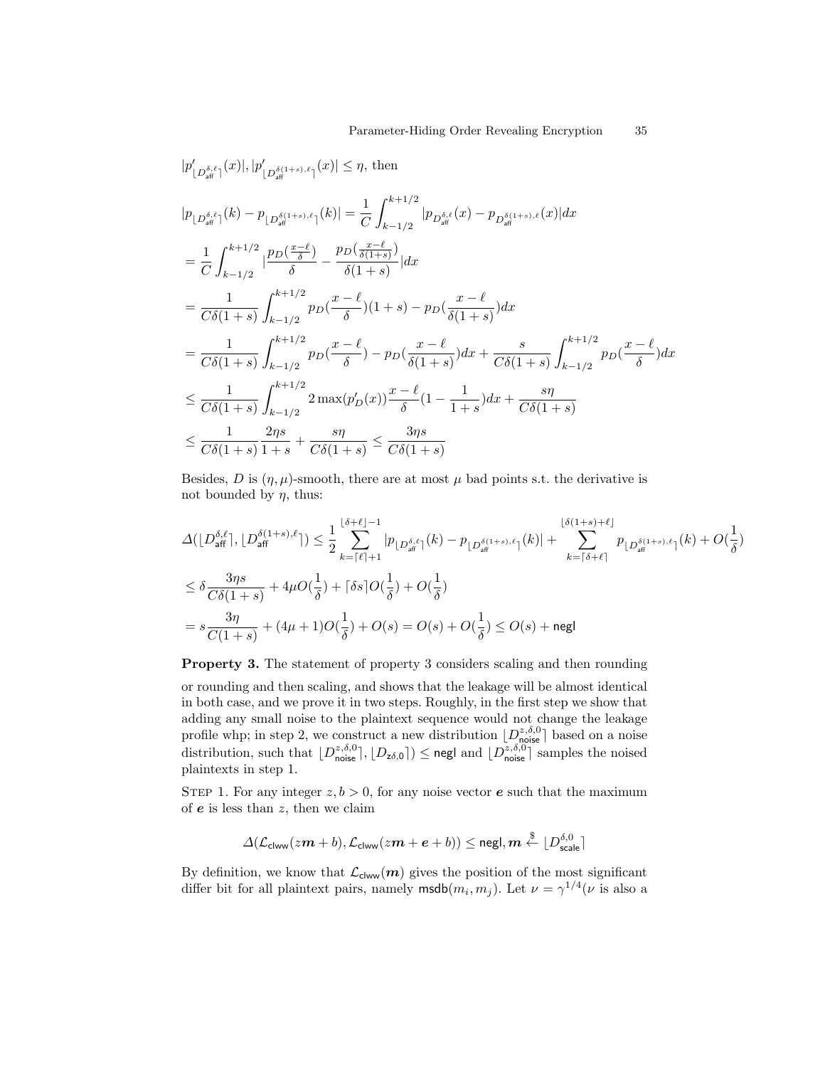$|p'_{\lfloor D_{\mathsf{aff}}^{\delta,\ell}\rceil}(x)|, |p'_{\lfloor D_{\mathsf{aff}}^{\delta(1+s),\ell}\rceil}(x)| \leq \eta$, then

$$
\begin{aligned}
&|p_{\lfloor D_{\mathsf{aff}}^{\delta,\ell}\rceil}(k) - p_{\lfloor D_{\mathsf{aff}}^{\delta(1+s),\ell}\rceil}(k)| = \frac{1}{C}\int_{k-1/2}^{k+1/2} |p_{D_{\mathsf{aff}}^{\delta,\ell}}(x) - p_{D_{\mathsf{aff}}^{\delta(1+s),\ell}}(x)|dx \\
&= \frac{1}{C}\int_{k-1/2}^{k+1/2} |\frac{p_D(\frac{x-\ell}{\delta})}{\delta} - \frac{p_D(\frac{x-\ell}{\delta(1+s)})}{\delta(1+s)}|dx \\
&= \frac{1}{C\delta(1+s)}\int_{k-1/2}^{k+1/2} p_D(\frac{x-\ell}{\delta})(1+s) - p_D(\frac{x-\ell}{\delta(1+s)})dx \\
&= \frac{1}{C\delta(1+s)}\int_{k-1/2}^{k+1/2} p_D(\frac{x-\ell}{\delta}) - p_D(\frac{x-\ell}{\delta(1+s)})dx + \frac{s}{C\delta(1+s)}\int_{k-1/2}^{k+1/2} p_D(\frac{x-\ell}{\delta})dx \\
&\leq \frac{1}{C\delta(1+s)}\int_{k-1/2}^{k+1/2} 2\max(p'_D(x))\frac{x-\ell}{\delta}(1-\frac{1}{1+s})dx + \frac{s\eta}{C\delta(1+s)} \\
&\leq \frac{1}{C\delta(1+s)}\frac{2\eta s}{1+s} + \frac{s\eta}{C\delta(1+s)} \leq \frac{3\eta s}{C\delta(1+s)}
\end{aligned}
$$

Besides, $D$ is $(\eta,\mu)$-smooth, there are at most $\mu$ bad points s.t. the derivative is not bounded by $\eta$, thus:

$$
\begin{aligned}
&\Delta(\lfloor D_{\mathsf{aff}}^{\delta,\ell}\rceil, \lfloor D_{\mathsf{aff}}^{\delta(1+s),\ell}\rceil) \leq \frac{1}{2}\sum_{k=\lceil \ell\rceil+1}^{\lfloor \delta+\ell\rfloor-1} |p_{\lfloor D_{\mathsf{aff}}^{\delta,\ell}\rceil}(k) - p_{\lfloor D_{\mathsf{aff}}^{\delta(1+s),\ell}\rceil}(k)| + \sum_{k=\lceil \delta+\ell\rceil}^{\lfloor \delta(1+s)+\ell\rfloor} p_{\lfloor D_{\mathsf{aff}}^{\delta(1+s),\ell}\rceil}(k) + O(\frac{1}{\delta}) \\
&\leq \delta\frac{3\eta s}{C\delta(1+s)} + 4\mu O(\frac{1}{\delta}) + \lceil \delta s\rceil O(\frac{1}{\delta}) + O(\frac{1}{\delta}) \\
&= s\frac{3\eta}{C(1+s)} + (4\mu+1)O(\frac{1}{\delta}) + O(s) = O(s) + O(\frac{1}{\delta}) \leq O(s) + \mathsf{negl}
\end{aligned}
$$

**Property 3.** The statement of property 3 considers scaling and then rounding or rounding and then scaling, and shows that the leakage will be almost identical in both case, and we prove it in two steps. Roughly, in the first step we show that adding any small noise to the plaintext sequence would not change the leakage profile whp; in step 2, we construct a new distribution $\lfloor D_{\mathsf{noise}}^{z,\delta,0}\rceil$ based on a noise distribution, such that $\lfloor D_{\mathsf{noise}}^{z,\delta,0}\rceil, \lfloor D_{\mathsf{z\delta,0}}\rceil) \leq \mathsf{negl}$ and $\lfloor D_{\mathsf{noise}}^{z,\delta,0}\rceil$ samples the noised plaintexts in step 1.

Step 1. For any integer $z, b > 0$, for any noise vector $\boldsymbol{e}$ such that the maximum of $\boldsymbol{e}$ is less than $z$, then we claim

$$
\Delta(\mathcal{L}_{\mathsf{clww}}(z\boldsymbol{m}+b), \mathcal{L}_{\mathsf{clww}}(z\boldsymbol{m}+\boldsymbol{e}+b)) \leq \mathsf{negl}, \boldsymbol{m} \xleftarrow{\$} \lfloor D_{\mathsf{scale}}^{\delta,0}\rceil
$$

By definition, we know that $\mathcal{L}_{\mathsf{clww}}(\boldsymbol{m})$ gives the position of the most significant differ bit for all plaintext pairs, namely $\mathsf{msdb}(m_i, m_j)$. Let $\nu = \gamma^{1/4}$($\nu$ is also a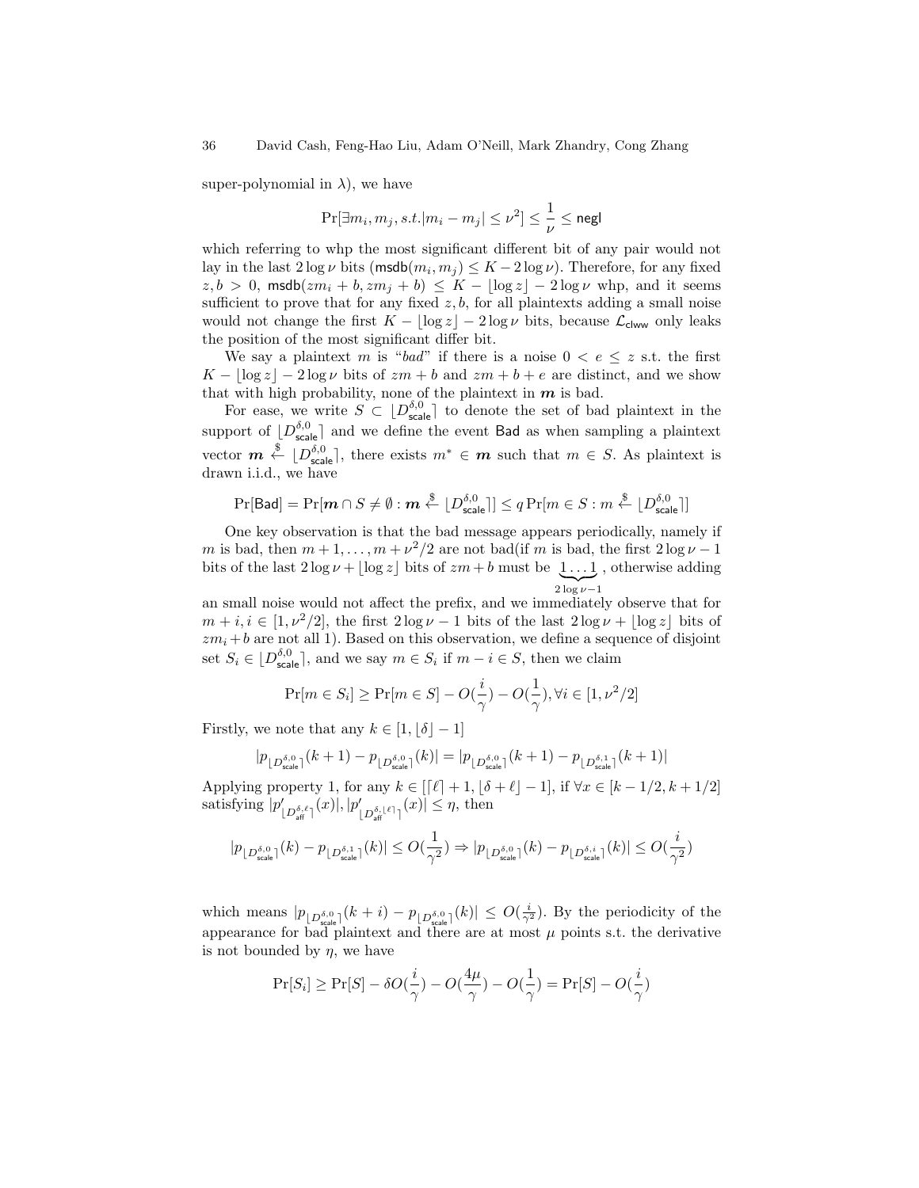super-polynomial in $\lambda$), we have

$$\Pr[\exists m_i, m_j, s.t. |m_i - m_j| \le \nu^2] \le \frac{1}{\nu} \le \mathsf{negl}$$

which referring to whp the most significant different bit of any pair would not lay in the last $2\log\nu$ bits ($\mathsf{msdb}(m_i, m_j) \le K - 2\log\nu$). Therefore, for any fixed $z, b > 0$, $\mathsf{msdb}(zm_i + b, zm_j + b) \le K - \lfloor \log z \rfloor - 2\log\nu$ whp, and it seems sufficient to prove that for any fixed $z, b$, for all plaintexts adding a small noise would not change the first $K - \lfloor \log z \rfloor - 2\log\nu$ bits, because $\mathcal{L}_{\mathsf{clww}}$ only leaks the position of the most significant differ bit.

We say a plaintext $m$ is "*bad*" if there is a noise $0 < e \le z$ s.t. the first $K - \lfloor \log z \rfloor - 2\log\nu$ bits of $zm + b$ and $zm + b + e$ are distinct, and we show that with high probability, none of the plaintext in $\boldsymbol{m}$ is bad.

For ease, we write $S \subset \lfloor D^{\delta,0}_{\mathsf{scale}} \rceil$ to denote the set of bad plaintext in the support of $\lfloor D^{\delta,0}_{\mathsf{scale}} \rceil$ and we define the event $\mathsf{Bad}$ as when sampling a plaintext vector $\boldsymbol{m} \xleftarrow{\$} \lfloor D^{\delta,0}_{\mathsf{scale}} \rceil$, there exists $m^* \in \boldsymbol{m}$ such that $m \in S$. As plaintext is drawn i.i.d., we have

$$\Pr[\mathsf{Bad}] = \Pr[\boldsymbol{m} \cap S \neq \emptyset : \boldsymbol{m} \xleftarrow{\$} \lfloor D^{\delta,0}_{\mathsf{scale}} \rceil] \le q \Pr[m \in S : m \xleftarrow{\$} \lfloor D^{\delta,0}_{\mathsf{scale}} \rceil]$$

One key observation is that the bad message appears periodically, namely if $m$ is bad, then $m+1, \ldots, m+\nu^2/2$ are not bad(if $m$ is bad, the first $2\log\nu - 1$ bits of the last $2\log\nu + \lfloor \log z \rfloor$ bits of $zm + b$ must be $\underbrace{1\ldots1}_{2\log\nu-1}$, otherwise adding an small noise would not affect the prefix, and we immediately observe that for $m + i, i \in [1, \nu^2/2]$, the first $2\log\nu - 1$ bits of the last $2\log\nu + \lfloor \log z \rfloor$ bits of $zm_i + b$ are not all 1). Based on this observation, we define a sequence of disjoint set $S_i \in \lfloor D^{\delta,0}_{\mathsf{scale}} \rceil$, and we say $m \in S_i$ if $m - i \in S$, then we claim

$$\Pr[m \in S_i] \ge \Pr[m \in S] - O(\frac{i}{\gamma}) - O(\frac{1}{\gamma}), \forall i \in [1, \nu^2/2]$$

Firstly, we note that any $k \in [1, \lfloor \delta \rfloor - 1]$

$$|p_{\lfloor D^{\delta,0}_{\mathsf{scale}} \rceil}(k+1) - p_{\lfloor D^{\delta,0}_{\mathsf{scale}} \rceil}(k)| = |p_{\lfloor D^{\delta,0}_{\mathsf{scale}} \rceil}(k+1) - p_{\lfloor D^{\delta,1}_{\mathsf{scale}} \rceil}(k+1)|$$

Applying property 1, for any $k \in [\lceil \ell \rceil + 1, \lfloor \delta + \ell \rfloor - 1]$, if $\forall x \in [k - 1/2, k + 1/2]$ satisfying $|p'_{\lfloor D^{\delta,\ell}_{\mathsf{aff}} \rceil}(x)|, |p'_{\lfloor D^{\delta,\lfloor \ell \rceil}_{\mathsf{aff}} \rceil}(x)| \le \eta$, then

$$|p_{\lfloor D^{\delta,0}_{\mathsf{scale}} \rceil}(k) - p_{\lfloor D^{\delta,1}_{\mathsf{scale}} \rceil}(k)| \le O(\frac{1}{\gamma^2}) \Rightarrow |p_{\lfloor D^{\delta,0}_{\mathsf{scale}} \rceil}(k) - p_{\lfloor D^{\delta,i}_{\mathsf{scale}} \rceil}(k)| \le O(\frac{i}{\gamma^2})$$

which means $|p_{\lfloor D^{\delta,0}_{\mathsf{scale}} \rceil}(k+i) - p_{\lfloor D^{\delta,0}_{\mathsf{scale}} \rceil}(k)| \le O(\frac{i}{\gamma^2})$. By the periodicity of the appearance for bad plaintext and there are at most $\mu$ points s.t. the derivative is not bounded by $\eta$, we have

$$\Pr[S_i] \ge \Pr[S] - \delta O(\frac{i}{\gamma}) - O(\frac{4\mu}{\gamma}) - O(\frac{1}{\gamma}) = \Pr[S] - O(\frac{i}{\gamma})$$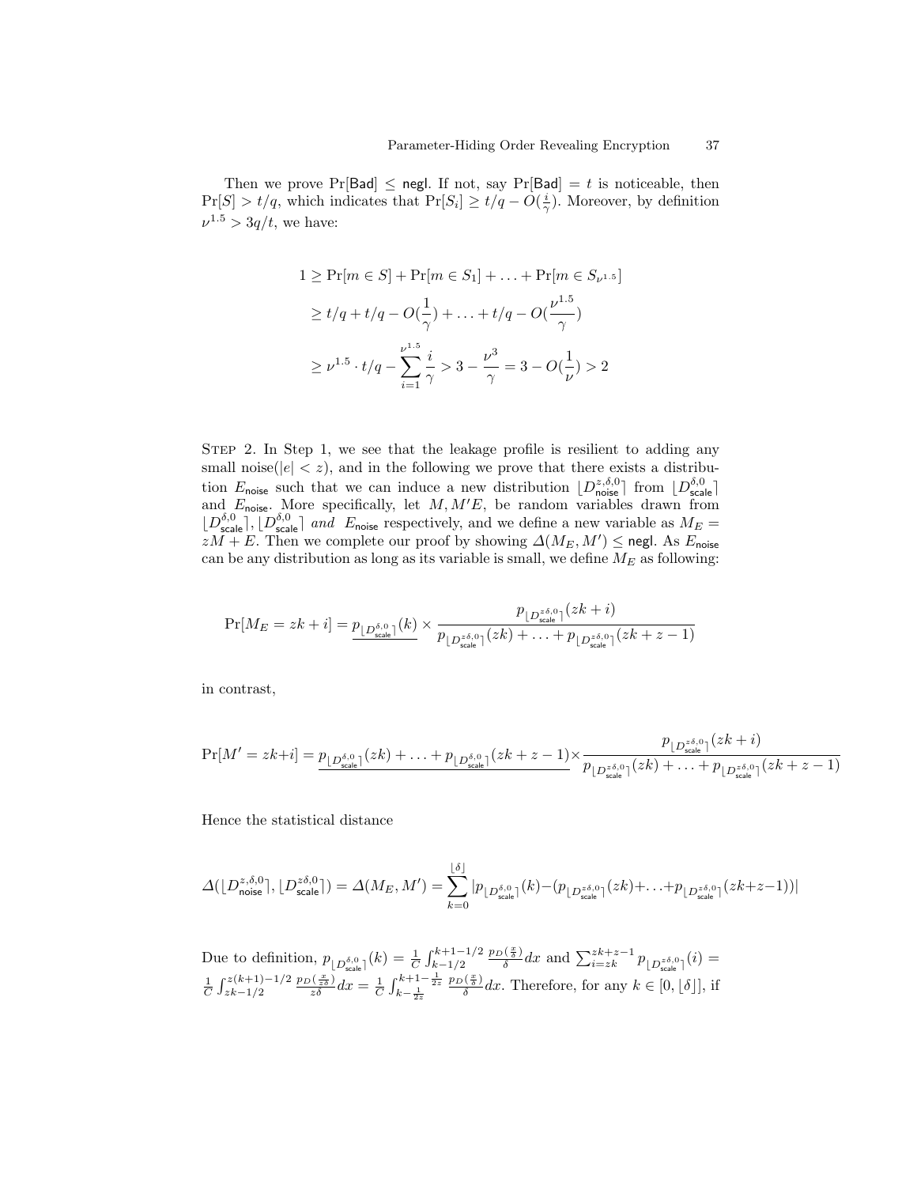Then we prove $\Pr[\mathsf{Bad}] \leq \mathsf{negl}$. If not, say $\Pr[\mathsf{Bad}] = t$ is noticeable, then $\Pr[S] > t/q$, which indicates that $\Pr[S_i] \geq t/q - O(\frac{i}{\gamma})$. Moreover, by definition $\nu^{1.5} > 3q/t$, we have:

$$
\begin{aligned}
1 &\geq \Pr[m \in S] + \Pr[m \in S_1] + \ldots + \Pr[m \in S_{\nu^{1.5}}] \\
&\geq t/q + t/q - O(\frac{1}{\gamma}) + \ldots + t/q - O(\frac{\nu^{1.5}}{\gamma}) \\
&\geq \nu^{1.5} \cdot t/q - \sum_{i=1}^{\nu^{1.5}} \frac{i}{\gamma} > 3 - \frac{\nu^3}{\gamma} = 3 - O(\frac{1}{\nu}) > 2
\end{aligned}
$$

Step 2. In Step 1, we see that the leakage profile is resilient to adding any small noise($|e| < z$), and in the following we prove that there exists a distribution $E_{\mathsf{noise}}$ such that we can induce a new distribution $\lfloor D^{z,\delta,0}_{\mathsf{noise}} \rceil$ from $\lfloor D^{\delta,0}_{\mathsf{scale}} \rceil$ and $E_{\mathsf{noise}}$. More specifically, let $M, M'E$, be random variables drawn from $\lfloor D^{\delta,0}_{\mathsf{scale}} \rceil, \lfloor D^{\delta,0}_{\mathsf{scale}} \rceil$ *and* $E_{\mathsf{noise}}$ respectively, and we define a new variable as $M_E = zM + E$. Then we complete our proof by showing $\Delta(M_E, M') \leq \mathsf{negl}$. As $E_{\mathsf{noise}}$ can be any distribution as long as its variable is small, we define $M_E$ as following:

$$
\Pr[M_E = zk + i] = \underline{p_{\lfloor D^{\delta,0}_{\mathsf{scale}} \rceil}(k)} \times \frac{p_{\lfloor D^{z\delta,0}_{\mathsf{scale}} \rceil}(zk + i)}{p_{\lfloor D^{z\delta,0}_{\mathsf{scale}} \rceil}(zk) + \ldots + p_{\lfloor D^{z\delta,0}_{\mathsf{scale}} \rceil}(zk + z - 1)}
$$

in contrast,

$$
\Pr[M' = zk+i] = \underline{p_{\lfloor D^{z\delta,0}_{\mathsf{scale}} \rceil}(zk) + \ldots + p_{\lfloor D^{z\delta,0}_{\mathsf{scale}} \rceil}(zk + z - 1)} \times \frac{p_{\lfloor D^{z\delta,0}_{\mathsf{scale}} \rceil}(zk + i)}{p_{\lfloor D^{z\delta,0}_{\mathsf{scale}} \rceil}(zk) + \ldots + p_{\lfloor D^{z\delta,0}_{\mathsf{scale}} \rceil}(zk + z - 1)}
$$

Hence the statistical distance

$$
\Delta(\lfloor D^{z,\delta,0}_{\mathsf{noise}} \rceil, \lfloor D^{z\delta,0}_{\mathsf{scale}} \rceil) = \Delta(M_E, M') = \sum_{k=0}^{\lfloor \delta \rfloor} |p_{\lfloor D^{\delta,0}_{\mathsf{scale}} \rceil}(k) - (p_{\lfloor D^{z\delta,0}_{\mathsf{scale}} \rceil}(zk) + \ldots + p_{\lfloor D^{z\delta,0}_{\mathsf{scale}} \rceil}(zk+z-1))|
$$

Due to definition, $p_{\lfloor D^{\delta,0}_{\mathsf{scale}} \rceil}(k) = \frac{1}{C} \int_{k-1/2}^{k+1-1/2} \frac{p_D(\frac{x}{\delta})}{\delta} dx$ and $\sum_{i=zk}^{zk+z-1} p_{\lfloor D^{z\delta,0}_{\mathsf{scale}} \rceil}(i) = \frac{1}{C} \int_{zk-1/2}^{z(k+1)-1/2} \frac{p_D(\frac{x}{z\delta})}{z\delta} dx = \frac{1}{C} \int_{k-\frac{1}{2z}}^{k+1-\frac{1}{2z}} \frac{p_D(\frac{x}{\delta})}{\delta} dx$. Therefore, for any $k \in [0, \lfloor \delta \rfloor]$, if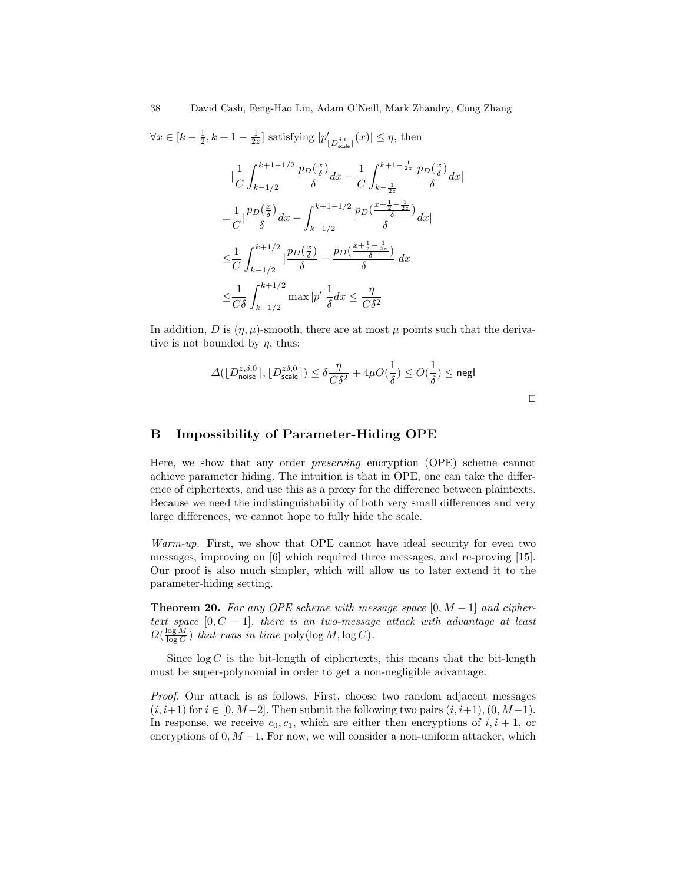$\forall x \in [k - \frac{1}{2}, k+1-\frac{1}{2z}]$ satisfying $|p'_{\lfloor D^{\delta,0}_{\mathsf{scale}} \rceil}(x)| \leq \eta$, then

$$
\begin{aligned}
&|\frac{1}{C}\int_{k-1/2}^{k+1-1/2} \frac{p_D(\frac{x}{\delta})}{\delta}dx - \frac{1}{C}\int_{k-\frac{1}{2z}}^{k+1-\frac{1}{2z}} \frac{p_D(\frac{x}{\delta})}{\delta}dx| \\
=&\frac{1}{C}|\frac{p_D(\frac{x}{\delta})}{\delta}dx - \int_{k-1/2}^{k+1-1/2} \frac{p_D(\frac{x+\frac{1}{2}-\frac{1}{2z}}{\delta})}{\delta}dx| \\
\leq&\frac{1}{C}\int_{k-1/2}^{k+1/2} |\frac{p_D(\frac{x}{\delta})}{\delta} - \frac{p_D(\frac{x+\frac{1}{2}-\frac{1}{2z}}{\delta})}{\delta}|dx \\
\leq&\frac{1}{C\delta}\int_{k-1/2}^{k+1/2} \max|p'|\frac{1}{\delta}dx \leq \frac{\eta}{C\delta^2}
\end{aligned}
$$

In addition, $D$ is $(\eta,\mu)$-smooth, there are at most $\mu$ points such that the derivative is not bounded by $\eta$, thus:

$$
\Delta(\lfloor D^{z,\delta,0}_{\mathsf{noise}} \rceil, \lfloor D^{z\delta,0}_{\mathsf{scale}} \rceil) \leq \delta\frac{\eta}{C\delta^2} + 4\mu O(\frac{1}{\delta}) \leq O(\frac{1}{\delta}) \leq \mathsf{negl}
$$

□

## B Impossibility of Parameter-Hiding OPE

Here, we show that any order *preserving* encryption (OPE) scheme cannot achieve parameter hiding. The intuition is that in OPE, one can take the difference of ciphertexts, and use this as a proxy for the difference between plaintexts. Because we need the indistinguishability of both very small differences and very large differences, we cannot hope to fully hide the scale.

*Warm-up.* First, we show that OPE cannot have ideal security for even two messages, improving on [6] which required three messages, and re-proving [15]. Our proof is also much simpler, which will allow us to later extend it to the parameter-hiding setting.

**Theorem 20.** *For any OPE scheme with message space $[0, M-1]$ and ciphertext space $[0, C-1]$, there is an two-message attack with advantage at least $\Omega(\frac{\log M}{\log C})$ that runs in time $\mathrm{poly}(\log M, \log C)$.*

Since $\log C$ is the bit-length of ciphertexts, this means that the bit-length must be super-polynomial in order to get a non-negligible advantage.

*Proof.* Our attack is as follows. First, choose two random adjacent messages $(i, i+1)$ for $i \in [0, M-2]$. Then submit the following two pairs $(i, i+1), (0, M-1)$. In response, we receive $c_0, c_1$, which are either then encryptions of $i, i+1$, or encryptions of $0, M-1$. For now, we will consider a non-uniform attacker, which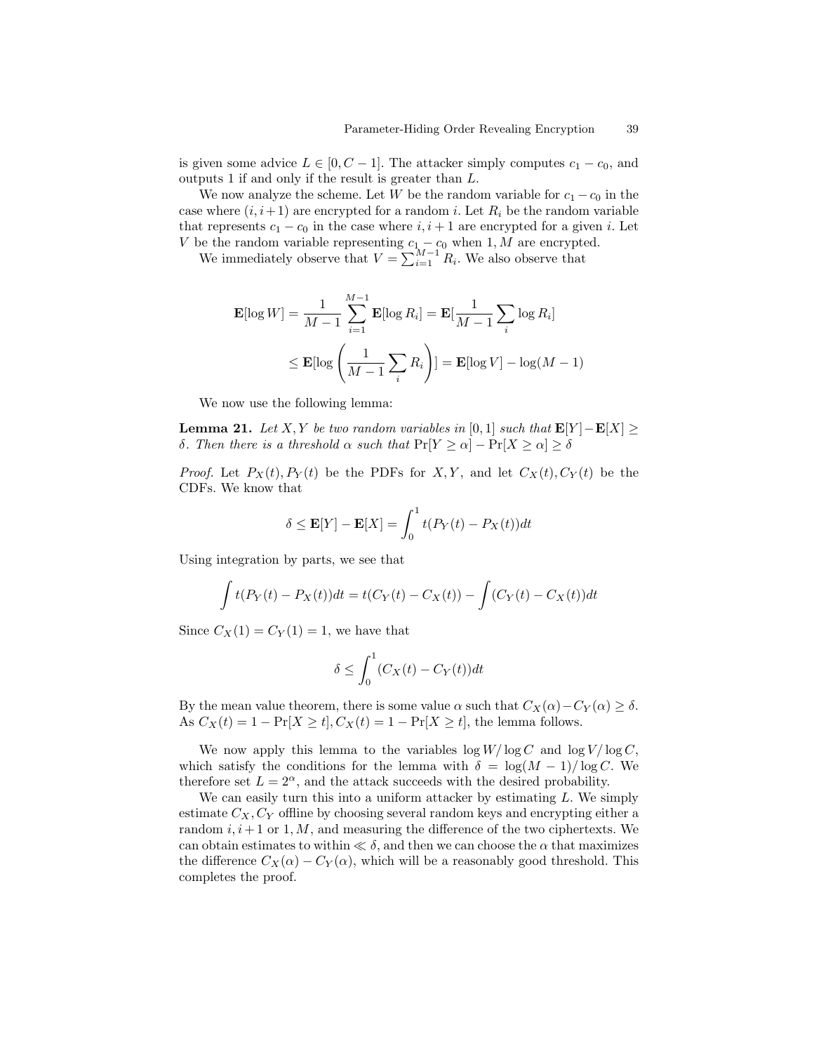is given some advice $L \in [0, C-1]$. The attacker simply computes $c_1 - c_0$, and outputs 1 if and only if the result is greater than $L$.

We now analyze the scheme. Let $W$ be the random variable for $c_1 - c_0$ in the case where $(i, i+1)$ are encrypted for a random $i$. Let $R_i$ be the random variable that represents $c_1 - c_0$ in the case where $i, i+1$ are encrypted for a given $i$. Let $V$ be the random variable representing $c_1 - c_0$ when $1, M$ are encrypted.

We immediately observe that $V = \sum_{i=1}^{M-1} R_i$. We also observe that

$$\mathbf{E}[\log W] = \frac{1}{M-1} \sum_{i=1}^{M-1} \mathbf{E}[\log R_i] = \mathbf{E}[\frac{1}{M-1} \sum_i \log R_i]$$

$$\leq \mathbf{E}[\log \left( \frac{1}{M-1} \sum_i R_i \right)] = \mathbf{E}[\log V] - \log(M-1)$$

We now use the following lemma:

**Lemma 21.** *Let $X, Y$ be two random variables in $[0,1]$ such that $\mathbf{E}[Y] - \mathbf{E}[X] \geq \delta$. Then there is a threshold $\alpha$ such that $\Pr[Y \geq \alpha] - \Pr[X \geq \alpha] \geq \delta$*

*Proof.* Let $P_X(t), P_Y(t)$ be the PDFs for $X, Y$, and let $C_X(t), C_Y(t)$ be the CDFs. We know that

$$\delta \leq \mathbf{E}[Y] - \mathbf{E}[X] = \int_0^1 t(P_Y(t) - P_X(t))dt$$

Using integration by parts, we see that

$$\int t(P_Y(t) - P_X(t))dt = t(C_Y(t) - C_X(t)) - \int (C_Y(t) - C_X(t))dt$$

Since $C_X(1) = C_Y(1) = 1$, we have that

$$\delta \leq \int_0^1 (C_X(t) - C_Y(t))dt$$

By the mean value theorem, there is some value $\alpha$ such that $C_X(\alpha) - C_Y(\alpha) \geq \delta$. As $C_X(t) = 1 - \Pr[X \geq t], C_X(t) = 1 - \Pr[X \geq t]$, the lemma follows.

We now apply this lemma to the variables $\log W / \log C$ and $\log V / \log C$, which satisfy the conditions for the lemma with $\delta = \log(M-1)/\log C$. We therefore set $L = 2^\alpha$, and the attack succeeds with the desired probability.

We can easily turn this into a uniform attacker by estimating $L$. We simply estimate $C_X, C_Y$ offline by choosing several random keys and encrypting either a random $i, i+1$ or $1, M$, and measuring the difference of the two ciphertexts. We can obtain estimates to within $\ll \delta$, and then we can choose the $\alpha$ that maximizes the difference $C_X(\alpha) - C_Y(\alpha)$, which will be a reasonably good threshold. This completes the proof.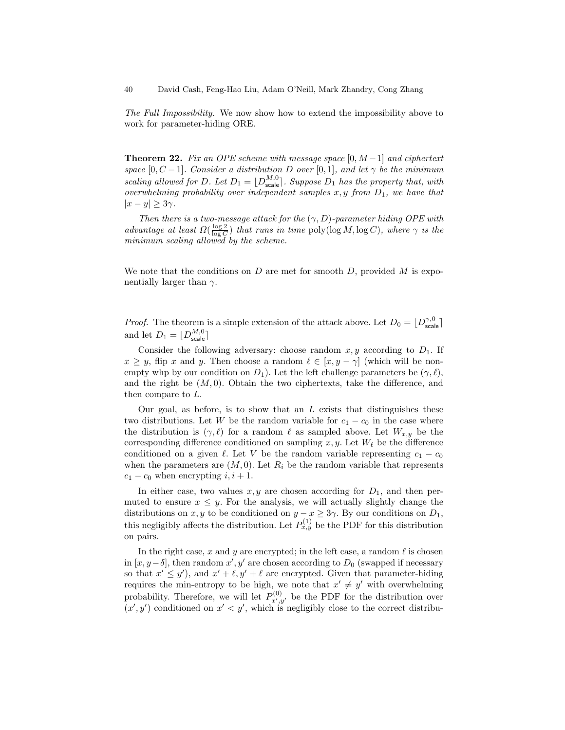*The Full Impossibility.* We now show how to extend the impossibility above to work for parameter-hiding ORE.

**Theorem 22.** *Fix an OPE scheme with message space $[0, M-1]$ and ciphertext space $[0, C-1]$. Consider a distribution $D$ over $[0,1]$, and let $\gamma$ be the minimum scaling allowed for $D$. Let $D_1 = \lfloor D^{M,0}_{\mathsf{scale}} \rceil$. Suppose $D_1$ has the property that, with overwhelming probability over independent samples $x, y$ from $D_1$, we have that $|x - y| \geq 3\gamma$.*

*Then there is a two-message attack for the $(\gamma, D)$-parameter hiding OPE with advantage at least $\Omega(\frac{\log 2}{\log C})$ that runs in time $\mathrm{poly}(\log M, \log C)$, where $\gamma$ is the minimum scaling allowed by the scheme.*

We note that the conditions on $D$ are met for smooth $D$, provided $M$ is exponentially larger than $\gamma$.

*Proof.* The theorem is a simple extension of the attack above. Let $D_0 = \lfloor D^{\gamma,0}_{\mathsf{scale}} \rceil$ and let $D_1 = \lfloor D^{M,0}_{\mathsf{scale}} \rceil$

Consider the following adversary: choose random $x, y$ according to $D_1$. If $x \geq y$, flip $x$ and $y$. Then choose a random $\ell \in [x, y - \gamma]$ (which will be nonempty whp by our condition on $D_1$). Let the left challenge parameters be $(\gamma, \ell)$, and the right be $(M, 0)$. Obtain the two ciphertexts, take the difference, and then compare to $L$.

Our goal, as before, is to show that an $L$ exists that distinguishes these two distributions. Let $W$ be the random variable for $c_1 - c_0$ in the case where the distribution is $(\gamma, \ell)$ for a random $\ell$ as sampled above. Let $W_{x,y}$ be the corresponding difference conditioned on sampling $x, y$. Let $W_\ell$ be the difference conditioned on a given $\ell$. Let $V$ be the random variable representing $c_1 - c_0$ when the parameters are $(M, 0)$. Let $R_i$ be the random variable that represents $c_1 - c_0$ when encrypting $i, i+1$.

In either case, two values $x, y$ are chosen according for $D_1$, and then permuted to ensure $x \leq y$. For the analysis, we will actually slightly change the distributions on $x, y$ to be conditioned on $y - x \geq 3\gamma$. By our conditions on $D_1$, this negligibly affects the distribution. Let $P^{(1)}_{x,y}$ be the PDF for this distribution on pairs.

In the right case, $x$ and $y$ are encrypted; in the left case, a random $\ell$ is chosen in $[x, y - \delta]$, then random $x', y'$ are chosen according to $D_0$ (swapped if necessary so that $x' \leq y'$), and $x' + \ell, y' + \ell$ are encrypted. Given that parameter-hiding requires the min-entropy to be high, we note that $x' \neq y'$ with overwhelming probability. Therefore, we will let $P^{(0)}_{x',y'}$ be the PDF for the distribution over $(x', y')$ conditioned on $x' < y'$, which is negligibly close to the correct distribu-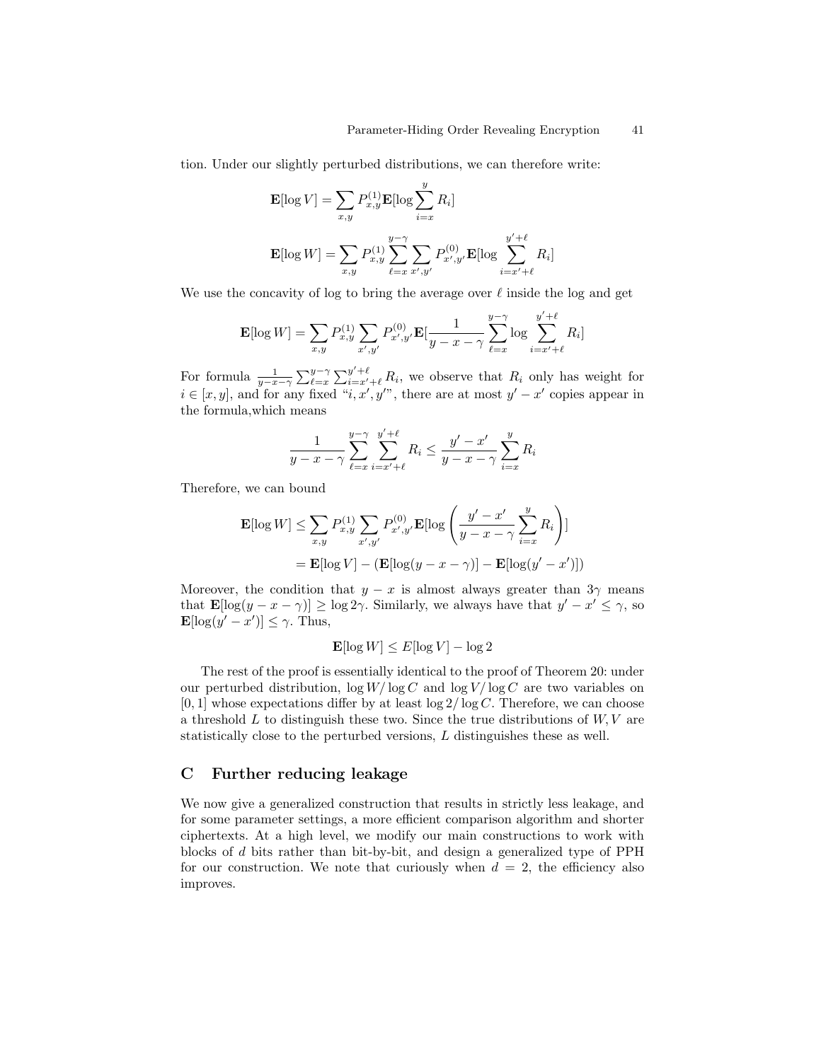tion. Under our slightly perturbed distributions, we can therefore write:

$$\mathbf{E}[\log V] = \sum_{x,y} P^{(1)}_{x,y} \mathbf{E}[\log \sum_{i=x}^{y} R_i]$$

$$\mathbf{E}[\log W] = \sum_{x,y} P^{(1)}_{x,y} \sum_{\ell=x}^{y-\gamma} \sum_{x',y'} P^{(0)}_{x',y'} \mathbf{E}[\log \sum_{i=x'+\ell}^{y'+\ell} R_i]$$

We use the concavity of log to bring the average over $\ell$ inside the log and get

$$\mathbf{E}[\log W] = \sum_{x,y} P^{(1)}_{x,y} \sum_{x',y'} P^{(0)}_{x',y'} \mathbf{E}[\frac{1}{y-x-\gamma} \sum_{\ell=x}^{y-\gamma} \log \sum_{i=x'+\ell}^{y'+\ell} R_i]$$

For formula $\frac{1}{y-x-\gamma} \sum_{\ell=x}^{y-\gamma} \sum_{i=x'+\ell}^{y'+\ell} R_i$, we observe that $R_i$ only has weight for $i \in [x, y]$, and for any fixed "$i, x', y'$", there are at most $y' - x'$ copies appear in the formula,which means

$$\frac{1}{y-x-\gamma} \sum_{\ell=x}^{y-\gamma} \sum_{i=x'+\ell}^{y'+\ell} R_i \leq \frac{y'-x'}{y-x-\gamma} \sum_{i=x}^{y} R_i$$

Therefore, we can bound

$$\begin{aligned}
\mathbf{E}[\log W] &\leq \sum_{x,y} P^{(1)}_{x,y} \sum_{x',y'} P^{(0)}_{x',y'} \mathbf{E}[\log \left( \frac{y'-x'}{y-x-\gamma} \sum_{i=x}^{y} R_i \right)] \\
&= \mathbf{E}[\log V] - (\mathbf{E}[\log(y-x-\gamma)] - \mathbf{E}[\log(y'-x')])
\end{aligned}$$

Moreover, the condition that $y - x$ is almost always greater than $3\gamma$ means that $\mathbf{E}[\log(y - x - \gamma)] \geq \log 2\gamma$. Similarly, we always have that $y' - x' \leq \gamma$, so $\mathbf{E}[\log(y' - x')] \leq \gamma$. Thus,

$$\mathbf{E}[\log W] \leq E[\log V] - \log 2$$

The rest of the proof is essentially identical to the proof of Theorem 20: under our perturbed distribution, $\log W / \log C$ and $\log V / \log C$ are two variables on $[0, 1]$ whose expectations differ by at least $\log 2/ \log C$. Therefore, we can choose a threshold $L$ to distinguish these two. Since the true distributions of $W, V$ are statistically close to the perturbed versions, $L$ distinguishes these as well.

## C Further reducing leakage

We now give a generalized construction that results in strictly less leakage, and for some parameter settings, a more efficient comparison algorithm and shorter ciphertexts. At a high level, we modify our main constructions to work with blocks of $d$ bits rather than bit-by-bit, and design a generalized type of PPH for our construction. We note that curiously when $d = 2$, the efficiency also improves.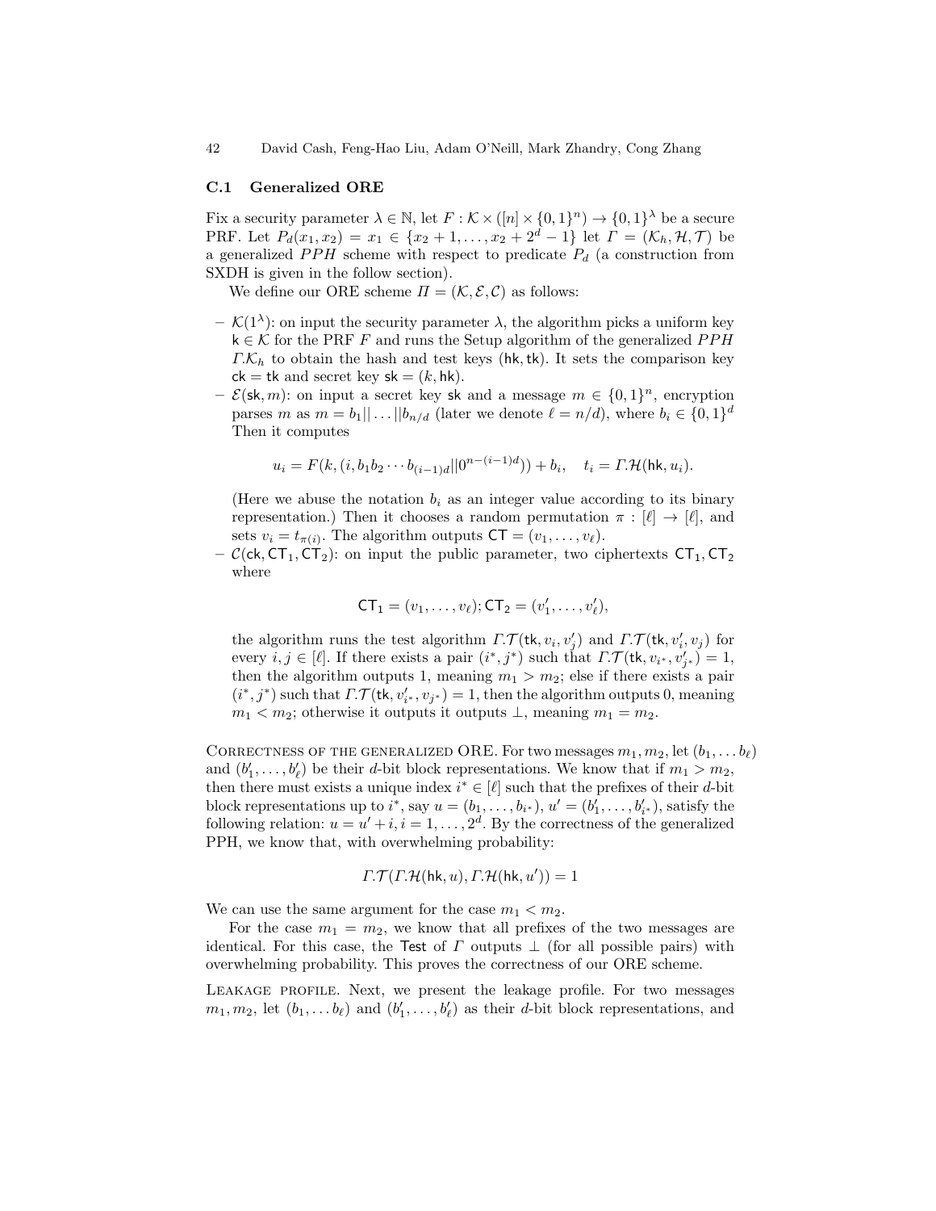### C.1 Generalized ORE

Fix a security parameter $\lambda \in \mathbb{N}$, let $F : \mathcal{K} \times ([n] \times \{0,1\}^n) \to \{0,1\}^\lambda$ be a secure PRF. Let $P_d(x_1, x_2) = x_1 \in \{x_2 + 1, \ldots, x_2 + 2^d - 1\}$ let $\Gamma = (\mathcal{K}_h, \mathcal{H}, \mathcal{T})$ be a generalized $PPH$ scheme with respect to predicate $P_d$ (a construction from SXDH is given in the follow section).

We define our ORE scheme $\Pi = (\mathcal{K}, \mathcal{E}, \mathcal{C})$ as follows:

- $\mathcal{K}(1^\lambda)$: on input the security parameter $\lambda$, the algorithm picks a uniform key $\mathsf{k} \in \mathcal{K}$ for the PRF $F$ and runs the Setup algorithm of the generalized $PPH$ $\Gamma.\mathcal{K}_h$ to obtain the hash and test keys $(\mathsf{hk}, \mathsf{tk})$. It sets the comparison key $\mathsf{ck} = \mathsf{tk}$ and secret key $\mathsf{sk} = (k, \mathsf{hk})$.
- $\mathcal{E}(\mathsf{sk}, m)$: on input a secret key $\mathsf{sk}$ and a message $m \in \{0,1\}^n$, encryption parses $m$ as $m = b_1 || \ldots || b_{n/d}$ (later we denote $\ell = n/d$), where $b_i \in \{0,1\}^d$ Then it computes

$$u_i = F(k, (i, b_1 b_2 \cdots b_{(i-1)d} || 0^{n-(i-1)d})) + b_i, \quad t_i = \Gamma.\mathcal{H}(\mathsf{hk}, u_i).$$

 (Here we abuse the notation $b_i$ as an integer value according to its binary representation.) Then it chooses a random permutation $\pi : [\ell] \to [\ell]$, and sets $v_i = t_{\pi(i)}$. The algorithm outputs $\mathsf{CT} = (v_1, \ldots, v_\ell)$.
- $\mathcal{C}(\mathsf{ck}, \mathsf{CT}_1, \mathsf{CT}_2)$: on input the public parameter, two ciphertexts $\mathsf{CT}_1, \mathsf{CT}_2$ where

$$\mathsf{CT}_1 = (v_1, \ldots, v_\ell); \mathsf{CT}_2 = (v'_1, \ldots, v'_\ell),$$

 the algorithm runs the test algorithm $\Gamma.\mathcal{T}(\mathsf{tk}, v_i, v'_j)$ and $\Gamma.\mathcal{T}(\mathsf{tk}, v'_i, v_j)$ for every $i, j \in [\ell]$. If there exists a pair $(i^*, j^*)$ such that $\Gamma.\mathcal{T}(\mathsf{tk}, v_{i^*}, v'_{j^*}) = 1$, then the algorithm outputs 1, meaning $m_1 > m_2$; else if there exists a pair $(i^*, j^*)$ such that $\Gamma.\mathcal{T}(\mathsf{tk}, v'_{i^*}, v_{j^*}) = 1$, then the algorithm outputs 0, meaning $m_1 < m_2$; otherwise it outputs it outputs $\perp$, meaning $m_1 = m_2$.

Correctness of the generalized ORE. For two messages $m_1, m_2$, let $(b_1, \ldots b_\ell)$ and $(b'_1, \ldots, b'_\ell)$ be their $d$-bit block representations. We know that if $m_1 > m_2$, then there must exists a unique index $i^* \in [\ell]$ such that the prefixes of their $d$-bit block representations up to $i^*$, say $u = (b_1, \ldots, b_{i^*})$, $u' = (b'_1, \ldots, b'_{i^*})$, satisfy the following relation: $u = u' + i, i = 1, \ldots, 2^d$. By the correctness of the generalized PPH, we know that, with overwhelming probability:

$$\Gamma.\mathcal{T}(\Gamma.\mathcal{H}(\mathsf{hk}, u), \Gamma.\mathcal{H}(\mathsf{hk}, u')) = 1$$

We can use the same argument for the case $m_1 < m_2$.

For the case $m_1 = m_2$, we know that all prefixes of the two messages are identical. For this case, the $\mathsf{Test}$ of $\Gamma$ outputs $\perp$ (for all possible pairs) with overwhelming probability. This proves the correctness of our ORE scheme.

Leakage profile. Next, we present the leakage profile. For two messages $m_1, m_2$, let $(b_1, \ldots b_\ell)$ and $(b'_1, \ldots, b'_\ell)$ as their $d$-bit block representations, and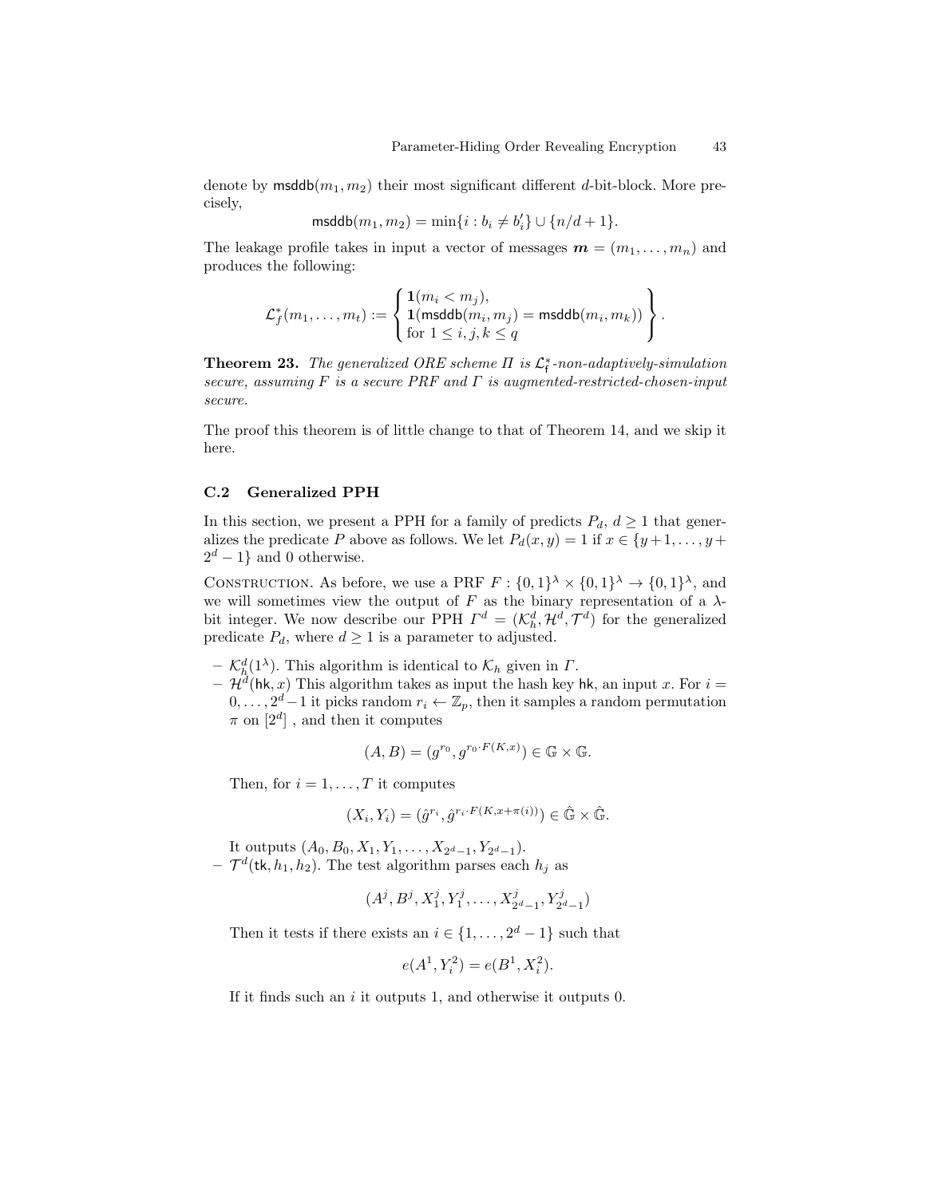denote by $\mathsf{msddb}(m_1, m_2)$ their most significant different $d$-bit-block. More precisely,

$$\mathsf{msddb}(m_1, m_2) = \min\{i : b_i \neq b'_i\} \cup \{n/d + 1\}.$$

The leakage profile takes in input a vector of messages $\boldsymbol{m} = (m_1, \ldots, m_n)$ and produces the following:

$$\mathcal{L}^*_f(m_1, \ldots, m_t) := \left\{ \begin{array}{l} \mathbf{1}(m_i < m_j), \\ \mathbf{1}(\mathsf{msddb}(m_i, m_j) = \mathsf{msddb}(m_i, m_k)) \\ \text{for } 1 \leq i, j, k \leq q \end{array} \right\}.$$

**Theorem 23.** *The generalized ORE scheme $\Pi$ is $\mathcal{L}^*_\mathsf{f}$-non-adaptively-simulation secure, assuming $F$ is a secure PRF and $\Gamma$ is augmented-restricted-chosen-input secure.*

The proof this theorem is of little change to that of Theorem 14, and we skip it here.

### C.2 Generalized PPH

In this section, we present a PPH for a family of predicts $P_d$, $d \geq 1$ that generalizes the predicate $P$ above as follows. We let $P_d(x, y) = 1$ if $x \in \{y+1, \ldots, y+2^d-1\}$ and 0 otherwise.

Construction. As before, we use a PRF $F : \{0,1\}^\lambda \times \{0,1\}^\lambda \to \{0,1\}^\lambda$, and we will sometimes view the output of $F$ as the binary representation of a $\lambda$-bit integer. We now describe our PPH $\Gamma^d = (\mathcal{K}^d_h, \mathcal{H}^d, \mathcal{T}^d)$ for the generalized predicate $P_d$, where $d \geq 1$ is a parameter to adjusted.

- $\mathcal{K}^d_h(1^\lambda)$. This algorithm is identical to $\mathcal{K}_h$ given in $\Gamma$.
- $\mathcal{H}^d(\mathsf{hk}, x)$ This algorithm takes as input the hash key $\mathsf{hk}$, an input $x$. For $i = 0, \ldots, 2^d-1$ it picks random $r_i \leftarrow \mathbb{Z}_p$, then it samples a random permutation $\pi$ on $[2^d]$ , and then it computes

  $$(A, B) = (g^{r_0}, g^{r_0 \cdot F(K,x)}) \in \mathbb{G} \times \mathbb{G}.$$

  Then, for $i = 1, \ldots, T$ it computes

  $$(X_i, Y_i) = (\hat{g}^{r_i}, \hat{g}^{r_i \cdot F(K, x+\pi(i))}) \in \hat{\mathbb{G}} \times \hat{\mathbb{G}}.$$

  It outputs $(A_0, B_0, X_1, Y_1, \ldots, X_{2^d-1}, Y_{2^d-1})$.
- $\mathcal{T}^d(\mathsf{tk}, h_1, h_2)$. The test algorithm parses each $h_j$ as

  $$(A^j, B^j, X^j_1, Y^j_1, \ldots, X^j_{2^d-1}, Y^j_{2^d-1})$$

  Then it tests if there exists an $i \in \{1, \ldots, 2^d-1\}$ such that

  $$e(A^1, Y^2_i) = e(B^1, X^2_i).$$

  If it finds such an $i$ it outputs 1, and otherwise it outputs 0.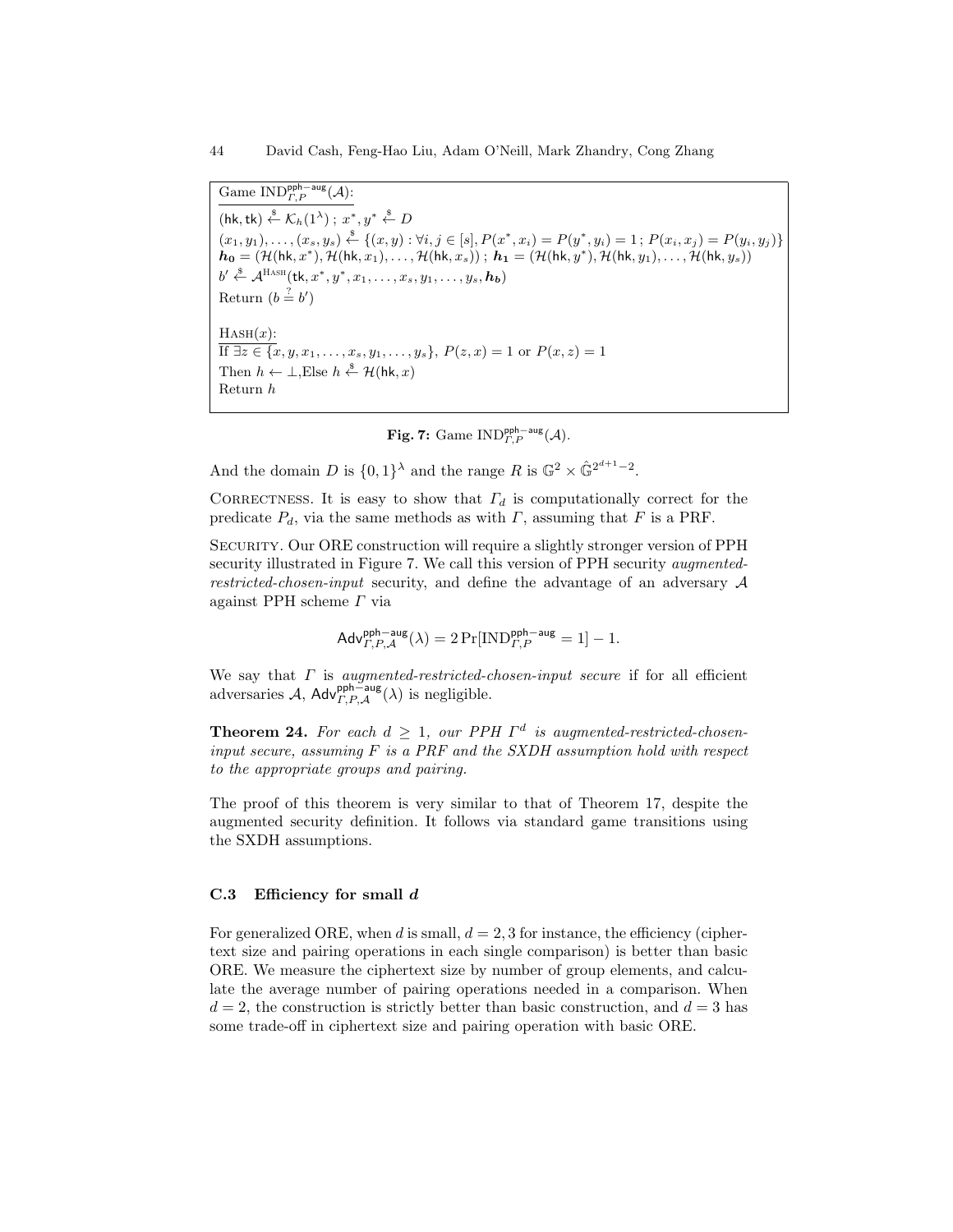Game $\text{IND}_{\Gamma,P}^{\mathsf{pph-aug}}(\mathcal{A})$:

$(\mathsf{hk}, \mathsf{tk}) \xleftarrow{\$} \mathcal{K}_h(1^\lambda)$ ; $x^*, y^* \xleftarrow{\$} D$

$(x_1, y_1), \ldots, (x_s, y_s) \xleftarrow{\$} \{(x, y) : \forall i, j \in [s], P(x^*, x_i) = P(y^*, y_i) = 1 \,;\, P(x_i, x_j) = P(y_i, y_j)\}$

$\boldsymbol{h_0} = (\mathcal{H}(\mathsf{hk}, x^*), \mathcal{H}(\mathsf{hk}, x_1), \ldots, \mathcal{H}(\mathsf{hk}, x_s))$ ; $\boldsymbol{h_1} = (\mathcal{H}(\mathsf{hk}, y^*), \mathcal{H}(\mathsf{hk}, y_1), \ldots, \mathcal{H}(\mathsf{hk}, y_s))$

$b' \xleftarrow{\$} \mathcal{A}^{\text{Hash}}(\mathsf{tk}, x^*, y^*, x_1, \ldots, x_s, y_1, \ldots, y_s, \boldsymbol{h_b})$

Return $(b \stackrel{?}{=} b')$

$\text{Hash}(x)$:

If $\exists z \in \{x, y, x_1, \ldots, x_s, y_1, \ldots, y_s\}$, $P(z, x) = 1$ or $P(x, z) = 1$

Then $h \leftarrow \perp$,Else $h \xleftarrow{\$} \mathcal{H}(\mathsf{hk}, x)$

Return $h$

**Fig. 7:** Game $\text{IND}_{\Gamma,P}^{\mathsf{pph-aug}}(\mathcal{A})$.

And the domain $D$ is $\{0,1\}^\lambda$ and the range $R$ is $\mathbb{G}^2 \times \hat{\mathbb{G}}^{2^{d+1}-2}$.

Correctness. It is easy to show that $\Gamma_d$ is computationally correct for the predicate $P_d$, via the same methods as with $\Gamma$, assuming that $F$ is a PRF.

Security. Our ORE construction will require a slightly stronger version of PPH security illustrated in Figure 7. We call this version of PPH security *augmented-restricted-chosen-input* security, and define the advantage of an adversary $\mathcal{A}$ against PPH scheme $\Gamma$ via

$$\mathsf{Adv}_{\Gamma,P,\mathcal{A}}^{\mathsf{pph-aug}}(\lambda) = 2\Pr[\text{IND}_{\Gamma,P}^{\mathsf{pph-aug}} = 1] - 1.$$

We say that $\Gamma$ is *augmented-restricted-chosen-input secure* if for all efficient adversaries $\mathcal{A}$, $\mathsf{Adv}_{\Gamma,P,\mathcal{A}}^{\mathsf{pph-aug}}(\lambda)$ is negligible.

**Theorem 24.** *For each $d \geq 1$, our PPH $\Gamma^d$ is augmented-restricted-chosen-input secure, assuming $F$ is a PRF and the SXDH assumption hold with respect to the appropriate groups and pairing.*

The proof of this theorem is very similar to that of Theorem 17, despite the augmented security definition. It follows via standard game transitions using the SXDH assumptions.

### C.3 Efficiency for small $d$

For generalized ORE, when $d$ is small, $d = 2, 3$ for instance, the efficiency (ciphertext size and pairing operations in each single comparison) is better than basic ORE. We measure the ciphertext size by number of group elements, and calculate the average number of pairing operations needed in a comparison. When $d = 2$, the construction is strictly better than basic construction, and $d = 3$ has some trade-off in ciphertext size and pairing operation with basic ORE.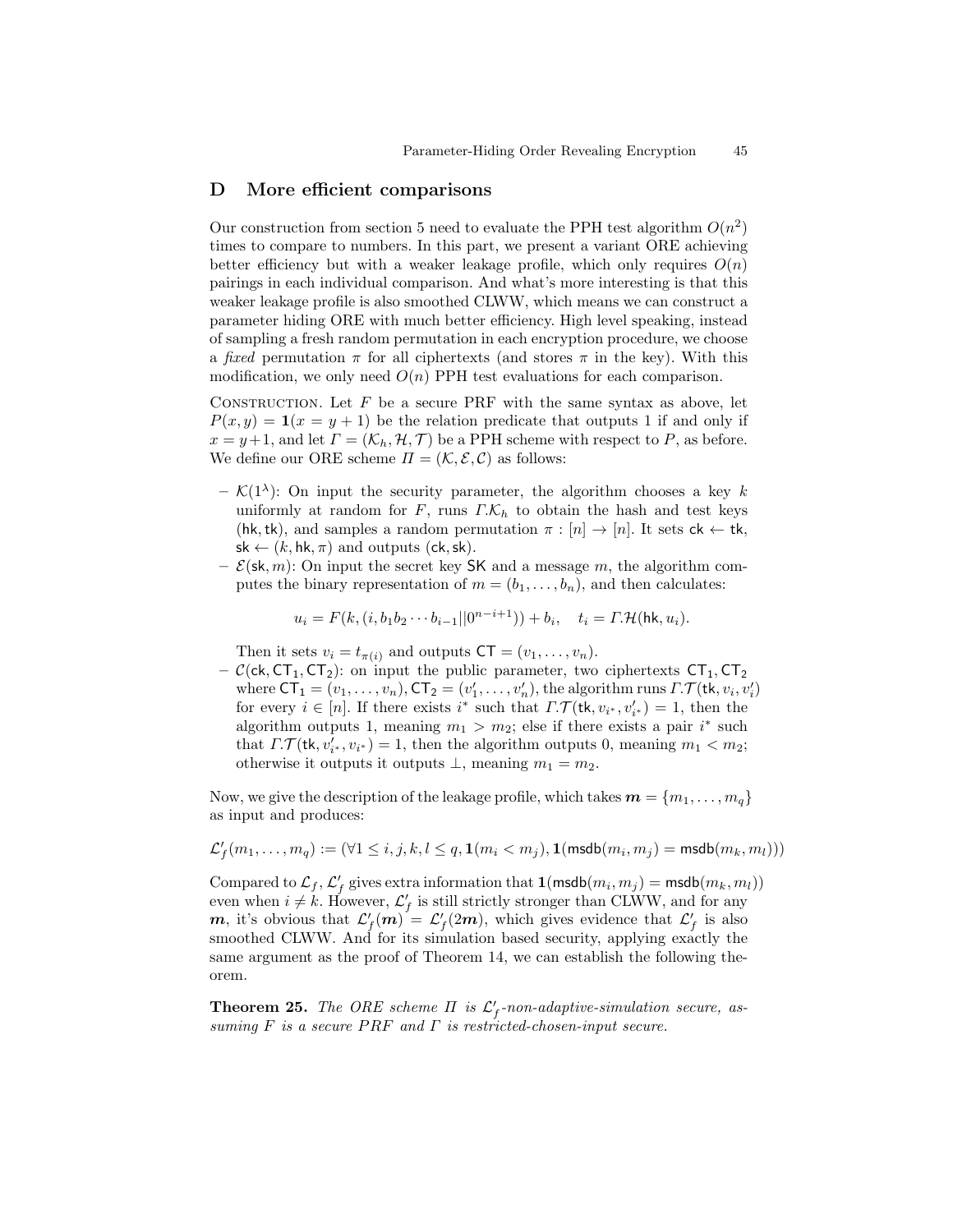## D More efficient comparisons

Our construction from section 5 need to evaluate the PPH test algorithm $O(n^2)$ times to compare to numbers. In this part, we present a variant ORE achieving better efficiency but with a weaker leakage profile, which only requires $O(n)$ pairings in each individual comparison. And what's more interesting is that this weaker leakage profile is also smoothed CLWW, which means we can construct a parameter hiding ORE with much better efficiency. High level speaking, instead of sampling a fresh random permutation in each encryption procedure, we choose a *fixed* permutation $\pi$ for all ciphertexts (and stores $\pi$ in the key). With this modification, we only need $O(n)$ PPH test evaluations for each comparison.

Construction. Let $F$ be a secure PRF with the same syntax as above, let $P(x, y) = \mathbf{1}(x = y + 1)$ be the relation predicate that outputs 1 if and only if $x = y+1$, and let $\Gamma = (\mathcal{K}_h, \mathcal{H}, \mathcal{T})$ be a PPH scheme with respect to $P$, as before. We define our ORE scheme $\Pi = (\mathcal{K}, \mathcal{E}, \mathcal{C})$ as follows:

- $\mathcal{K}(1^\lambda)$: On input the security parameter, the algorithm chooses a key $k$ uniformly at random for $F$, runs $\Gamma.\mathcal{K}_h$ to obtain the hash and test keys $(\mathsf{hk}, \mathsf{tk})$, and samples a random permutation $\pi : [n] \to [n]$. It sets $\mathsf{ck} \leftarrow \mathsf{tk}$, $\mathsf{sk} \leftarrow (k, \mathsf{hk}, \pi)$ and outputs $(\mathsf{ck}, \mathsf{sk})$.
- $\mathcal{E}(\mathsf{sk}, m)$: On input the secret key $\mathsf{SK}$ and a message $m$, the algorithm computes the binary representation of $m = (b_1, \ldots, b_n)$, and then calculates:

$$u_i = F(k, (i, b_1 b_2 \cdots b_{i-1} || 0^{n-i+1})) + b_i, \quad t_i = \Gamma.\mathcal{H}(\mathsf{hk}, u_i).$$

  Then it sets $v_i = t_{\pi(i)}$ and outputs $\mathsf{CT} = (v_1, \ldots, v_n)$.
- $\mathcal{C}(\mathsf{ck}, \mathsf{CT}_1, \mathsf{CT}_2)$: on input the public parameter, two ciphertexts $\mathsf{CT}_1, \mathsf{CT}_2$ where $\mathsf{CT}_1 = (v_1, \ldots, v_n), \mathsf{CT}_2 = (v'_1, \ldots, v'_n)$, the algorithm runs $\Gamma.\mathcal{T}(\mathsf{tk}, v_i, v'_i)$ for every $i \in [n]$. If there exists $i^*$ such that $\Gamma.\mathcal{T}(\mathsf{tk}, v_{i^*}, v'_{i^*}) = 1$, then the algorithm outputs 1, meaning $m_1 > m_2$; else if there exists a pair $i^*$ such that $\Gamma.\mathcal{T}(\mathsf{tk}, v'_{i^*}, v_{i^*}) = 1$, then the algorithm outputs 0, meaning $m_1 < m_2$; otherwise it outputs it outputs $\perp$, meaning $m_1 = m_2$.

Now, we give the description of the leakage profile, which takes $\boldsymbol{m} = \{m_1, \ldots, m_q\}$ as input and produces:

$$\mathcal{L}'_f(m_1, \ldots, m_q) := (\forall 1 \le i, j, k, l \le q, \mathbf{1}(m_i < m_j), \mathbf{1}(\mathsf{msdb}(m_i, m_j) = \mathsf{msdb}(m_k, m_l)))$$

Compared to $\mathcal{L}_f$, $\mathcal{L}'_f$ gives extra information that $\mathbf{1}(\mathsf{msdb}(m_i, m_j) = \mathsf{msdb}(m_k, m_l))$ even when $i \neq k$. However, $\mathcal{L}'_f$ is still strictly stronger than CLWW, and for any $\boldsymbol{m}$, it's obvious that $\mathcal{L}'_f(\boldsymbol{m}) = \mathcal{L}'_f(2\boldsymbol{m})$, which gives evidence that $\mathcal{L}'_f$ is also smoothed CLWW. And for its simulation based security, applying exactly the same argument as the proof of Theorem 14, we can establish the following theorem.

**Theorem 25.** *The ORE scheme $\Pi$ is $\mathcal{L}'_f$-non-adaptive-simulation secure, assuming $F$ is a secure PRF and $\Gamma$ is restricted-chosen-input secure.*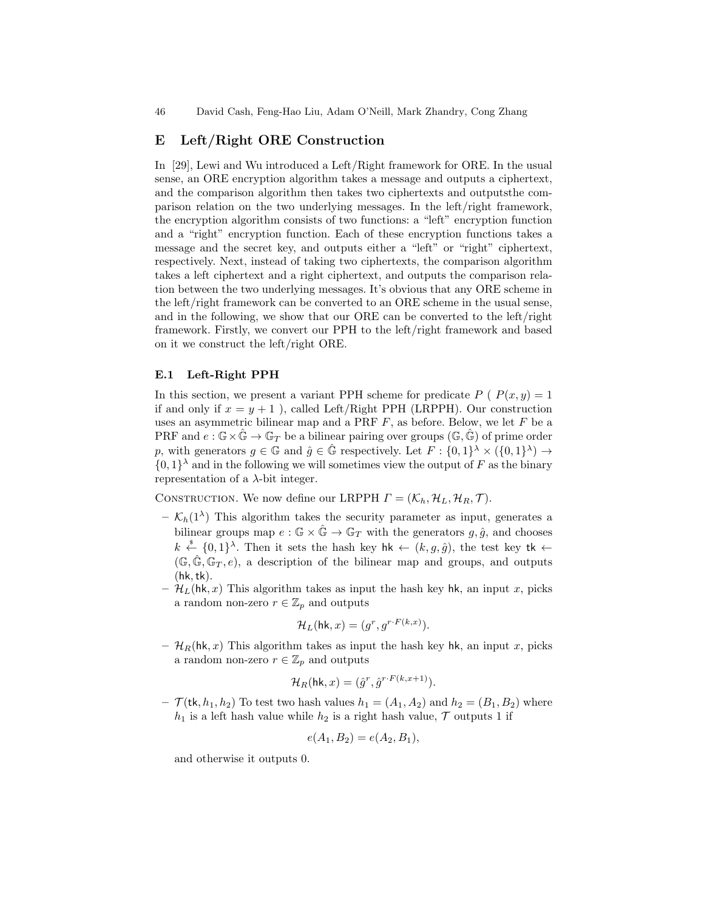## E Left/Right ORE Construction

In [29], Lewi and Wu introduced a Left/Right framework for ORE. In the usual sense, an ORE encryption algorithm takes a message and outputs a ciphertext, and the comparison algorithm then takes two ciphertexts and outputsthe comparison relation on the two underlying messages. In the left/right framework, the encryption algorithm consists of two functions: a "left" encryption function and a "right" encryption function. Each of these encryption functions takes a message and the secret key, and outputs either a "left" or "right" ciphertext, respectively. Next, instead of taking two ciphertexts, the comparison algorithm takes a left ciphertext and a right ciphertext, and outputs the comparison relation between the two underlying messages. It's obvious that any ORE scheme in the left/right framework can be converted to an ORE scheme in the usual sense, and in the following, we show that our ORE can be converted to the left/right framework. Firstly, we convert our PPH to the left/right framework and based on it we construct the left/right ORE.

### E.1 Left-Right PPH

In this section, we present a variant PPH scheme for predicate $P$ ( $P(x, y) = 1$ if and only if $x = y + 1$ ), called Left/Right PPH (LRPPH). Our construction uses an asymmetric bilinear map and a PRF $F$, as before. Below, we let $F$ be a PRF and $e : \mathbb{G} \times \hat{\mathbb{G}} \to \mathbb{G}_T$ be a bilinear pairing over groups $(\mathbb{G}, \hat{\mathbb{G}})$ of prime order $p$, with generators $g \in \mathbb{G}$ and $\hat{g} \in \hat{\mathbb{G}}$ respectively. Let $F : \{0,1\}^\lambda \times (\{0,1\}^\lambda) \to \{0,1\}^\lambda$ and in the following we will sometimes view the output of $F$ as the binary representation of a $\lambda$-bit integer.

CONSTRUCTION. We now define our LRPPH $\Gamma = (\mathcal{K}_h, \mathcal{H}_L, \mathcal{H}_R, \mathcal{T})$.

- $\mathcal{K}_h(1^\lambda)$ This algorithm takes the security parameter as input, generates a bilinear groups map $e : \mathbb{G} \times \hat{\mathbb{G}} \to \mathbb{G}_T$ with the generators $g, \hat{g}$, and chooses $k \xleftarrow{\$} \{0,1\}^\lambda$. Then it sets the hash key $\mathsf{hk} \leftarrow (k, g, \hat{g})$, the test key $\mathsf{tk} \leftarrow (\mathbb{G}, \hat{\mathbb{G}}, \mathbb{G}_T, e)$, a description of the bilinear map and groups, and outputs $(\mathsf{hk}, \mathsf{tk})$.
- $\mathcal{H}_L(\mathsf{hk}, x)$ This algorithm takes as input the hash key $\mathsf{hk}$, an input $x$, picks a random non-zero $r \in \mathbb{Z}_p$ and outputs

$$\mathcal{H}_L(\mathsf{hk}, x) = (g^r, g^{r \cdot F(k,x)}).$$

- $\mathcal{H}_R(\mathsf{hk}, x)$ This algorithm takes as input the hash key $\mathsf{hk}$, an input $x$, picks a random non-zero $r \in \mathbb{Z}_p$ and outputs

$$\mathcal{H}_R(\mathsf{hk}, x) = (\hat{g}^r, \hat{g}^{r \cdot F(k,x+1)}).$$

- $\mathcal{T}(\mathsf{tk}, h_1, h_2)$ To test two hash values $h_1 = (A_1, A_2)$ and $h_2 = (B_1, B_2)$ where $h_1$ is a left hash value while $h_2$ is a right hash value, $\mathcal{T}$ outputs 1 if

$$e(A_1, B_2) = e(A_2, B_1),$$

and otherwise it outputs 0.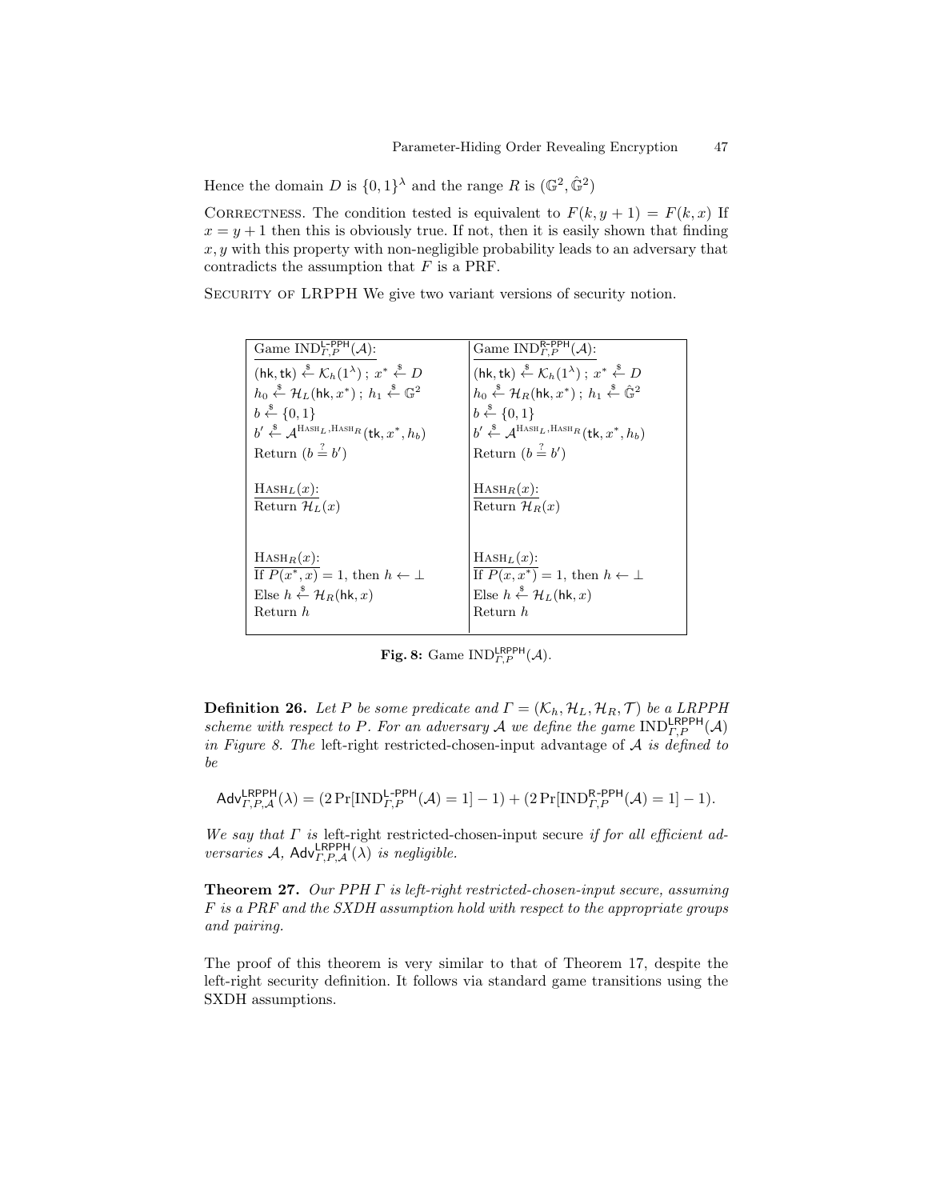Hence the domain $D$ is $\{0,1\}^\lambda$ and the range $R$ is $(\mathbb{G}^2, \hat{\mathbb{G}}^2)$

Correctness. The condition tested is equivalent to $F(k, y+1) = F(k, x)$ If $x = y+1$ then this is obviously true. If not, then it is easily shown that finding $x, y$ with this property with non-negligible probability leads to an adversary that contradicts the assumption that $F$ is a PRF.

Security of LRPPH We give two variant versions of security notion.

| Game $\mathrm{IND}_{\Gamma,P}^{\mathsf{L\text{-}PPH}}(\mathcal{A})$: | Game $\mathrm{IND}_{\Gamma,P}^{\mathsf{R\text{-}PPH}}(\mathcal{A})$: |
|---|---|
| $(\mathsf{hk}, \mathsf{tk}) \xleftarrow{\$} \mathcal{K}_h(1^\lambda)$ ; $x^* \xleftarrow{\$} D$ | $(\mathsf{hk}, \mathsf{tk}) \xleftarrow{\$} \mathcal{K}_h(1^\lambda)$ ; $x^* \xleftarrow{\$} D$ |
| $h_0 \xleftarrow{\$} \mathcal{H}_L(\mathsf{hk}, x^*)$ ; $h_1 \xleftarrow{\$} \mathbb{G}^2$ | $h_0 \xleftarrow{\$} \mathcal{H}_R(\mathsf{hk}, x^*)$ ; $h_1 \xleftarrow{\$} \hat{\mathbb{G}}^2$ |
| $b \xleftarrow{\$} \{0,1\}$ | $b \xleftarrow{\$} \{0,1\}$ |
| $b' \xleftarrow{\$} \mathcal{A}^{\mathrm{HASH}_L, \mathrm{HASH}_R}(\mathsf{tk}, x^*, h_b)$ | $b' \xleftarrow{\$} \mathcal{A}^{\mathrm{HASH}_L, \mathrm{HASH}_R}(\mathsf{tk}, x^*, h_b)$ |
| Return $(b \stackrel{?}{=} b')$ | Return $(b \stackrel{?}{=} b')$ |
| $\mathrm{HASH}_L(x)$: | $\mathrm{HASH}_R(x)$: |
| Return $\mathcal{H}_L(x)$ | Return $\mathcal{H}_R(x)$ |
| $\mathrm{HASH}_R(x)$: | $\mathrm{HASH}_L(x)$: |
| If $P(x^*, x) = 1$, then $h \leftarrow \bot$ | If $P(x, x^*) = 1$, then $h \leftarrow \bot$ |
| Else $h \xleftarrow{\$} \mathcal{H}_R(\mathsf{hk}, x)$ | Else $h \xleftarrow{\$} \mathcal{H}_L(\mathsf{hk}, x)$ |
| Return $h$ | Return $h$ |

**Fig. 8:** Game $\mathrm{IND}_{\Gamma,P}^{\mathsf{LRPPH}}(\mathcal{A})$.

**Definition 26.** *Let $P$ be some predicate and $\Gamma = (\mathcal{K}_h, \mathcal{H}_L, \mathcal{H}_R, \mathcal{T})$ be a LRPPH scheme with respect to $P$. For an adversary $\mathcal{A}$ we define the game $\mathrm{IND}_{\Gamma,P}^{\mathsf{LRPPH}}(\mathcal{A})$ in Figure 8. The* left-right restricted-chosen-input advantage of $\mathcal{A}$ *is defined to be*

$$\mathsf{Adv}_{\Gamma,P,\mathcal{A}}^{\mathsf{LRPPH}}(\lambda) = (2\Pr[\mathrm{IND}_{\Gamma,P}^{\mathsf{L\text{-}PPH}}(\mathcal{A}) = 1] - 1) + (2\Pr[\mathrm{IND}_{\Gamma,P}^{\mathsf{R\text{-}PPH}}(\mathcal{A}) = 1] - 1).$$

*We say that $\Gamma$ is* left-right restricted-chosen-input secure *if for all efficient adversaries $\mathcal{A}$, $\mathsf{Adv}_{\Gamma,P,\mathcal{A}}^{\mathsf{LRPPH}}(\lambda)$ is negligible.*

**Theorem 27.** *Our PPH $\Gamma$ is left-right restricted-chosen-input secure, assuming $F$ is a PRF and the SXDH assumption hold with respect to the appropriate groups and pairing.*

The proof of this theorem is very similar to that of Theorem 17, despite the left-right security definition. It follows via standard game transitions using the SXDH assumptions.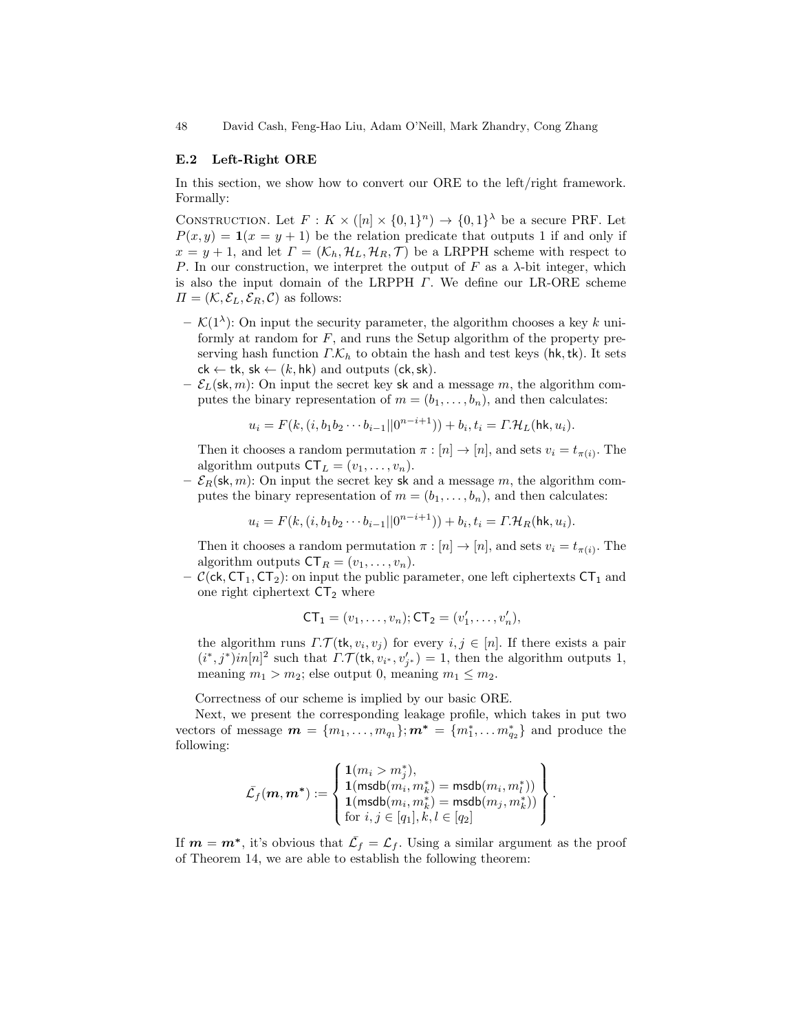### E.2 Left-Right ORE

In this section, we show how to convert our ORE to the left/right framework. Formally:

Construction. Let $F : K \times ([n] \times \{0,1\}^n) \to \{0,1\}^\lambda$ be a secure PRF. Let $P(x,y) = \mathbf{1}(x = y+1)$ be the relation predicate that outputs 1 if and only if $x = y + 1$, and let $\Gamma = (\mathcal{K}_h, \mathcal{H}_L, \mathcal{H}_R, \mathcal{T})$ be a LRPPH scheme with respect to $P$. In our construction, we interpret the output of $F$ as a $\lambda$-bit integer, which is also the input domain of the LRPPH $\Gamma$. We define our LR-ORE scheme $\Pi = (\mathcal{K}, \mathcal{E}_L, \mathcal{E}_R, \mathcal{C})$ as follows:

- $\mathcal{K}(1^\lambda)$: On input the security parameter, the algorithm chooses a key $k$ uniformly at random for $F$, and runs the Setup algorithm of the property preserving hash function $\Gamma.\mathcal{K}_h$ to obtain the hash and test keys $(\mathsf{hk}, \mathsf{tk})$. It sets $\mathsf{ck} \leftarrow \mathsf{tk}$, $\mathsf{sk} \leftarrow (k, \mathsf{hk})$ and outputs $(\mathsf{ck}, \mathsf{sk})$.
- $\mathcal{E}_L(\mathsf{sk}, m)$: On input the secret key $\mathsf{sk}$ and a message $m$, the algorithm computes the binary representation of $m = (b_1, \ldots, b_n)$, and then calculates:

  $$u_i = F(k, (i, b_1 b_2 \cdots b_{i-1} || 0^{n-i+1})) + b_i, t_i = \Gamma.\mathcal{H}_L(\mathsf{hk}, u_i).$$

  Then it chooses a random permutation $\pi : [n] \to [n]$, and sets $v_i = t_{\pi(i)}$. The algorithm outputs $\mathsf{CT}_L = (v_1, \ldots, v_n)$.
- $\mathcal{E}_R(\mathsf{sk}, m)$: On input the secret key $\mathsf{sk}$ and a message $m$, the algorithm computes the binary representation of $m = (b_1, \ldots, b_n)$, and then calculates:

  $$u_i = F(k, (i, b_1 b_2 \cdots b_{i-1} || 0^{n-i+1})) + b_i, t_i = \Gamma.\mathcal{H}_R(\mathsf{hk}, u_i).$$

  Then it chooses a random permutation $\pi : [n] \to [n]$, and sets $v_i = t_{\pi(i)}$. The algorithm outputs $\mathsf{CT}_R = (v_1, \ldots, v_n)$.
- $\mathcal{C}(\mathsf{ck}, \mathsf{CT}_1, \mathsf{CT}_2)$: on input the public parameter, one left ciphertexts $\mathsf{CT}_1$ and one right ciphertext $\mathsf{CT}_2$ where

  $$\mathsf{CT}_1 = (v_1, \ldots, v_n); \mathsf{CT}_2 = (v'_1, \ldots, v'_n),$$

  the algorithm runs $\Gamma.\mathcal{T}(\mathsf{tk}, v_i, v_j)$ for every $i, j \in [n]$. If there exists a pair $(i^*, j^*) in [n]^2$ such that $\Gamma.\mathcal{T}(\mathsf{tk}, v_{i^*}, v'_{j^*}) = 1$, then the algorithm outputs 1, meaning $m_1 > m_2$; else output 0, meaning $m_1 \leq m_2$.

Correctness of our scheme is implied by our basic ORE.

Next, we present the corresponding leakage profile, which takes in put two vectors of message $\boldsymbol{m} = \{m_1, \ldots, m_{q_1}\}; \boldsymbol{m^*} = \{m_1^*, \ldots m_{q_2}^*\}$ and produce the following:

$$\bar{\mathcal{L}}_f(\boldsymbol{m}, \boldsymbol{m^*}) := \left\{ \begin{array}{l} \mathbf{1}(m_i > m_j^*), \\ \mathbf{1}(\mathsf{msdb}(m_i, m_k^*) = \mathsf{msdb}(m_i, m_l^*)) \\ \mathbf{1}(\mathsf{msdb}(m_i, m_k^*) = \mathsf{msdb}(m_j, m_k^*)) \\ \text{for } i, j \in [q_1], k, l \in [q_2] \end{array} \right\}.$$

If $\boldsymbol{m} = \boldsymbol{m^*}$, it's obvious that $\bar{\mathcal{L}}_f = \mathcal{L}_f$. Using a similar argument as the proof of Theorem 14, we are able to establish the following theorem: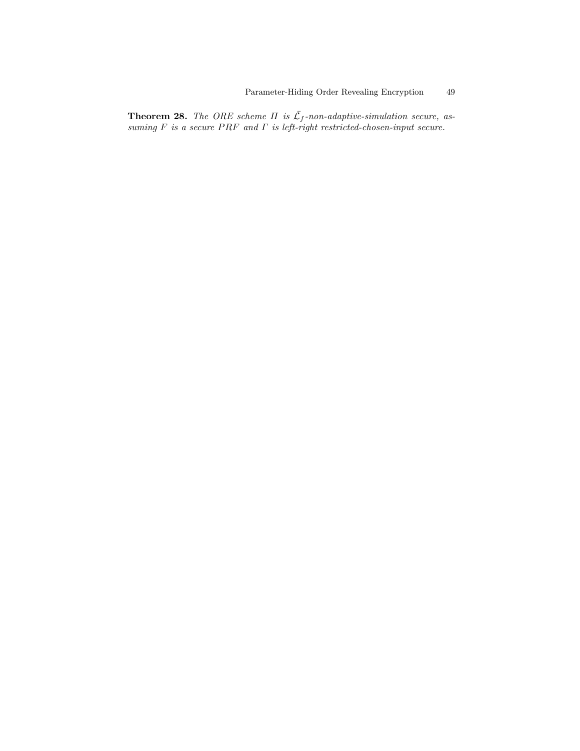**Theorem 28.** *The ORE scheme $\Pi$ is $\bar{\mathcal{L}}_f$-non-adaptive-simulation secure, assuming $F$ is a secure PRF and $\Gamma$ is left-right restricted-chosen-input secure.*